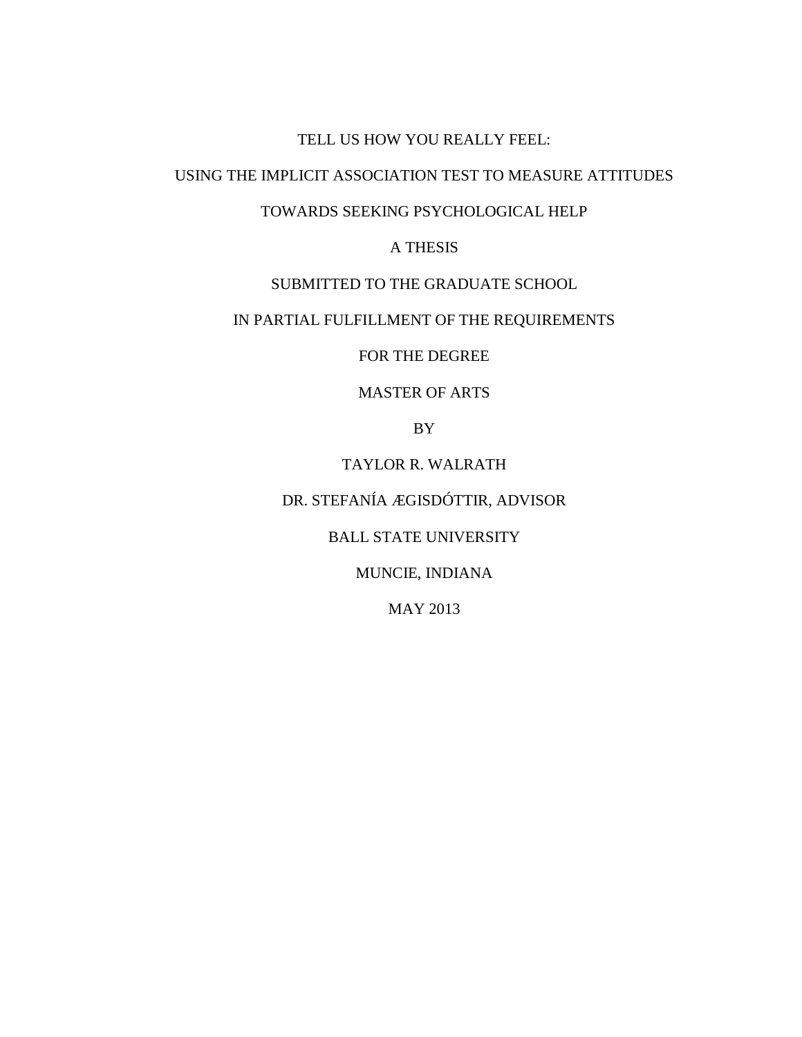# TELL US HOW YOU REALLY FEEL:

# USING THE IMPLICIT ASSOCIATION TEST TO MEASURE ATTITUDES

# TOWARDS SEEKING PSYCHOLOGICAL HELP

A THESIS

SUBMITTED TO THE GRADUATE SCHOOL

IN PARTIAL FULFILLMENT OF THE REQUIREMENTS

FOR THE DEGREE

MASTER OF ARTS

BY

TAYLOR R. WALRATH

DR. STEFANÍA ÆGISDÓTTIR, ADVISOR

BALL STATE UNIVERSITY

MUNCIE, INDIANA

MAY 2013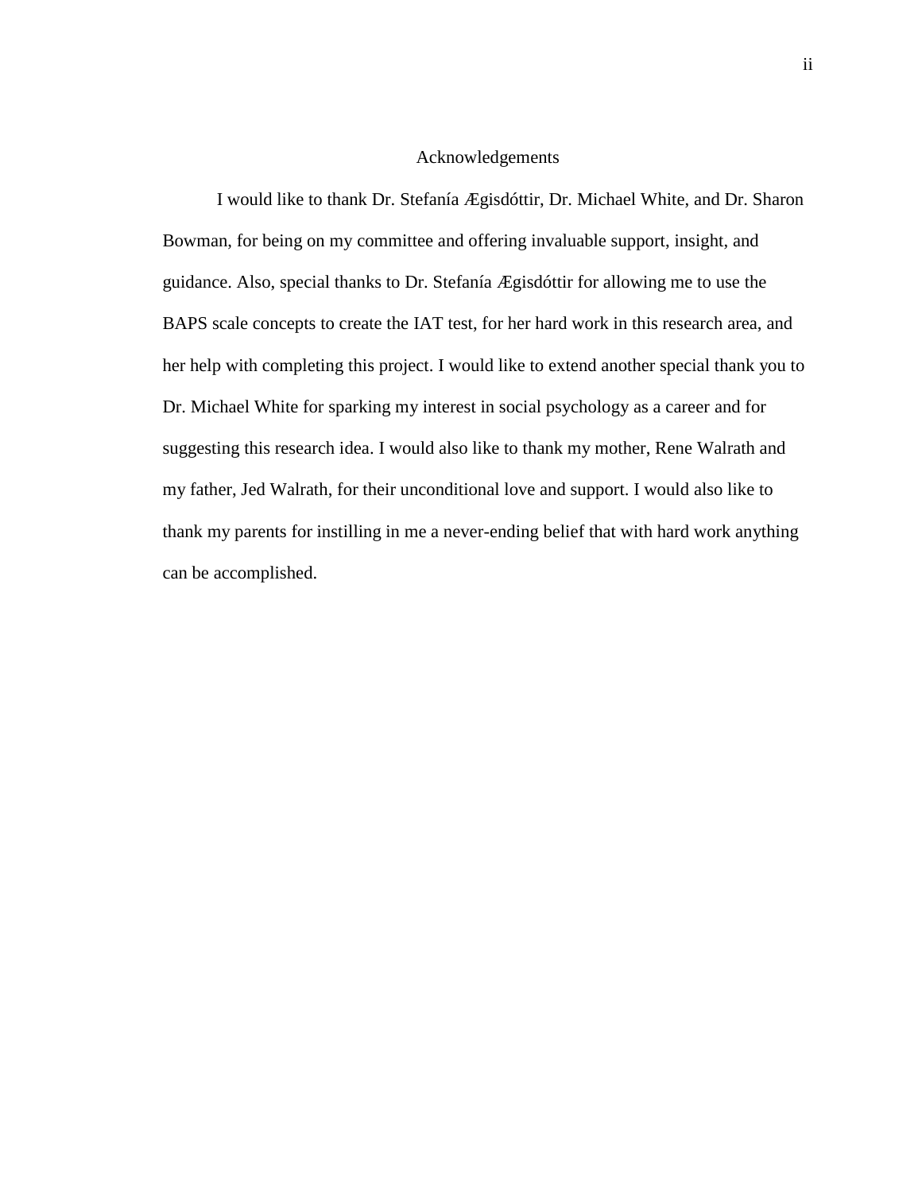# Acknowledgements

I would like to thank Dr. Stefanía Ægisdóttir, Dr. Michael White, and Dr. Sharon Bowman, for being on my committee and offering invaluable support, insight, and guidance. Also, special thanks to Dr. Stefanía Ægisdóttir for allowing me to use the BAPS scale concepts to create the IAT test, for her hard work in this research area, and her help with completing this project. I would like to extend another special thank you to Dr. Michael White for sparking my interest in social psychology as a career and for suggesting this research idea. I would also like to thank my mother, Rene Walrath and my father, Jed Walrath, for their unconditional love and support. I would also like to thank my parents for instilling in me a never-ending belief that with hard work anything can be accomplished.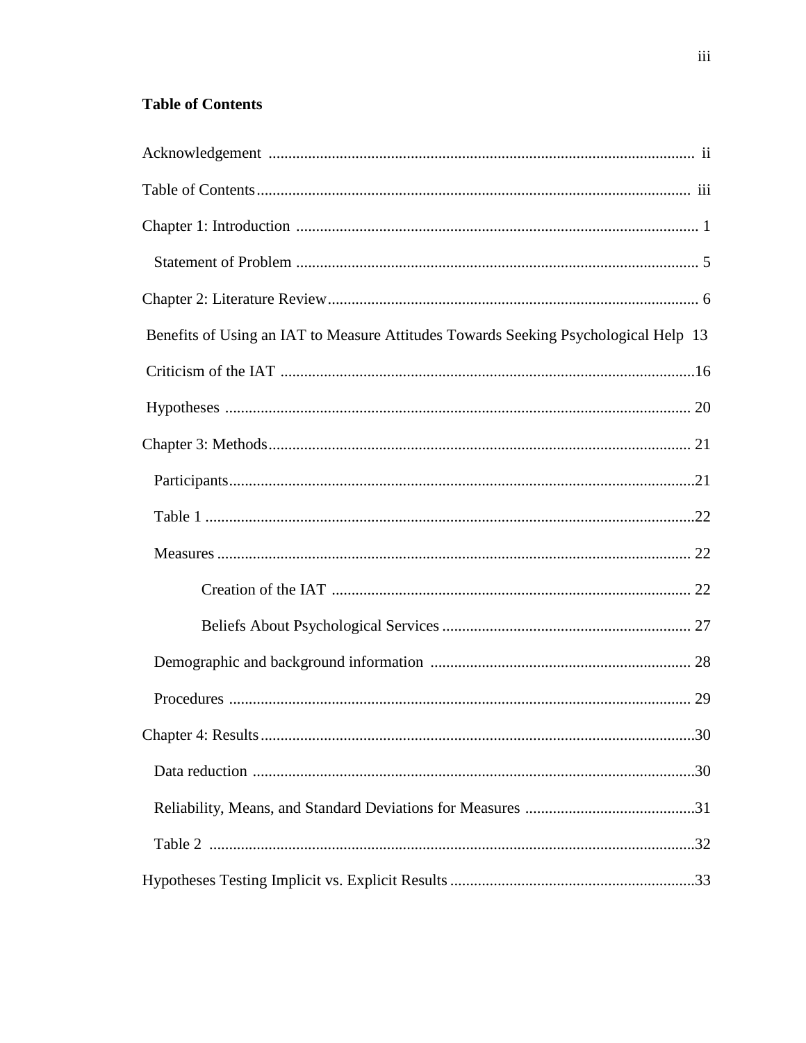**Table of Contents**

Acknowledgement ........................................................................................................ ii

Table of Contents ......................................................................................................... iii

Chapter 1: Introduction ................................................................................................ 1

Statement of Problem ................................................................................................... 5

Chapter 2: Literature Review ........................................................................................ 6

Benefits of Using an IAT to Measure Attitudes Towards Seeking Psychological Help 13

Criticism of the IAT ..................................................................................................... 16

Hypotheses .................................................................................................................. 20

Chapter 3: Methods ...................................................................................................... 21

Participants .................................................................................................................. 21

Table 1 ......................................................................................................................... 22

Measures ..................................................................................................................... 22

Creation of the IAT ..................................................................................................... 22

Beliefs About Psychological Services ........................................................................ 27

Demographic and background information ................................................................ 28

Procedures ................................................................................................................... 29

Chapter 4: Results ........................................................................................................ 30

Data reduction .............................................................................................................. 30

Reliability, Means, and Standard Deviations for Measures ........................................ 31

Table 2 ......................................................................................................................... 32

Hypotheses Testing Implicit vs. Explicit Results ........................................................ 33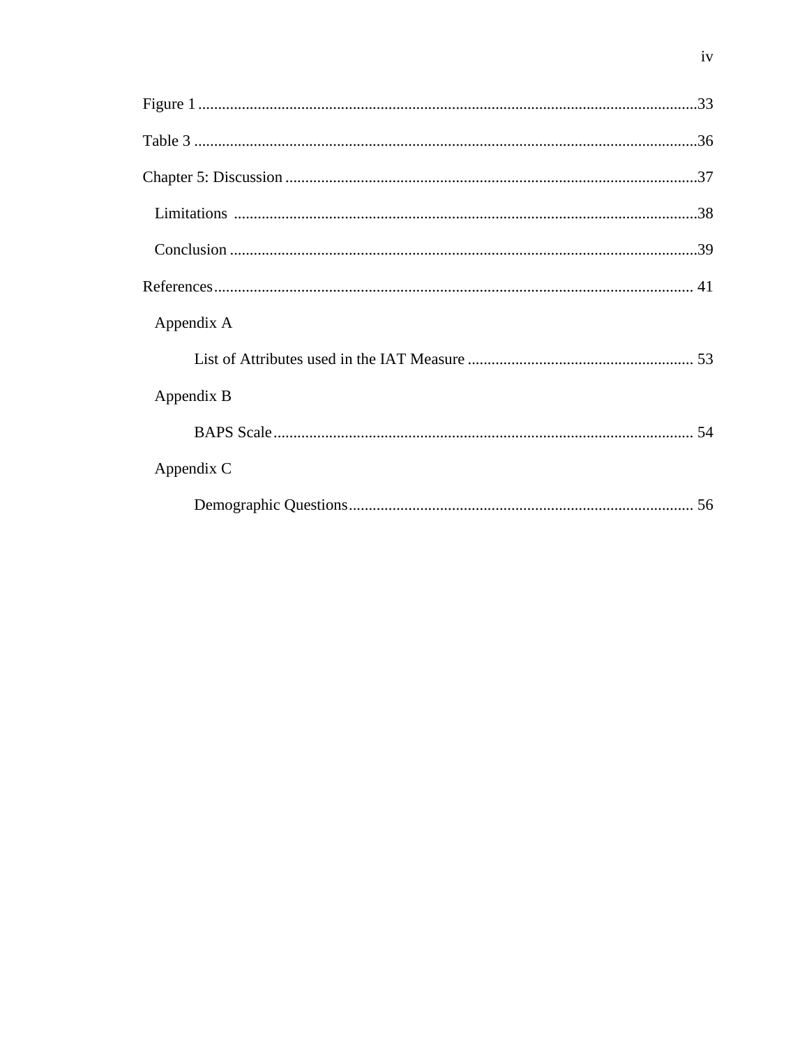Figure 1 ....................................................................................................................33

Table 3 ......................................................................................................................36

Chapter 5: Discussion ..............................................................................................37

  Limitations ..............................................................................................................38

  Conclusion ...............................................................................................................39

References.................................................................................................................41

  Appendix A

    List of Attributes used in the IAT Measure ..........................................................53

  Appendix B

    BAPS Scale............................................................................................................54

  Appendix C

    Demographic Questions.........................................................................................56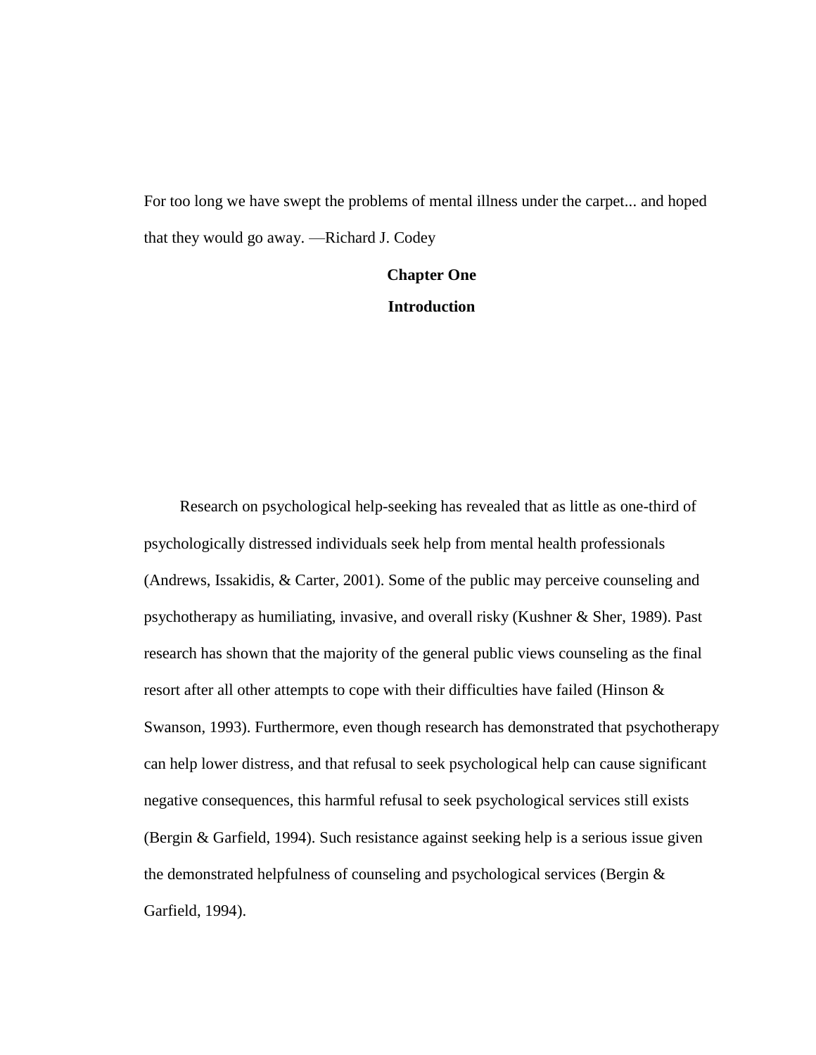For too long we have swept the problems of mental illness under the carpet... and hoped that they would go away. —Richard J. Codey

# Chapter One

# Introduction

Research on psychological help-seeking has revealed that as little as one-third of psychologically distressed individuals seek help from mental health professionals (Andrews, Issakidis, & Carter, 2001). Some of the public may perceive counseling and psychotherapy as humiliating, invasive, and overall risky (Kushner & Sher, 1989). Past research has shown that the majority of the general public views counseling as the final resort after all other attempts to cope with their difficulties have failed (Hinson & Swanson, 1993). Furthermore, even though research has demonstrated that psychotherapy can help lower distress, and that refusal to seek psychological help can cause significant negative consequences, this harmful refusal to seek psychological services still exists (Bergin & Garfield, 1994). Such resistance against seeking help is a serious issue given the demonstrated helpfulness of counseling and psychological services (Bergin & Garfield, 1994).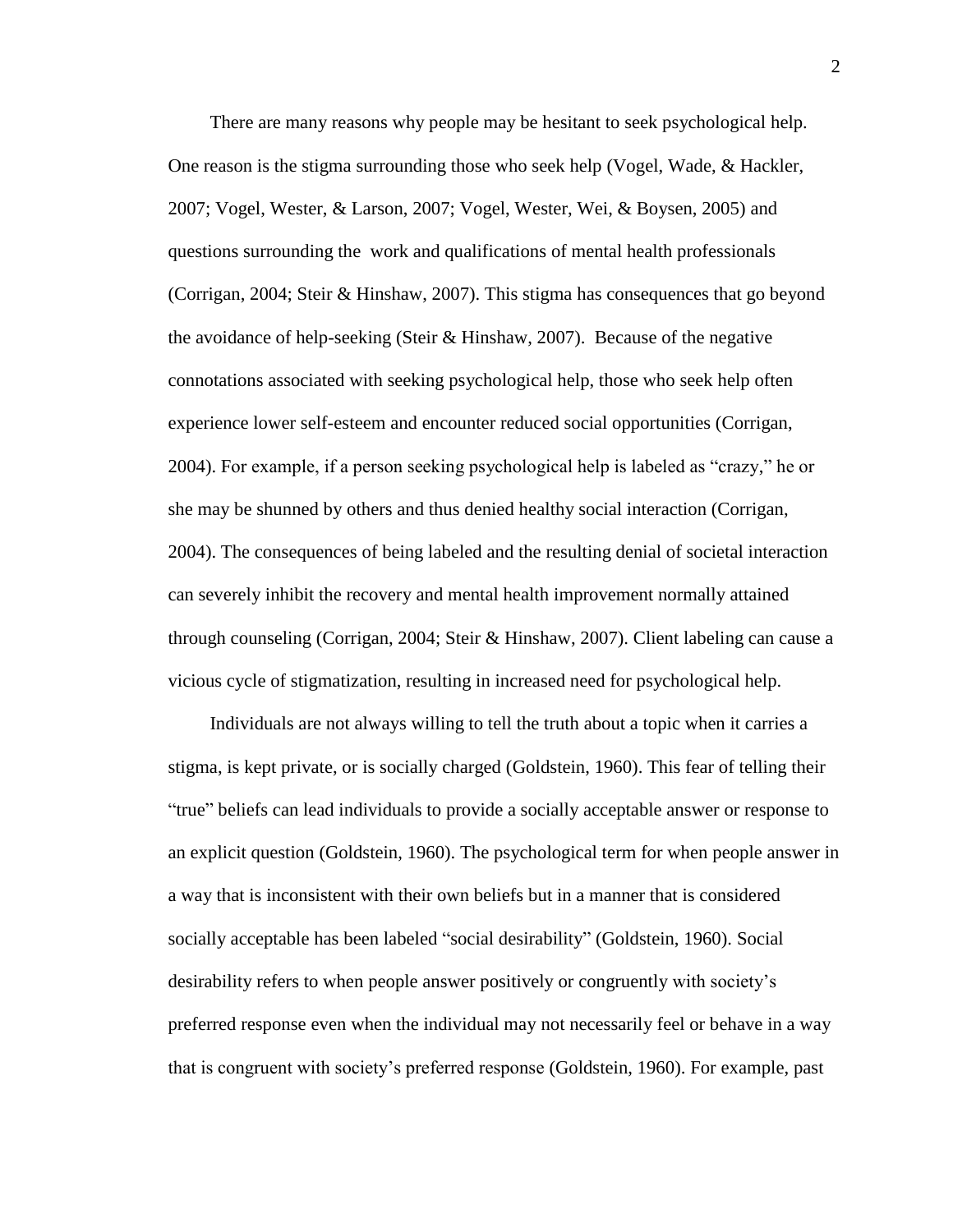There are many reasons why people may be hesitant to seek psychological help. One reason is the stigma surrounding those who seek help (Vogel, Wade, & Hackler, 2007; Vogel, Wester, & Larson, 2007; Vogel, Wester, Wei, & Boysen, 2005) and questions surrounding the work and qualifications of mental health professionals (Corrigan, 2004; Steir & Hinshaw, 2007). This stigma has consequences that go beyond the avoidance of help-seeking (Steir & Hinshaw, 2007). Because of the negative connotations associated with seeking psychological help, those who seek help often experience lower self-esteem and encounter reduced social opportunities (Corrigan, 2004). For example, if a person seeking psychological help is labeled as "crazy," he or she may be shunned by others and thus denied healthy social interaction (Corrigan, 2004). The consequences of being labeled and the resulting denial of societal interaction can severely inhibit the recovery and mental health improvement normally attained through counseling (Corrigan, 2004; Steir & Hinshaw, 2007). Client labeling can cause a vicious cycle of stigmatization, resulting in increased need for psychological help.

Individuals are not always willing to tell the truth about a topic when it carries a stigma, is kept private, or is socially charged (Goldstein, 1960). This fear of telling their "true" beliefs can lead individuals to provide a socially acceptable answer or response to an explicit question (Goldstein, 1960). The psychological term for when people answer in a way that is inconsistent with their own beliefs but in a manner that is considered socially acceptable has been labeled "social desirability" (Goldstein, 1960). Social desirability refers to when people answer positively or congruently with society's preferred response even when the individual may not necessarily feel or behave in a way that is congruent with society's preferred response (Goldstein, 1960). For example, past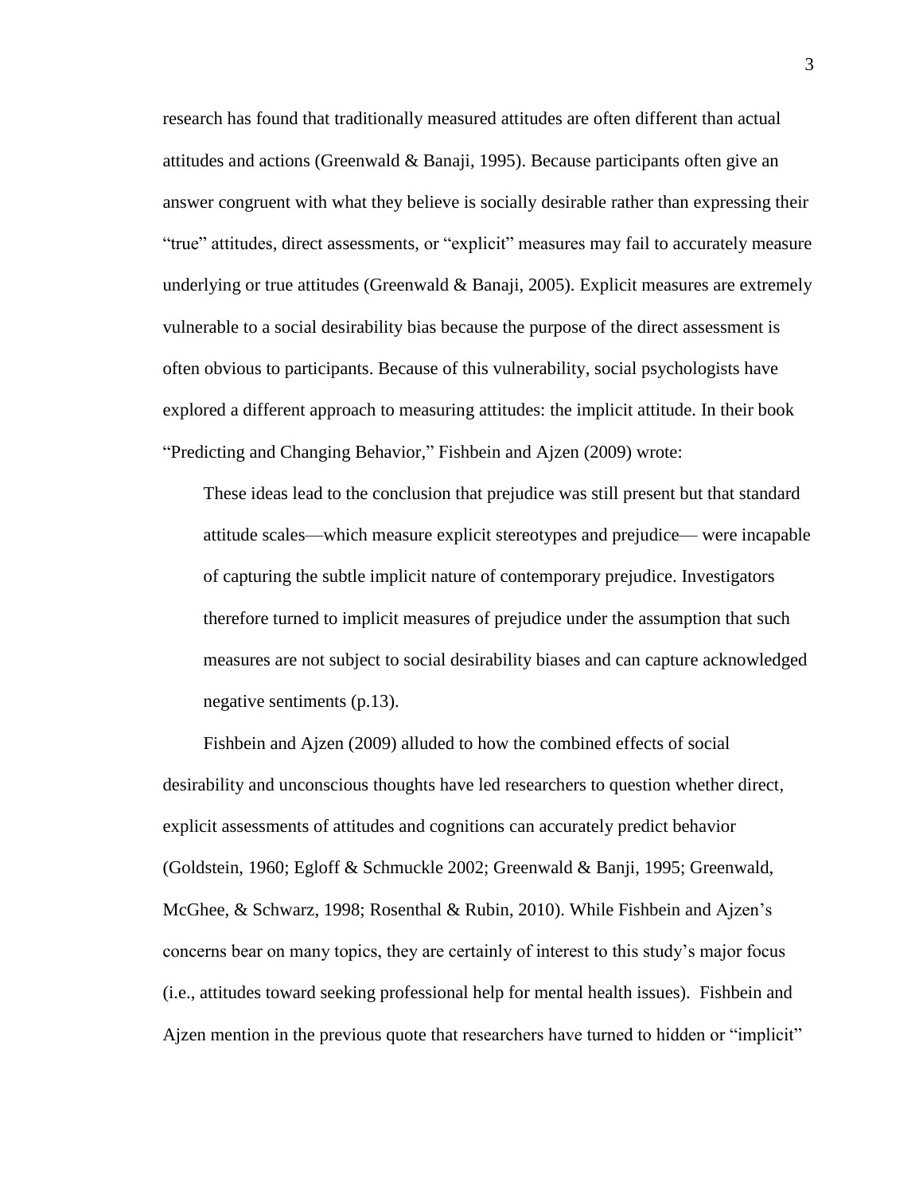research has found that traditionally measured attitudes are often different than actual attitudes and actions (Greenwald & Banaji, 1995). Because participants often give an answer congruent with what they believe is socially desirable rather than expressing their "true" attitudes, direct assessments, or "explicit" measures may fail to accurately measure underlying or true attitudes (Greenwald & Banaji, 2005). Explicit measures are extremely vulnerable to a social desirability bias because the purpose of the direct assessment is often obvious to participants. Because of this vulnerability, social psychologists have explored a different approach to measuring attitudes: the implicit attitude. In their book "Predicting and Changing Behavior," Fishbein and Ajzen (2009) wrote:

> These ideas lead to the conclusion that prejudice was still present but that standard attitude scales—which measure explicit stereotypes and prejudice— were incapable of capturing the subtle implicit nature of contemporary prejudice. Investigators therefore turned to implicit measures of prejudice under the assumption that such measures are not subject to social desirability biases and can capture acknowledged negative sentiments (p.13).

Fishbein and Ajzen (2009) alluded to how the combined effects of social desirability and unconscious thoughts have led researchers to question whether direct, explicit assessments of attitudes and cognitions can accurately predict behavior (Goldstein, 1960; Egloff & Schmuckle 2002; Greenwald & Banji, 1995; Greenwald, McGhee, & Schwarz, 1998; Rosenthal & Rubin, 2010). While Fishbein and Ajzen's concerns bear on many topics, they are certainly of interest to this study's major focus (i.e., attitudes toward seeking professional help for mental health issues). Fishbein and Ajzen mention in the previous quote that researchers have turned to hidden or "implicit"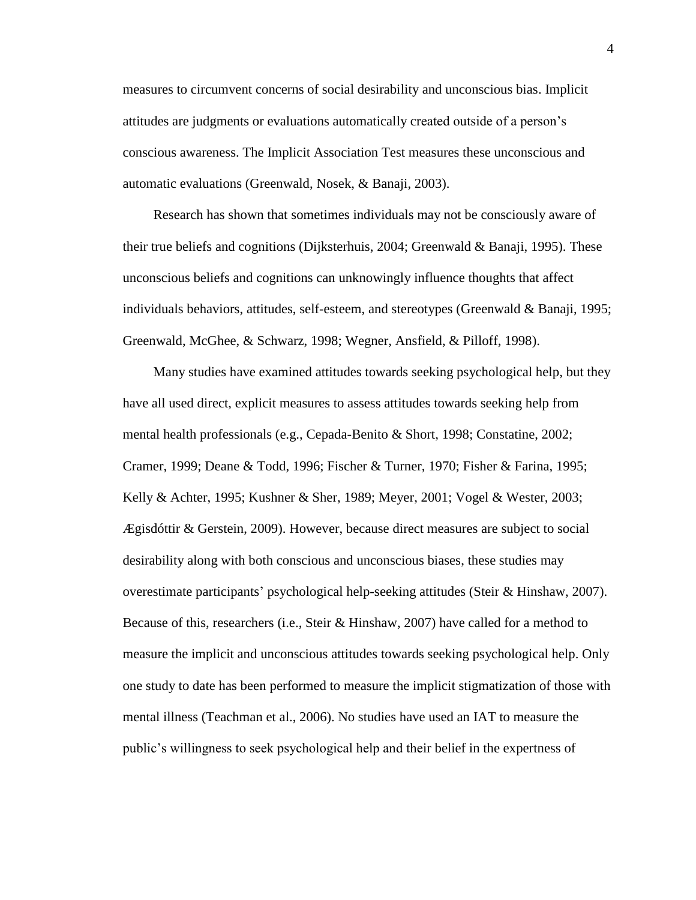measures to circumvent concerns of social desirability and unconscious bias. Implicit attitudes are judgments or evaluations automatically created outside of a person's conscious awareness. The Implicit Association Test measures these unconscious and automatic evaluations (Greenwald, Nosek, & Banaji, 2003).

Research has shown that sometimes individuals may not be consciously aware of their true beliefs and cognitions (Dijksterhuis, 2004; Greenwald & Banaji, 1995). These unconscious beliefs and cognitions can unknowingly influence thoughts that affect individuals behaviors, attitudes, self-esteem, and stereotypes (Greenwald & Banaji, 1995; Greenwald, McGhee, & Schwarz, 1998; Wegner, Ansfield, & Pilloff, 1998).

Many studies have examined attitudes towards seeking psychological help, but they have all used direct, explicit measures to assess attitudes towards seeking help from mental health professionals (e.g., Cepada-Benito & Short, 1998; Constatine, 2002; Cramer, 1999; Deane & Todd, 1996; Fischer & Turner, 1970; Fisher & Farina, 1995; Kelly & Achter, 1995; Kushner & Sher, 1989; Meyer, 2001; Vogel & Wester, 2003; Ægisdóttir & Gerstein, 2009). However, because direct measures are subject to social desirability along with both conscious and unconscious biases, these studies may overestimate participants' psychological help-seeking attitudes (Steir & Hinshaw, 2007). Because of this, researchers (i.e., Steir & Hinshaw, 2007) have called for a method to measure the implicit and unconscious attitudes towards seeking psychological help. Only one study to date has been performed to measure the implicit stigmatization of those with mental illness (Teachman et al., 2006). No studies have used an IAT to measure the public's willingness to seek psychological help and their belief in the expertness of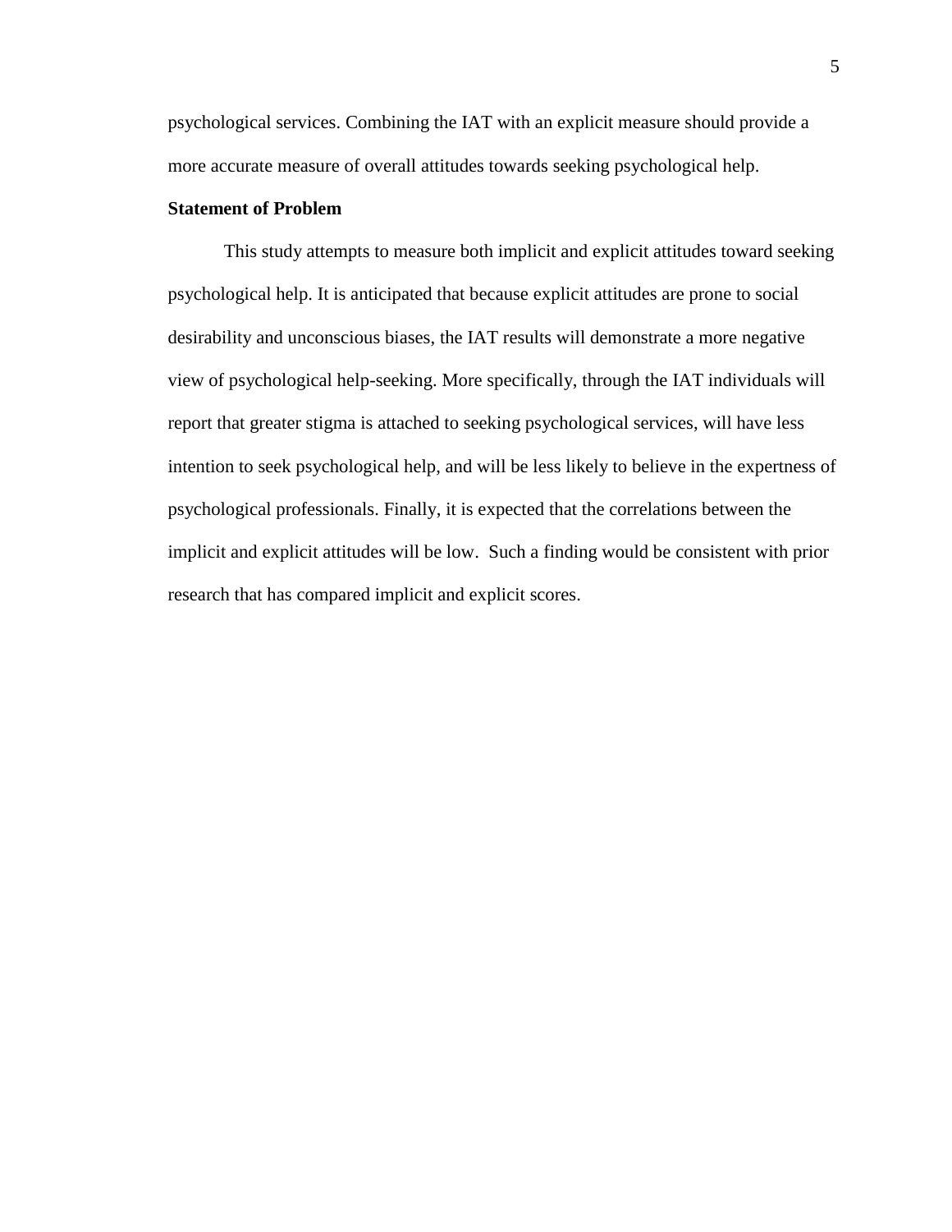psychological services. Combining the IAT with an explicit measure should provide a more accurate measure of overall attitudes towards seeking psychological help.

**Statement of Problem**

This study attempts to measure both implicit and explicit attitudes toward seeking psychological help. It is anticipated that because explicit attitudes are prone to social desirability and unconscious biases, the IAT results will demonstrate a more negative view of psychological help-seeking. More specifically, through the IAT individuals will report that greater stigma is attached to seeking psychological services, will have less intention to seek psychological help, and will be less likely to believe in the expertness of psychological professionals. Finally, it is expected that the correlations between the implicit and explicit attitudes will be low. Such a finding would be consistent with prior research that has compared implicit and explicit scores.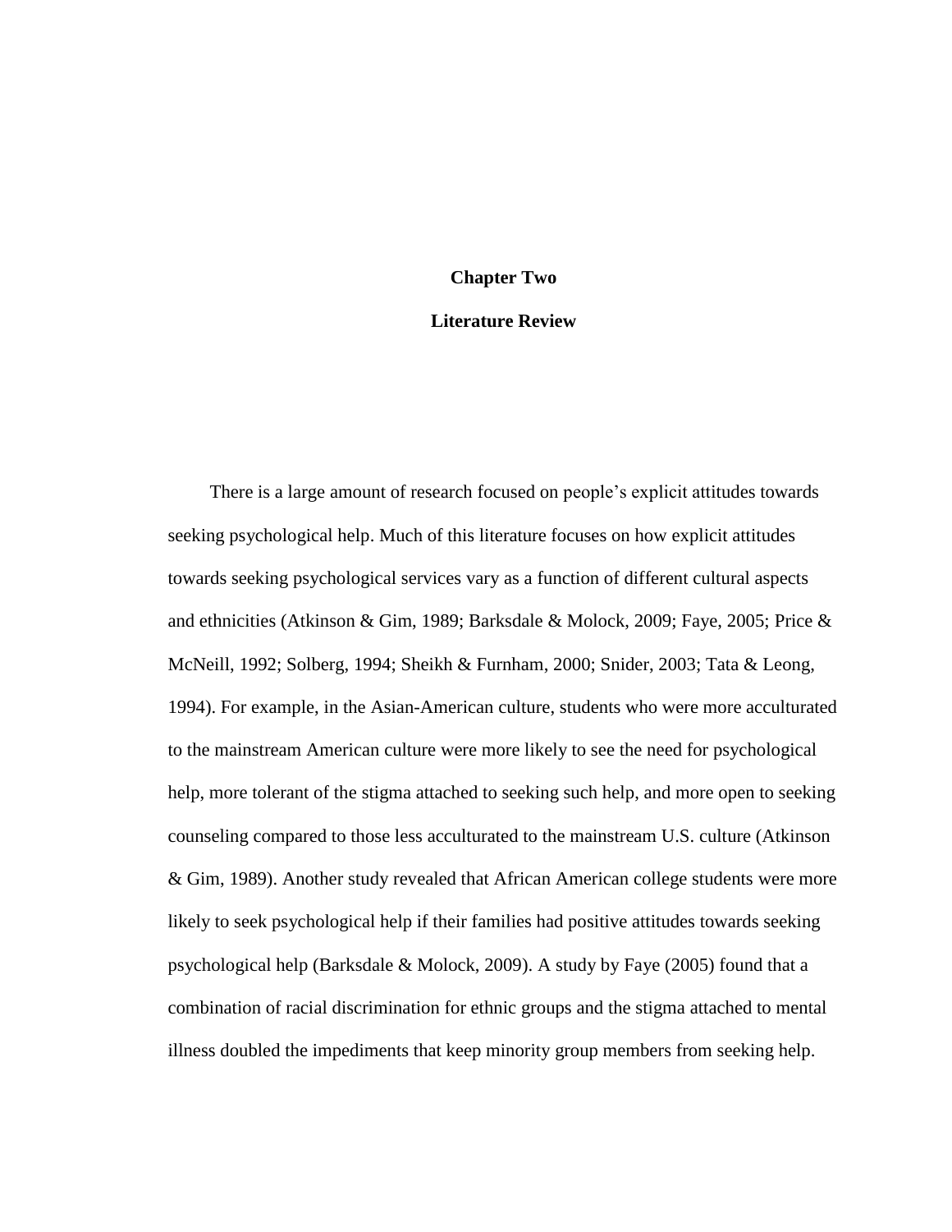# Chapter Two

## Literature Review

There is a large amount of research focused on people's explicit attitudes towards seeking psychological help. Much of this literature focuses on how explicit attitudes towards seeking psychological services vary as a function of different cultural aspects and ethnicities (Atkinson & Gim, 1989; Barksdale & Molock, 2009; Faye, 2005; Price & McNeill, 1992; Solberg, 1994; Sheikh & Furnham, 2000; Snider, 2003; Tata & Leong, 1994). For example, in the Asian-American culture, students who were more acculturated to the mainstream American culture were more likely to see the need for psychological help, more tolerant of the stigma attached to seeking such help, and more open to seeking counseling compared to those less acculturated to the mainstream U.S. culture (Atkinson & Gim, 1989). Another study revealed that African American college students were more likely to seek psychological help if their families had positive attitudes towards seeking psychological help (Barksdale & Molock, 2009). A study by Faye (2005) found that a combination of racial discrimination for ethnic groups and the stigma attached to mental illness doubled the impediments that keep minority group members from seeking help.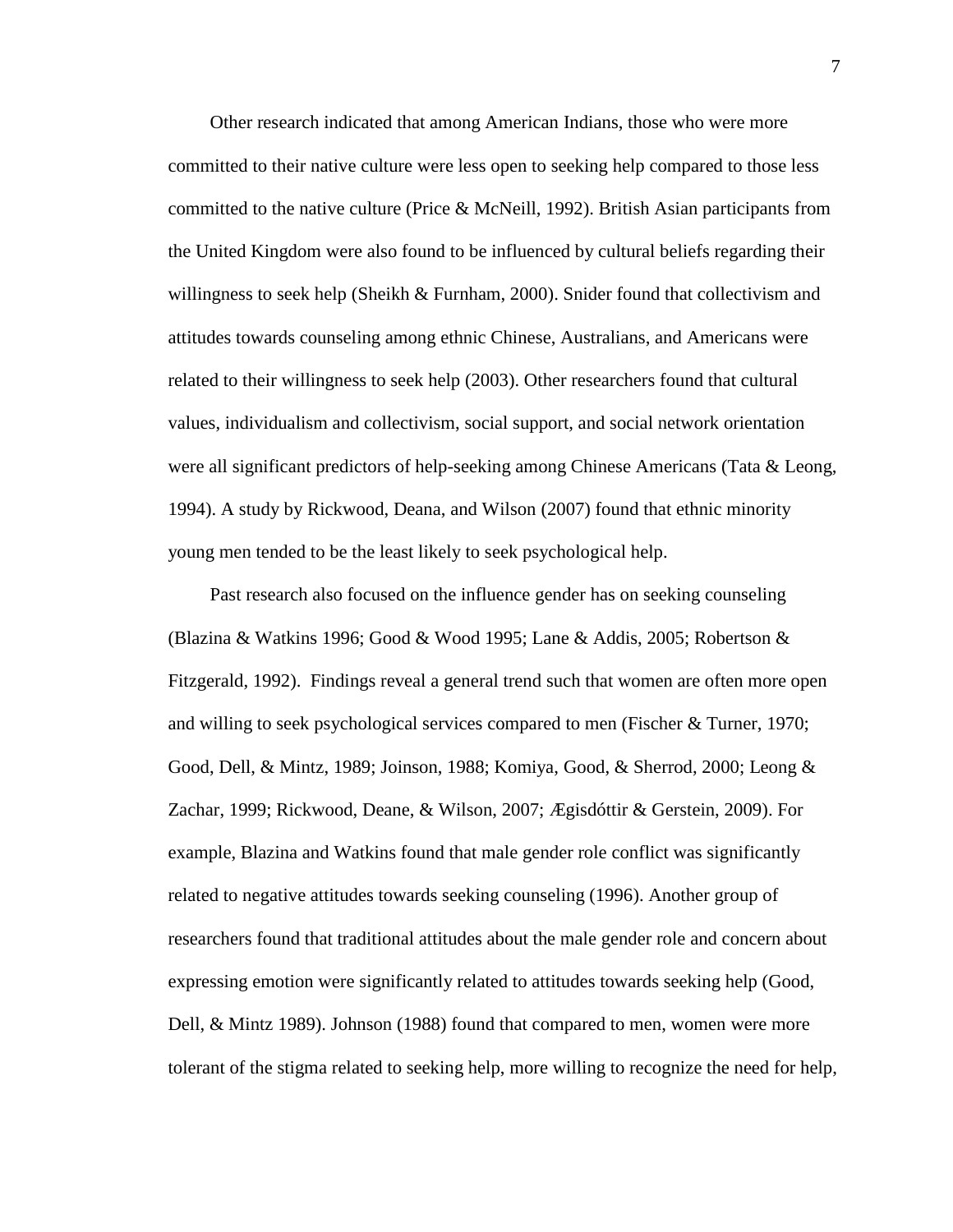Other research indicated that among American Indians, those who were more committed to their native culture were less open to seeking help compared to those less committed to the native culture (Price & McNeill, 1992). British Asian participants from the United Kingdom were also found to be influenced by cultural beliefs regarding their willingness to seek help (Sheikh & Furnham, 2000). Snider found that collectivism and attitudes towards counseling among ethnic Chinese, Australians, and Americans were related to their willingness to seek help (2003). Other researchers found that cultural values, individualism and collectivism, social support, and social network orientation were all significant predictors of help-seeking among Chinese Americans (Tata & Leong, 1994). A study by Rickwood, Deana, and Wilson (2007) found that ethnic minority young men tended to be the least likely to seek psychological help.

Past research also focused on the influence gender has on seeking counseling (Blazina & Watkins 1996; Good & Wood 1995; Lane & Addis, 2005; Robertson & Fitzgerald, 1992). Findings reveal a general trend such that women are often more open and willing to seek psychological services compared to men (Fischer & Turner, 1970; Good, Dell, & Mintz, 1989; Joinson, 1988; Komiya, Good, & Sherrod, 2000; Leong & Zachar, 1999; Rickwood, Deane, & Wilson, 2007; Ægisdóttir & Gerstein, 2009). For example, Blazina and Watkins found that male gender role conflict was significantly related to negative attitudes towards seeking counseling (1996). Another group of researchers found that traditional attitudes about the male gender role and concern about expressing emotion were significantly related to attitudes towards seeking help (Good, Dell, & Mintz 1989). Johnson (1988) found that compared to men, women were more tolerant of the stigma related to seeking help, more willing to recognize the need for help,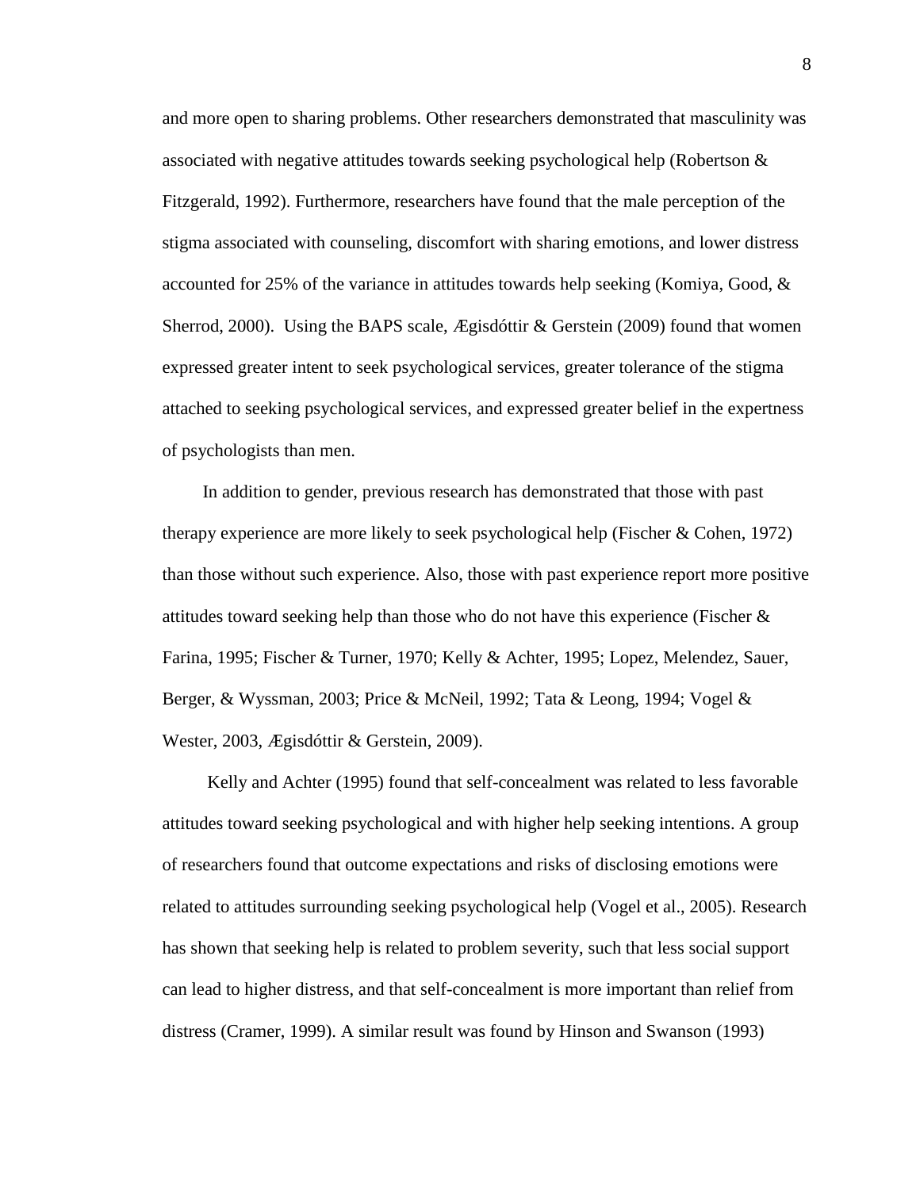and more open to sharing problems. Other researchers demonstrated that masculinity was associated with negative attitudes towards seeking psychological help (Robertson & Fitzgerald, 1992). Furthermore, researchers have found that the male perception of the stigma associated with counseling, discomfort with sharing emotions, and lower distress accounted for 25% of the variance in attitudes towards help seeking (Komiya, Good, & Sherrod, 2000). Using the BAPS scale, Ægisdóttir & Gerstein (2009) found that women expressed greater intent to seek psychological services, greater tolerance of the stigma attached to seeking psychological services, and expressed greater belief in the expertness of psychologists than men.

In addition to gender, previous research has demonstrated that those with past therapy experience are more likely to seek psychological help (Fischer & Cohen, 1972) than those without such experience. Also, those with past experience report more positive attitudes toward seeking help than those who do not have this experience (Fischer & Farina, 1995; Fischer & Turner, 1970; Kelly & Achter, 1995; Lopez, Melendez, Sauer, Berger, & Wyssman, 2003; Price & McNeil, 1992; Tata & Leong, 1994; Vogel & Wester, 2003, Ægisdóttir & Gerstein, 2009).

Kelly and Achter (1995) found that self-concealment was related to less favorable attitudes toward seeking psychological and with higher help seeking intentions. A group of researchers found that outcome expectations and risks of disclosing emotions were related to attitudes surrounding seeking psychological help (Vogel et al., 2005). Research has shown that seeking help is related to problem severity, such that less social support can lead to higher distress, and that self-concealment is more important than relief from distress (Cramer, 1999). A similar result was found by Hinson and Swanson (1993)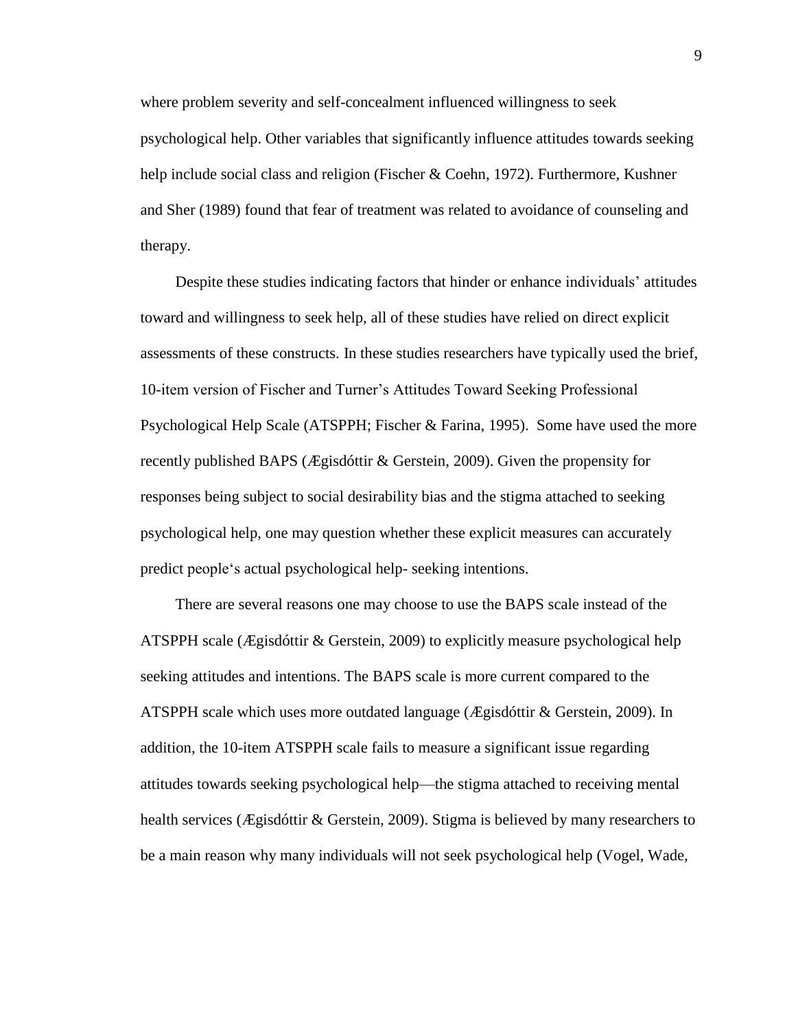where problem severity and self-concealment influenced willingness to seek psychological help. Other variables that significantly influence attitudes towards seeking help include social class and religion (Fischer & Coehn, 1972). Furthermore, Kushner and Sher (1989) found that fear of treatment was related to avoidance of counseling and therapy.

Despite these studies indicating factors that hinder or enhance individuals' attitudes toward and willingness to seek help, all of these studies have relied on direct explicit assessments of these constructs. In these studies researchers have typically used the brief, 10-item version of Fischer and Turner's Attitudes Toward Seeking Professional Psychological Help Scale (ATSPPH; Fischer & Farina, 1995). Some have used the more recently published BAPS (Ægisdóttir & Gerstein, 2009). Given the propensity for responses being subject to social desirability bias and the stigma attached to seeking psychological help, one may question whether these explicit measures can accurately predict people's actual psychological help- seeking intentions.

There are several reasons one may choose to use the BAPS scale instead of the ATSPPH scale (Ægisdóttir & Gerstein, 2009) to explicitly measure psychological help seeking attitudes and intentions. The BAPS scale is more current compared to the ATSPPH scale which uses more outdated language (Ægisdóttir & Gerstein, 2009). In addition, the 10-item ATSPPH scale fails to measure a significant issue regarding attitudes towards seeking psychological help—the stigma attached to receiving mental health services (Ægisdóttir & Gerstein, 2009). Stigma is believed by many researchers to be a main reason why many individuals will not seek psychological help (Vogel, Wade,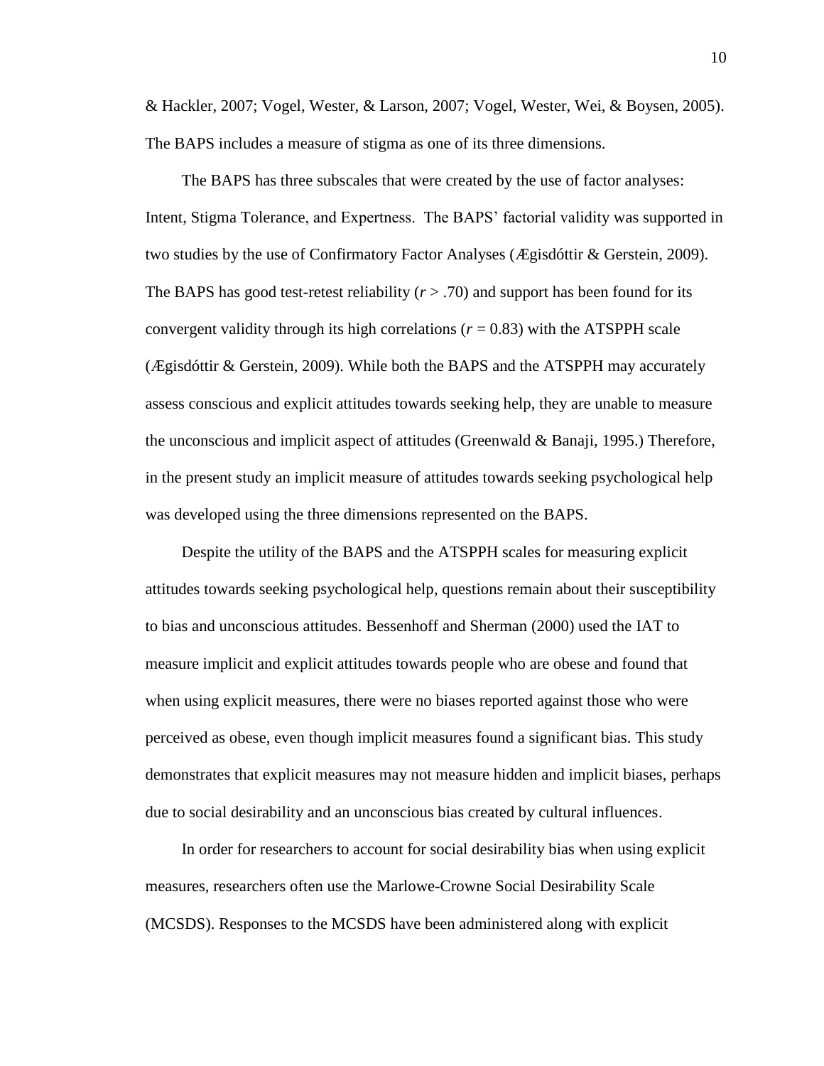& Hackler, 2007; Vogel, Wester, & Larson, 2007; Vogel, Wester, Wei, & Boysen, 2005). The BAPS includes a measure of stigma as one of its three dimensions.

The BAPS has three subscales that were created by the use of factor analyses: Intent, Stigma Tolerance, and Expertness. The BAPS' factorial validity was supported in two studies by the use of Confirmatory Factor Analyses (Ægisdóttir & Gerstein, 2009). The BAPS has good test-retest reliability ($r > .70$) and support has been found for its convergent validity through its high correlations ($r = 0.83$) with the ATSPPH scale (Ægisdóttir & Gerstein, 2009). While both the BAPS and the ATSPPH may accurately assess conscious and explicit attitudes towards seeking help, they are unable to measure the unconscious and implicit aspect of attitudes (Greenwald & Banaji, 1995.) Therefore, in the present study an implicit measure of attitudes towards seeking psychological help was developed using the three dimensions represented on the BAPS.

Despite the utility of the BAPS and the ATSPPH scales for measuring explicit attitudes towards seeking psychological help, questions remain about their susceptibility to bias and unconscious attitudes. Bessenhoff and Sherman (2000) used the IAT to measure implicit and explicit attitudes towards people who are obese and found that when using explicit measures, there were no biases reported against those who were perceived as obese, even though implicit measures found a significant bias. This study demonstrates that explicit measures may not measure hidden and implicit biases, perhaps due to social desirability and an unconscious bias created by cultural influences.

In order for researchers to account for social desirability bias when using explicit measures, researchers often use the Marlowe-Crowne Social Desirability Scale (MCSDS). Responses to the MCSDS have been administered along with explicit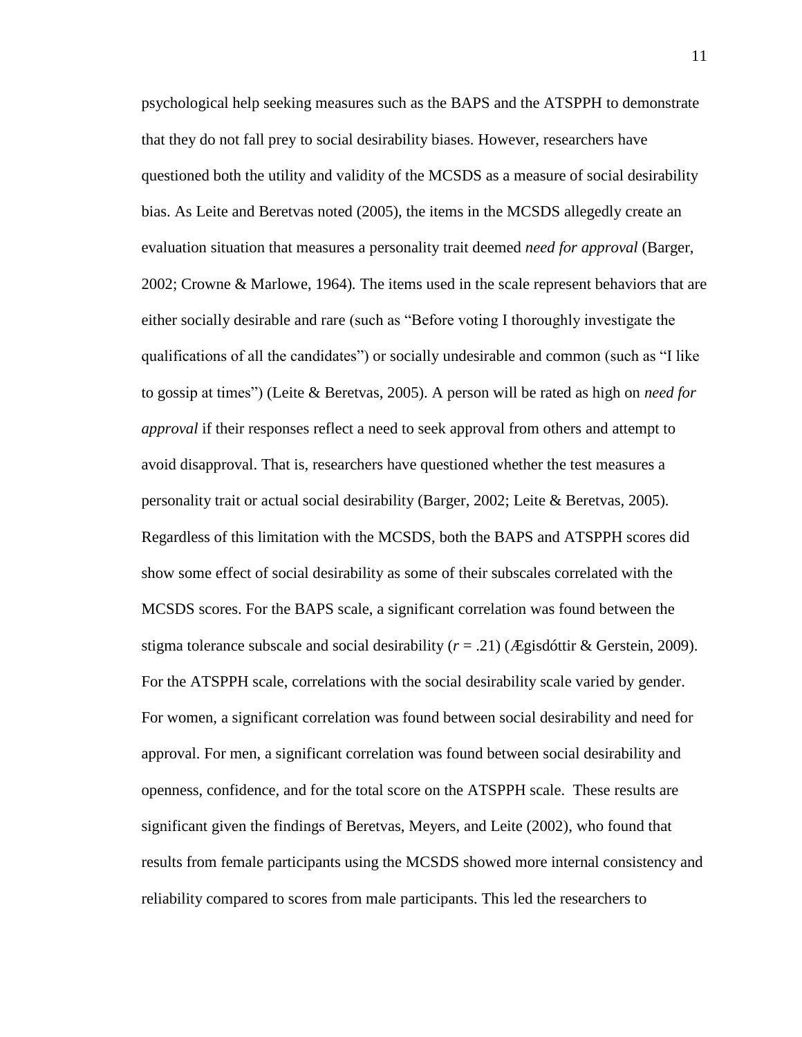psychological help seeking measures such as the BAPS and the ATSPPH to demonstrate that they do not fall prey to social desirability biases. However, researchers have questioned both the utility and validity of the MCSDS as a measure of social desirability bias. As Leite and Beretvas noted (2005), the items in the MCSDS allegedly create an evaluation situation that measures a personality trait deemed *need for approval* (Barger, 2002; Crowne & Marlowe, 1964). The items used in the scale represent behaviors that are either socially desirable and rare (such as "Before voting I thoroughly investigate the qualifications of all the candidates") or socially undesirable and common (such as "I like to gossip at times") (Leite & Beretvas, 2005). A person will be rated as high on *need for approval* if their responses reflect a need to seek approval from others and attempt to avoid disapproval. That is, researchers have questioned whether the test measures a personality trait or actual social desirability (Barger, 2002; Leite & Beretvas, 2005). Regardless of this limitation with the MCSDS, both the BAPS and ATSPPH scores did show some effect of social desirability as some of their subscales correlated with the MCSDS scores. For the BAPS scale, a significant correlation was found between the stigma tolerance subscale and social desirability ($r$ = .21) (Ægisdóttir & Gerstein, 2009). For the ATSPPH scale, correlations with the social desirability scale varied by gender. For women, a significant correlation was found between social desirability and need for approval. For men, a significant correlation was found between social desirability and openness, confidence, and for the total score on the ATSPPH scale. These results are significant given the findings of Beretvas, Meyers, and Leite (2002), who found that results from female participants using the MCSDS showed more internal consistency and reliability compared to scores from male participants. This led the researchers to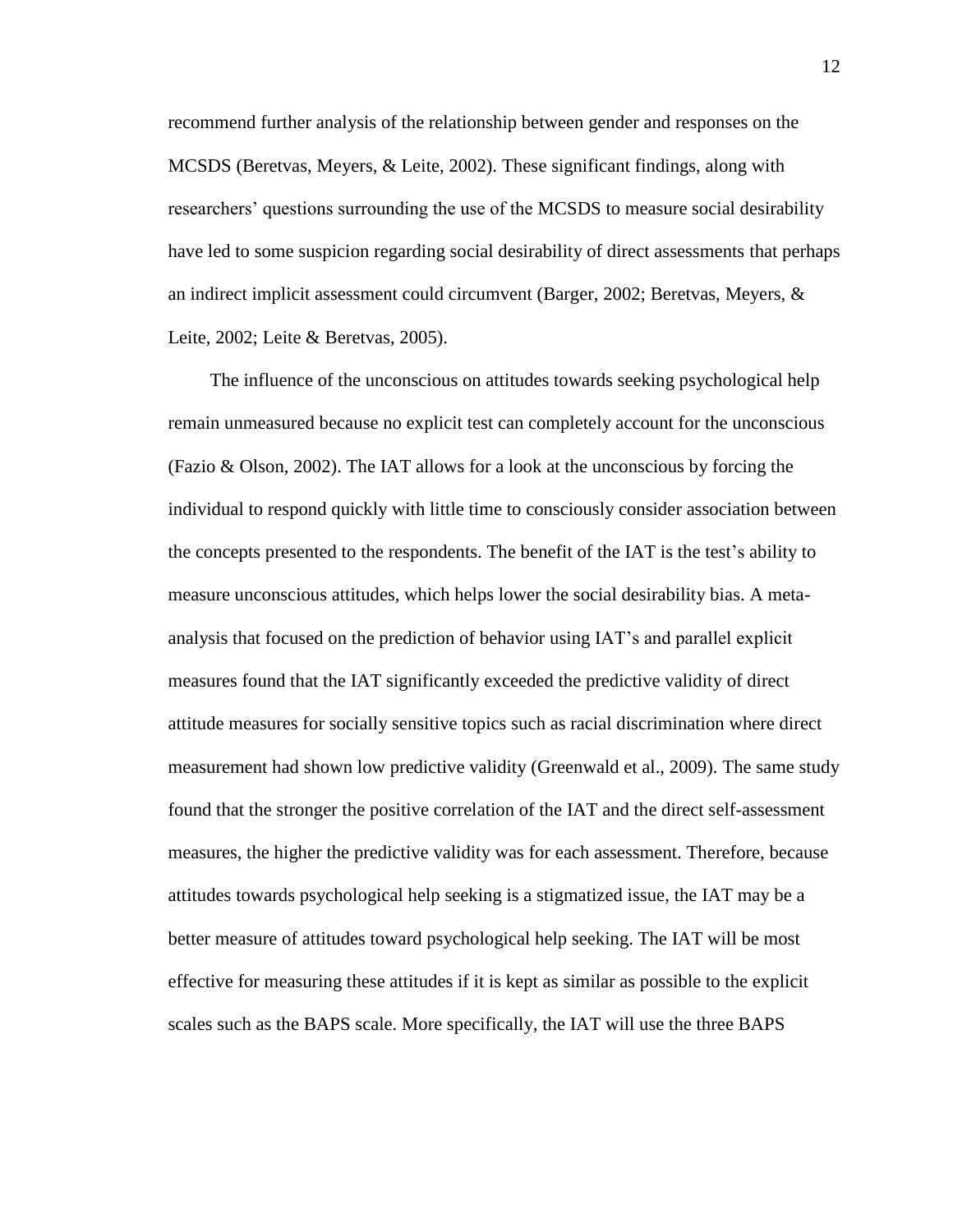recommend further analysis of the relationship between gender and responses on the MCSDS (Beretvas, Meyers, & Leite, 2002). These significant findings, along with researchers' questions surrounding the use of the MCSDS to measure social desirability have led to some suspicion regarding social desirability of direct assessments that perhaps an indirect implicit assessment could circumvent (Barger, 2002; Beretvas, Meyers, & Leite, 2002; Leite & Beretvas, 2005).

The influence of the unconscious on attitudes towards seeking psychological help remain unmeasured because no explicit test can completely account for the unconscious (Fazio & Olson, 2002). The IAT allows for a look at the unconscious by forcing the individual to respond quickly with little time to consciously consider association between the concepts presented to the respondents. The benefit of the IAT is the test's ability to measure unconscious attitudes, which helps lower the social desirability bias. A meta-analysis that focused on the prediction of behavior using IAT's and parallel explicit measures found that the IAT significantly exceeded the predictive validity of direct attitude measures for socially sensitive topics such as racial discrimination where direct measurement had shown low predictive validity (Greenwald et al., 2009). The same study found that the stronger the positive correlation of the IAT and the direct self-assessment measures, the higher the predictive validity was for each assessment. Therefore, because attitudes towards psychological help seeking is a stigmatized issue, the IAT may be a better measure of attitudes toward psychological help seeking. The IAT will be most effective for measuring these attitudes if it is kept as similar as possible to the explicit scales such as the BAPS scale. More specifically, the IAT will use the three BAPS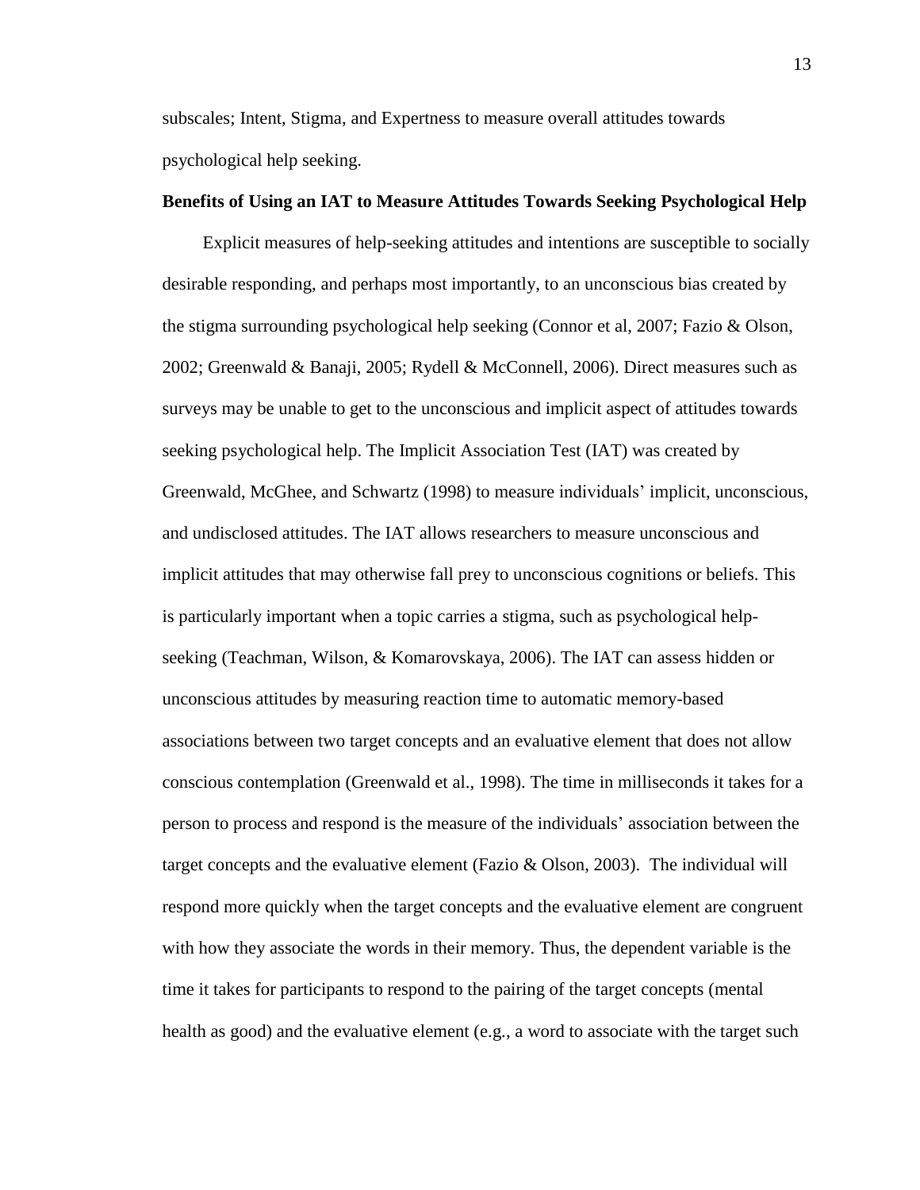subscales; Intent, Stigma, and Expertness to measure overall attitudes towards psychological help seeking.

**Benefits of Using an IAT to Measure Attitudes Towards Seeking Psychological Help**

Explicit measures of help-seeking attitudes and intentions are susceptible to socially desirable responding, and perhaps most importantly, to an unconscious bias created by the stigma surrounding psychological help seeking (Connor et al, 2007; Fazio & Olson, 2002; Greenwald & Banaji, 2005; Rydell & McConnell, 2006). Direct measures such as surveys may be unable to get to the unconscious and implicit aspect of attitudes towards seeking psychological help. The Implicit Association Test (IAT) was created by Greenwald, McGhee, and Schwartz (1998) to measure individuals' implicit, unconscious, and undisclosed attitudes. The IAT allows researchers to measure unconscious and implicit attitudes that may otherwise fall prey to unconscious cognitions or beliefs. This is particularly important when a topic carries a stigma, such as psychological help-seeking (Teachman, Wilson, & Komarovskaya, 2006). The IAT can assess hidden or unconscious attitudes by measuring reaction time to automatic memory-based associations between two target concepts and an evaluative element that does not allow conscious contemplation (Greenwald et al., 1998). The time in milliseconds it takes for a person to process and respond is the measure of the individuals' association between the target concepts and the evaluative element (Fazio & Olson, 2003). The individual will respond more quickly when the target concepts and the evaluative element are congruent with how they associate the words in their memory. Thus, the dependent variable is the time it takes for participants to respond to the pairing of the target concepts (mental health as good) and the evaluative element (e.g., a word to associate with the target such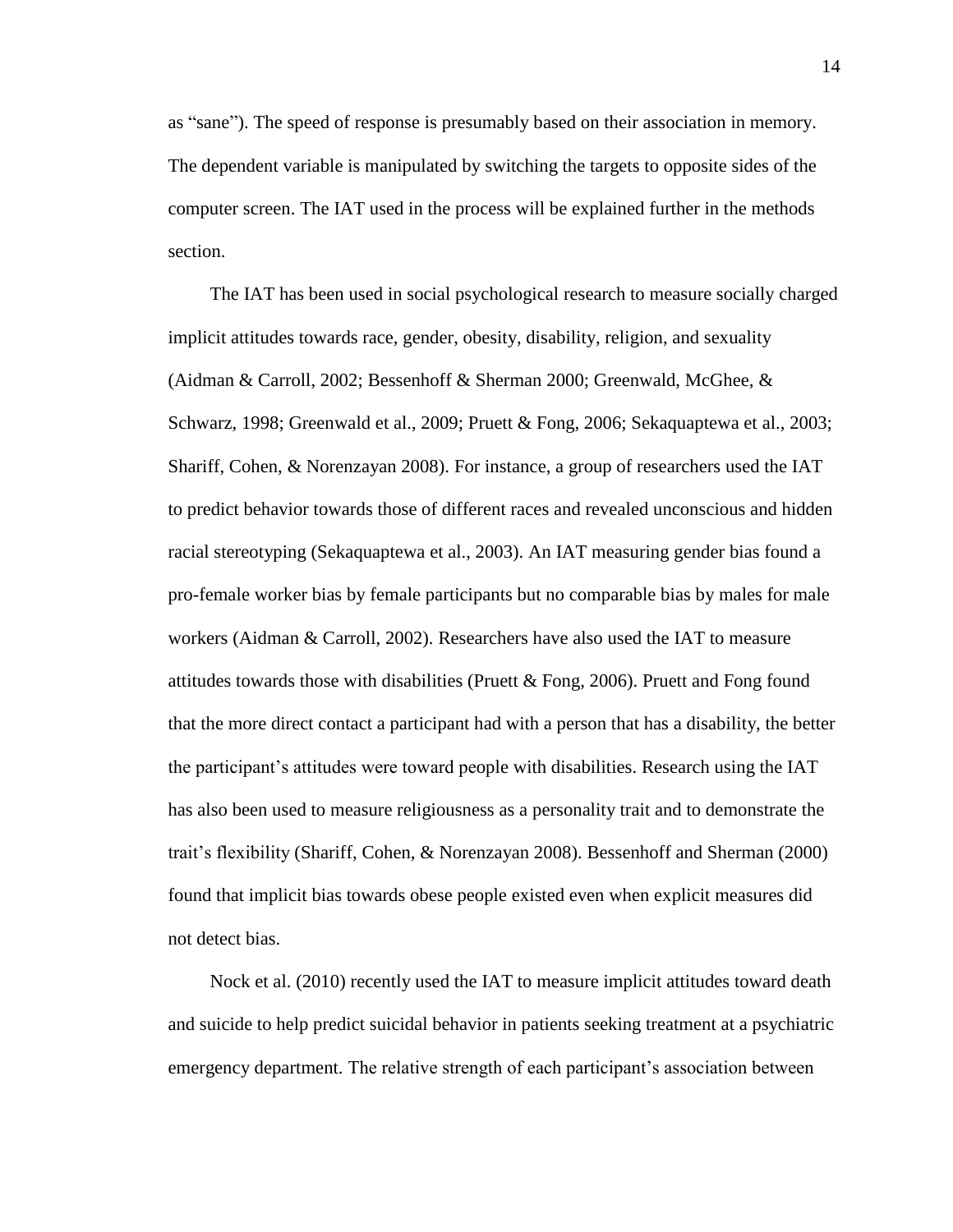as "sane"). The speed of response is presumably based on their association in memory. The dependent variable is manipulated by switching the targets to opposite sides of the computer screen. The IAT used in the process will be explained further in the methods section.

The IAT has been used in social psychological research to measure socially charged implicit attitudes towards race, gender, obesity, disability, religion, and sexuality (Aidman & Carroll, 2002; Bessenhoff & Sherman 2000; Greenwald, McGhee, & Schwarz, 1998; Greenwald et al., 2009; Pruett & Fong, 2006; Sekaquaptewa et al., 2003; Shariff, Cohen, & Norenzayan 2008). For instance, a group of researchers used the IAT to predict behavior towards those of different races and revealed unconscious and hidden racial stereotyping (Sekaquaptewa et al., 2003). An IAT measuring gender bias found a pro-female worker bias by female participants but no comparable bias by males for male workers (Aidman & Carroll, 2002). Researchers have also used the IAT to measure attitudes towards those with disabilities (Pruett & Fong, 2006). Pruett and Fong found that the more direct contact a participant had with a person that has a disability, the better the participant's attitudes were toward people with disabilities. Research using the IAT has also been used to measure religiousness as a personality trait and to demonstrate the trait's flexibility (Shariff, Cohen, & Norenzayan 2008). Bessenhoff and Sherman (2000) found that implicit bias towards obese people existed even when explicit measures did not detect bias.

Nock et al. (2010) recently used the IAT to measure implicit attitudes toward death and suicide to help predict suicidal behavior in patients seeking treatment at a psychiatric emergency department. The relative strength of each participant's association between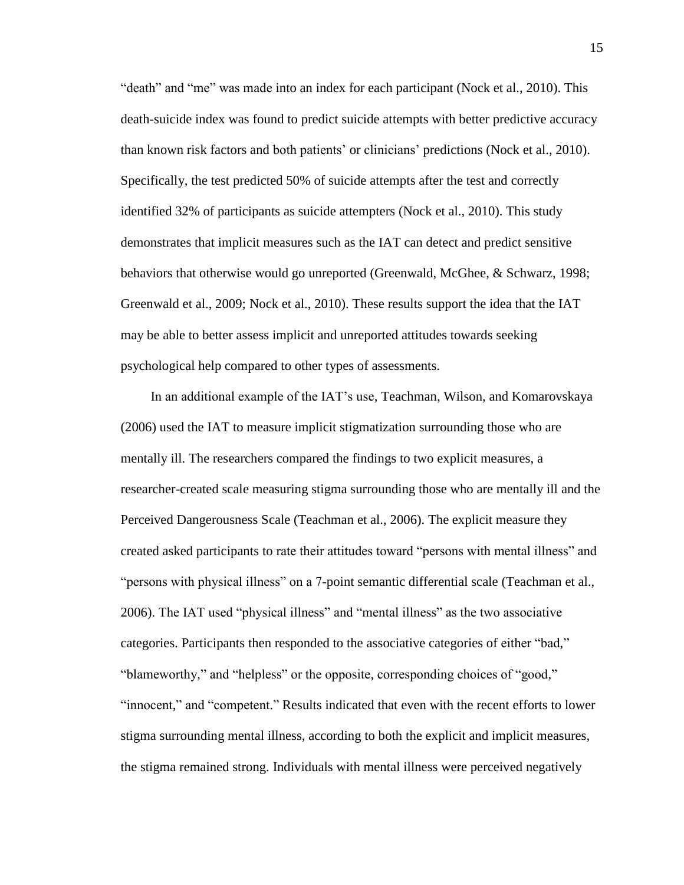"death" and "me" was made into an index for each participant (Nock et al., 2010). This death-suicide index was found to predict suicide attempts with better predictive accuracy than known risk factors and both patients' or clinicians' predictions (Nock et al., 2010). Specifically, the test predicted 50% of suicide attempts after the test and correctly identified 32% of participants as suicide attempters (Nock et al., 2010). This study demonstrates that implicit measures such as the IAT can detect and predict sensitive behaviors that otherwise would go unreported (Greenwald, McGhee, & Schwarz, 1998; Greenwald et al., 2009; Nock et al., 2010). These results support the idea that the IAT may be able to better assess implicit and unreported attitudes towards seeking psychological help compared to other types of assessments.

In an additional example of the IAT's use, Teachman, Wilson, and Komarovskaya (2006) used the IAT to measure implicit stigmatization surrounding those who are mentally ill. The researchers compared the findings to two explicit measures, a researcher-created scale measuring stigma surrounding those who are mentally ill and the Perceived Dangerousness Scale (Teachman et al., 2006). The explicit measure they created asked participants to rate their attitudes toward "persons with mental illness" and "persons with physical illness" on a 7-point semantic differential scale (Teachman et al., 2006). The IAT used "physical illness" and "mental illness" as the two associative categories. Participants then responded to the associative categories of either "bad," "blameworthy," and "helpless" or the opposite, corresponding choices of "good," "innocent," and "competent." Results indicated that even with the recent efforts to lower stigma surrounding mental illness, according to both the explicit and implicit measures, the stigma remained strong. Individuals with mental illness were perceived negatively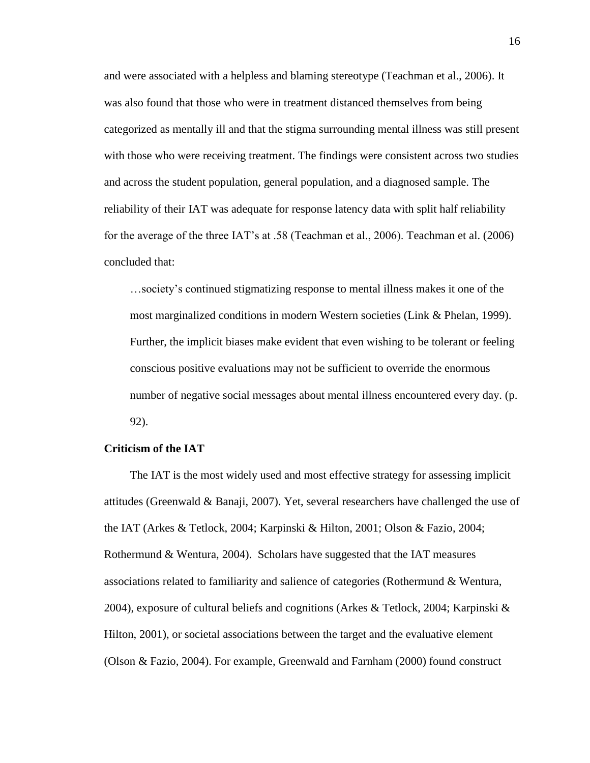and were associated with a helpless and blaming stereotype (Teachman et al., 2006). It was also found that those who were in treatment distanced themselves from being categorized as mentally ill and that the stigma surrounding mental illness was still present with those who were receiving treatment. The findings were consistent across two studies and across the student population, general population, and a diagnosed sample. The reliability of their IAT was adequate for response latency data with split half reliability for the average of the three IAT's at .58 (Teachman et al., 2006). Teachman et al. (2006) concluded that:

> …society's continued stigmatizing response to mental illness makes it one of the most marginalized conditions in modern Western societies (Link & Phelan, 1999). Further, the implicit biases make evident that even wishing to be tolerant or feeling conscious positive evaluations may not be sufficient to override the enormous number of negative social messages about mental illness encountered every day. (p. 92).

**Criticism of the IAT**

The IAT is the most widely used and most effective strategy for assessing implicit attitudes (Greenwald & Banaji, 2007). Yet, several researchers have challenged the use of the IAT (Arkes & Tetlock, 2004; Karpinski & Hilton, 2001; Olson & Fazio, 2004; Rothermund & Wentura, 2004). Scholars have suggested that the IAT measures associations related to familiarity and salience of categories (Rothermund & Wentura, 2004), exposure of cultural beliefs and cognitions (Arkes & Tetlock, 2004; Karpinski & Hilton, 2001), or societal associations between the target and the evaluative element (Olson & Fazio, 2004). For example, Greenwald and Farnham (2000) found construct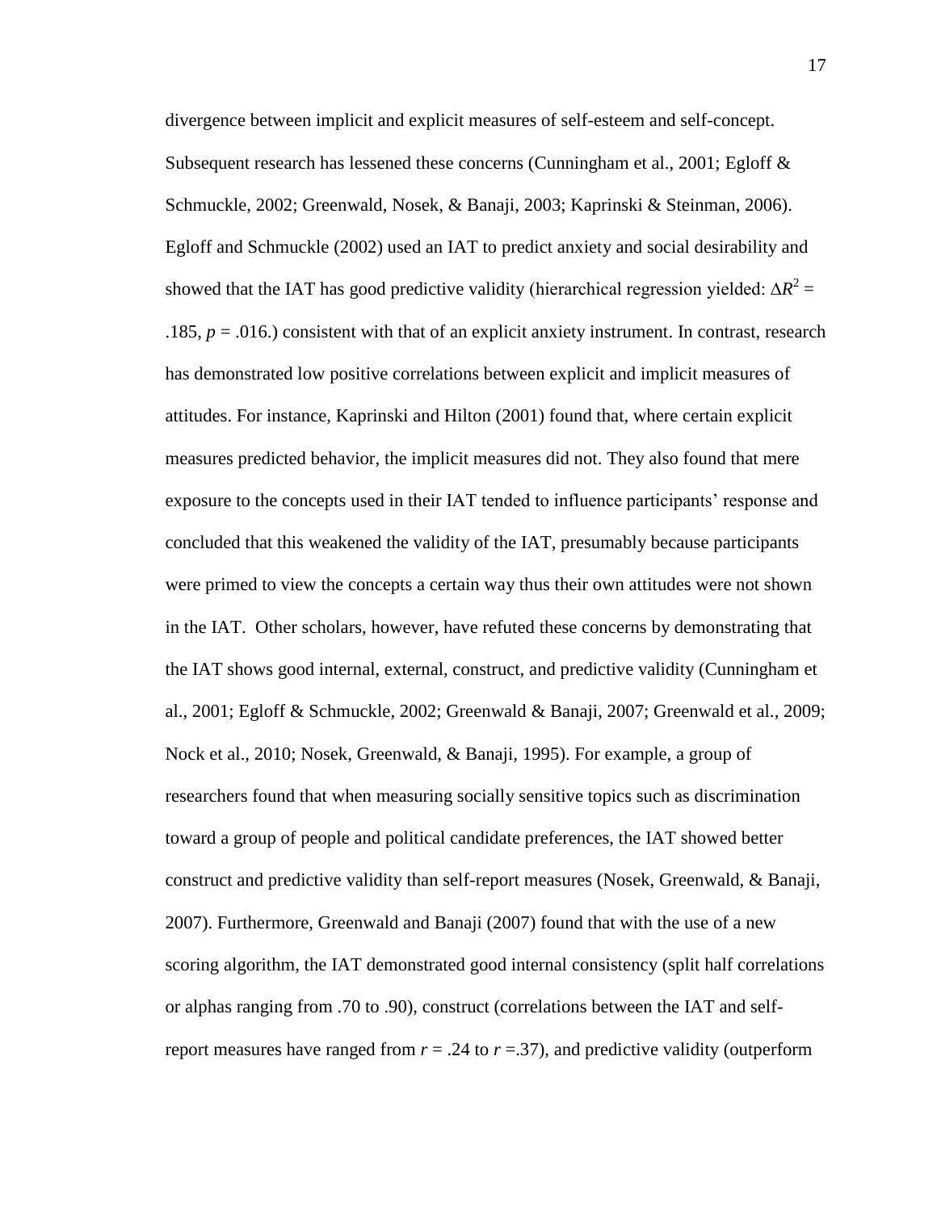divergence between implicit and explicit measures of self-esteem and self-concept. Subsequent research has lessened these concerns (Cunningham et al., 2001; Egloff & Schmuckle, 2002; Greenwald, Nosek, & Banaji, 2003; Kaprinski & Steinman, 2006). Egloff and Schmuckle (2002) used an IAT to predict anxiety and social desirability and showed that the IAT has good predictive validity (hierarchical regression yielded: $\Delta R^2$ = .185, $p$ = .016.) consistent with that of an explicit anxiety instrument. In contrast, research has demonstrated low positive correlations between explicit and implicit measures of attitudes. For instance, Kaprinski and Hilton (2001) found that, where certain explicit measures predicted behavior, the implicit measures did not. They also found that mere exposure to the concepts used in their IAT tended to influence participants' response and concluded that this weakened the validity of the IAT, presumably because participants were primed to view the concepts a certain way thus their own attitudes were not shown in the IAT.  Other scholars, however, have refuted these concerns by demonstrating that the IAT shows good internal, external, construct, and predictive validity (Cunningham et al., 2001; Egloff & Schmuckle, 2002; Greenwald & Banaji, 2007; Greenwald et al., 2009; Nock et al., 2010; Nosek, Greenwald, & Banaji, 1995). For example, a group of researchers found that when measuring socially sensitive topics such as discrimination toward a group of people and political candidate preferences, the IAT showed better construct and predictive validity than self-report measures (Nosek, Greenwald, & Banaji, 2007). Furthermore, Greenwald and Banaji (2007) found that with the use of a new scoring algorithm, the IAT demonstrated good internal consistency (split half correlations or alphas ranging from .70 to .90), construct (correlations between the IAT and self-report measures have ranged from $r$ = .24 to $r$ =.37), and predictive validity (outperform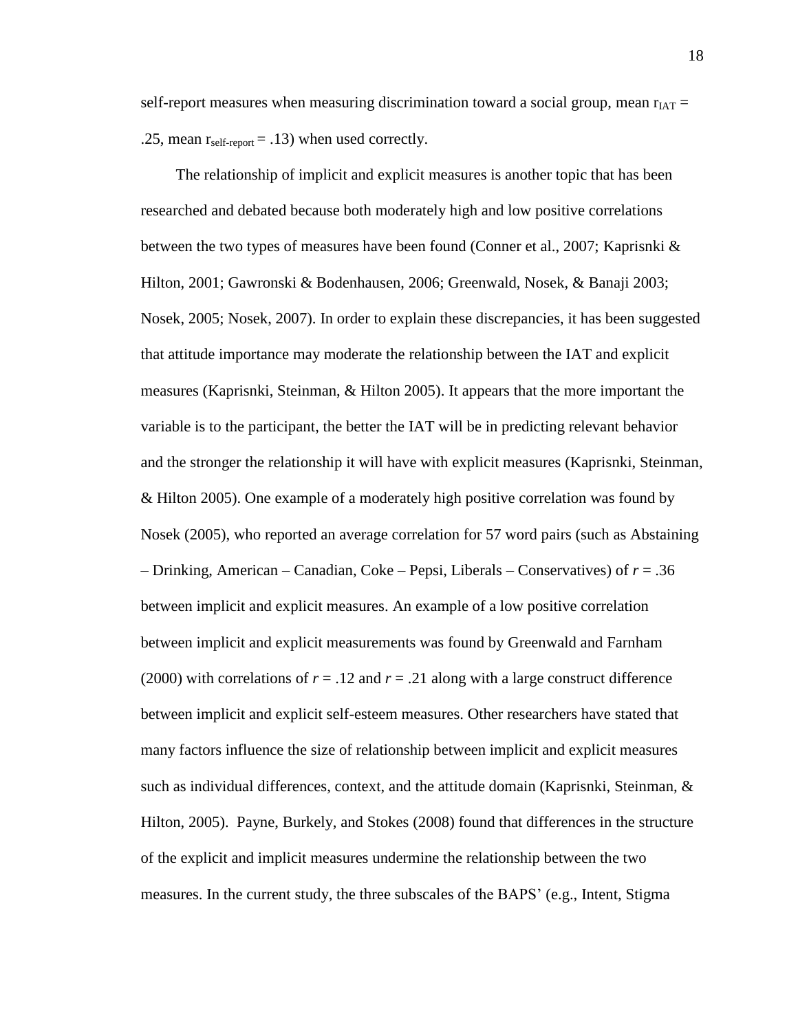self-report measures when measuring discrimination toward a social group, mean $r_{IAT}$ = .25, mean $r_{self\text{-}report}$ = .13) when used correctly.

The relationship of implicit and explicit measures is another topic that has been researched and debated because both moderately high and low positive correlations between the two types of measures have been found (Conner et al., 2007; Kaprisnki & Hilton, 2001; Gawronski & Bodenhausen, 2006; Greenwald, Nosek, & Banaji 2003; Nosek, 2005; Nosek, 2007). In order to explain these discrepancies, it has been suggested that attitude importance may moderate the relationship between the IAT and explicit measures (Kaprisnki, Steinman, & Hilton 2005). It appears that the more important the variable is to the participant, the better the IAT will be in predicting relevant behavior and the stronger the relationship it will have with explicit measures (Kaprisnki, Steinman, & Hilton 2005). One example of a moderately high positive correlation was found by Nosek (2005), who reported an average correlation for 57 word pairs (such as Abstaining – Drinking, American – Canadian, Coke – Pepsi, Liberals – Conservatives) of $r$ = .36 between implicit and explicit measures. An example of a low positive correlation between implicit and explicit measurements was found by Greenwald and Farnham (2000) with correlations of $r$ = .12 and $r$ = .21 along with a large construct difference between implicit and explicit self-esteem measures. Other researchers have stated that many factors influence the size of relationship between implicit and explicit measures such as individual differences, context, and the attitude domain (Kaprisnki, Steinman, & Hilton, 2005). Payne, Burkely, and Stokes (2008) found that differences in the structure of the explicit and implicit measures undermine the relationship between the two measures. In the current study, the three subscales of the BAPS' (e.g., Intent, Stigma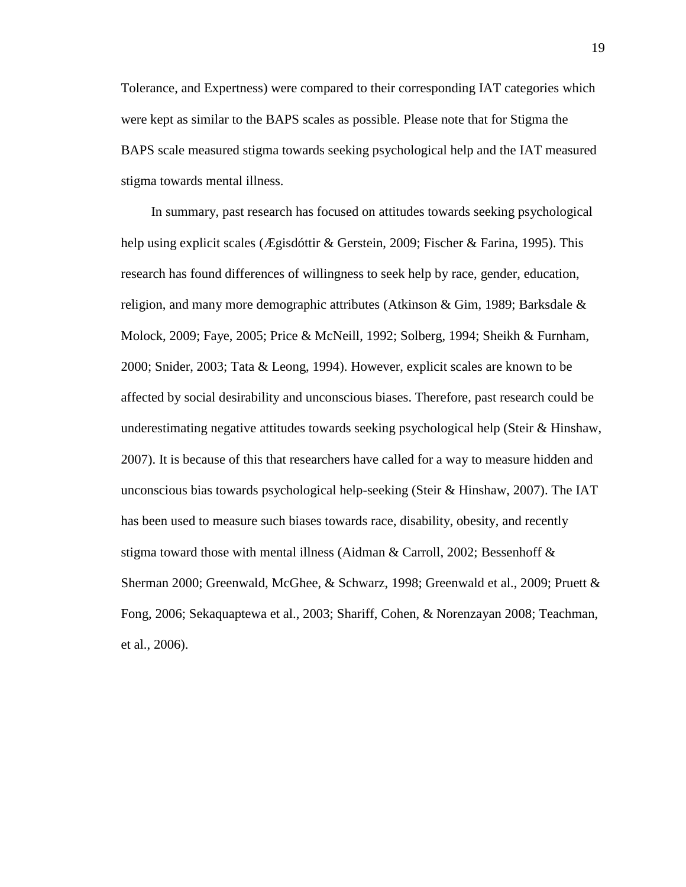Tolerance, and Expertness) were compared to their corresponding IAT categories which were kept as similar to the BAPS scales as possible. Please note that for Stigma the BAPS scale measured stigma towards seeking psychological help and the IAT measured stigma towards mental illness.

In summary, past research has focused on attitudes towards seeking psychological help using explicit scales (Ægisdóttir & Gerstein, 2009; Fischer & Farina, 1995). This research has found differences of willingness to seek help by race, gender, education, religion, and many more demographic attributes (Atkinson & Gim, 1989; Barksdale & Molock, 2009; Faye, 2005; Price & McNeill, 1992; Solberg, 1994; Sheikh & Furnham, 2000; Snider, 2003; Tata & Leong, 1994). However, explicit scales are known to be affected by social desirability and unconscious biases. Therefore, past research could be underestimating negative attitudes towards seeking psychological help (Steir & Hinshaw, 2007). It is because of this that researchers have called for a way to measure hidden and unconscious bias towards psychological help-seeking (Steir & Hinshaw, 2007). The IAT has been used to measure such biases towards race, disability, obesity, and recently stigma toward those with mental illness (Aidman & Carroll, 2002; Bessenhoff & Sherman 2000; Greenwald, McGhee, & Schwarz, 1998; Greenwald et al., 2009; Pruett & Fong, 2006; Sekaquaptewa et al., 2003; Shariff, Cohen, & Norenzayan 2008; Teachman, et al., 2006).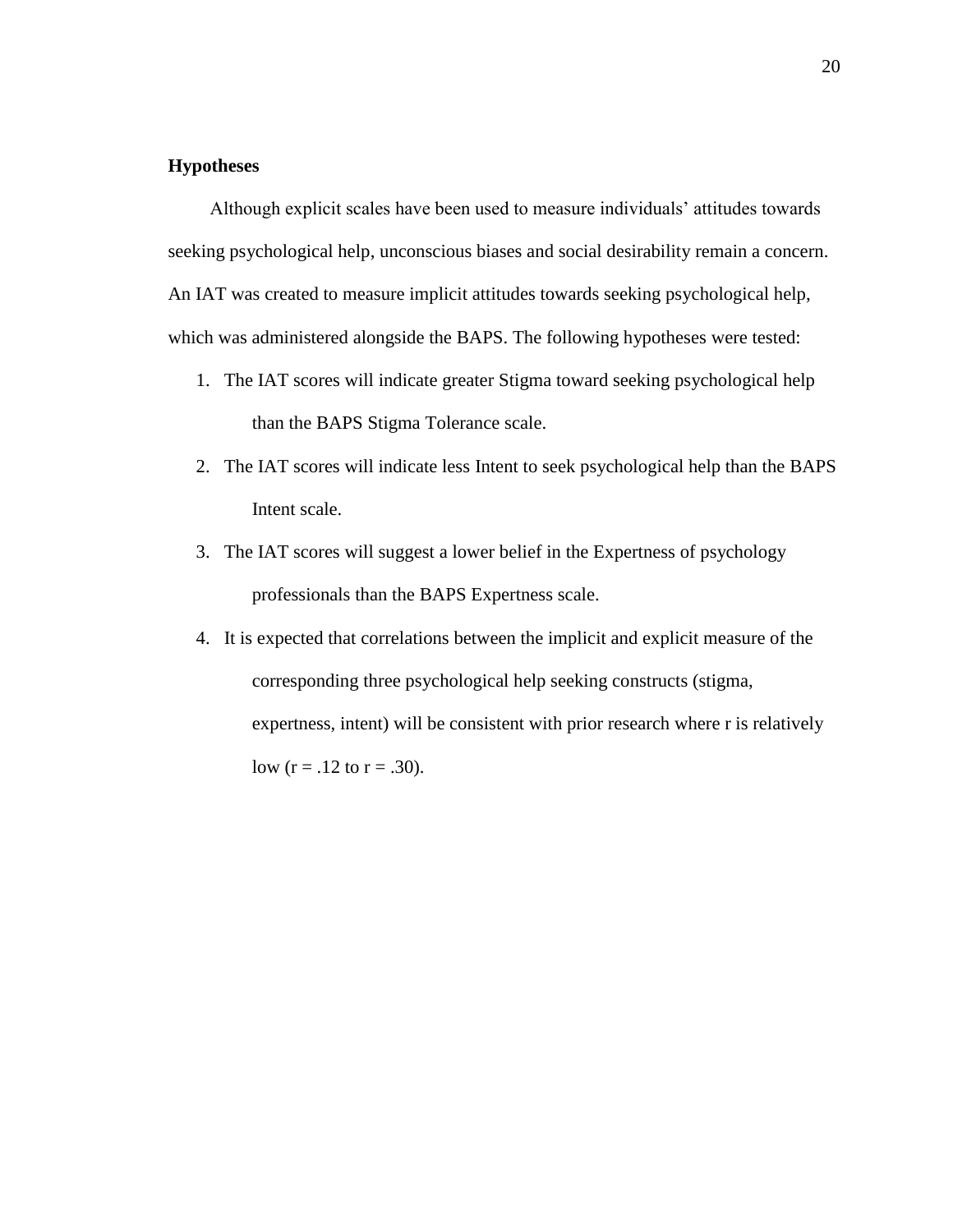## Hypotheses

Although explicit scales have been used to measure individuals' attitudes towards seeking psychological help, unconscious biases and social desirability remain a concern. An IAT was created to measure implicit attitudes towards seeking psychological help, which was administered alongside the BAPS. The following hypotheses were tested:

1. The IAT scores will indicate greater Stigma toward seeking psychological help than the BAPS Stigma Tolerance scale.
2. The IAT scores will indicate less Intent to seek psychological help than the BAPS Intent scale.
3. The IAT scores will suggest a lower belief in the Expertness of psychology professionals than the BAPS Expertness scale.
4. It is expected that correlations between the implicit and explicit measure of the corresponding three psychological help seeking constructs (stigma, expertness, intent) will be consistent with prior research where r is relatively low ($r = .12$ to $r = .30$).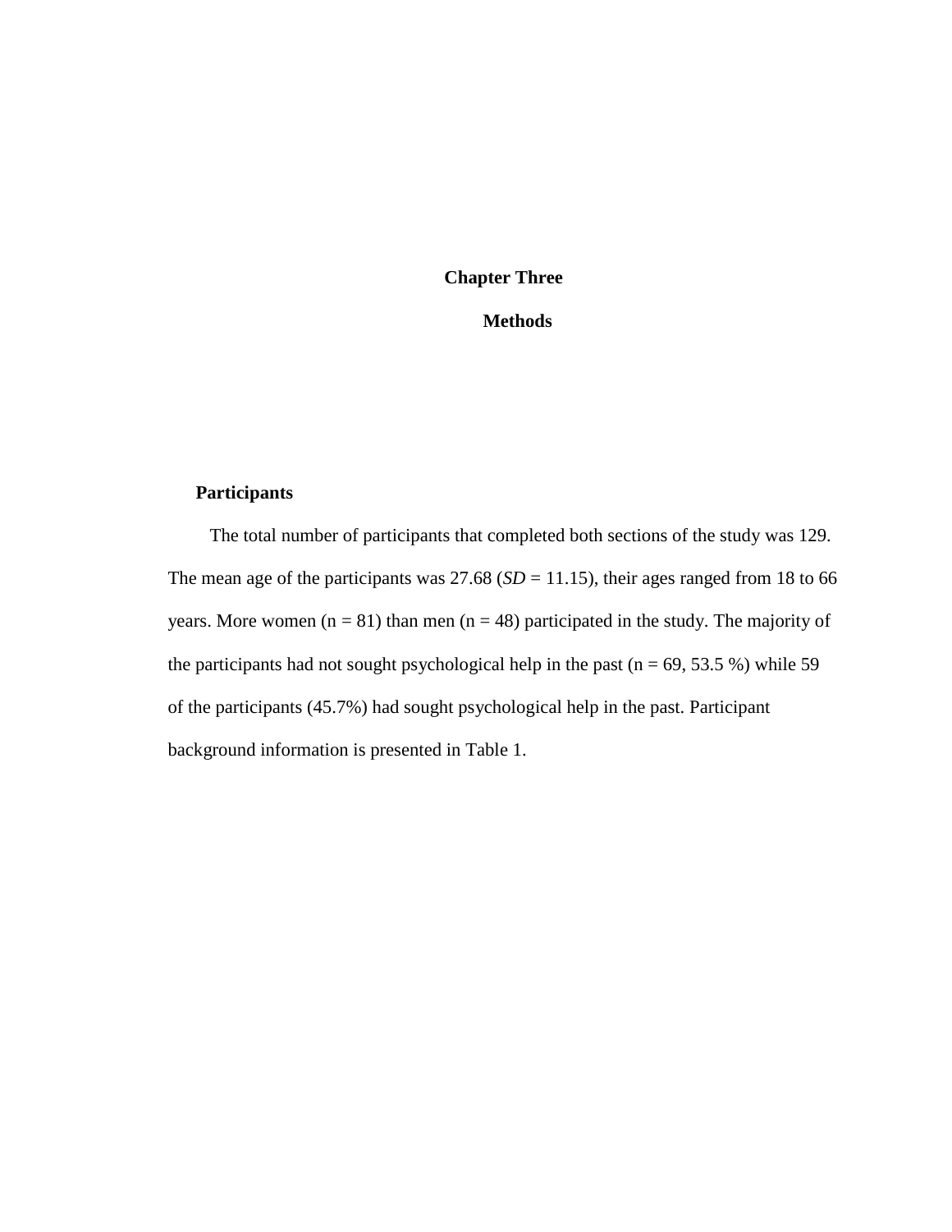# Chapter Three

## Methods

### Participants

The total number of participants that completed both sections of the study was 129. The mean age of the participants was 27.68 (*SD* = 11.15), their ages ranged from 18 to 66 years. More women (n = 81) than men (n = 48) participated in the study. The majority of the participants had not sought psychological help in the past (n = 69, 53.5 %) while 59 of the participants (45.7%) had sought psychological help in the past. Participant background information is presented in Table 1.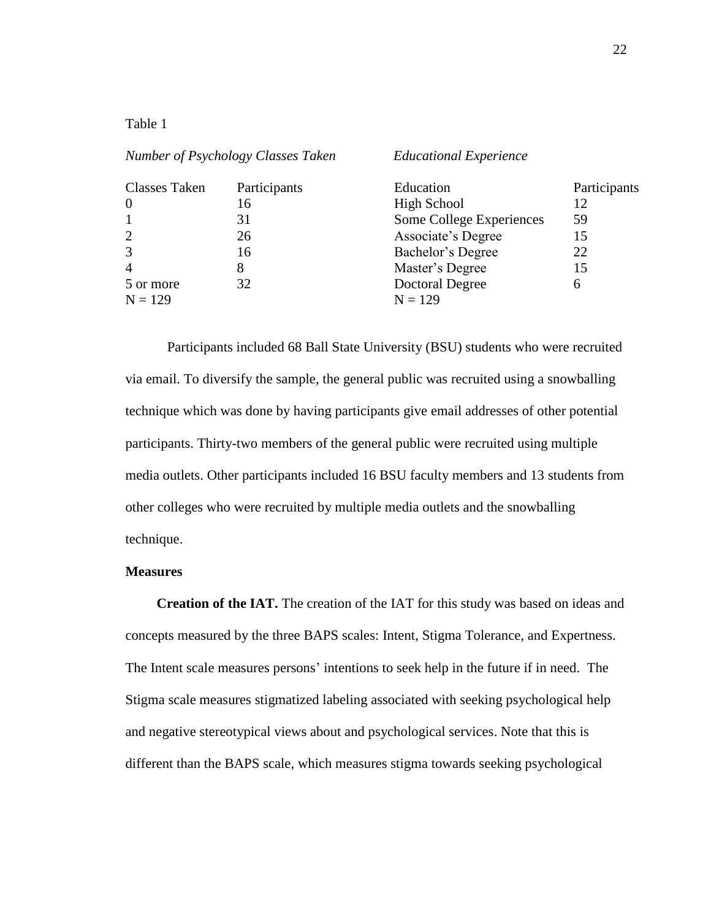Table 1

| *Number of Psychology Classes Taken* | | *Educational Experience* | |
|---|---|---|---|
| Classes Taken | Participants | Education | Participants |
| 0 | 16 | High School | 12 |
| 1 | 31 | Some College Experiences | 59 |
| 2 | 26 | Associate's Degree | 15 |
| 3 | 16 | Bachelor's Degree | 22 |
| 4 | 8 | Master's Degree | 15 |
| 5 or more | 32 | Doctoral Degree | 6 |
| N = 129 | | N = 129 | |

Participants included 68 Ball State University (BSU) students who were recruited via email. To diversify the sample, the general public was recruited using a snowballing technique which was done by having participants give email addresses of other potential participants. Thirty-two members of the general public were recruited using multiple media outlets. Other participants included 16 BSU faculty members and 13 students from other colleges who were recruited by multiple media outlets and the snowballing technique.

**Measures**

**Creation of the IAT.** The creation of the IAT for this study was based on ideas and concepts measured by the three BAPS scales: Intent, Stigma Tolerance, and Expertness. The Intent scale measures persons' intentions to seek help in the future if in need. The Stigma scale measures stigmatized labeling associated with seeking psychological help and negative stereotypical views about and psychological services. Note that this is different than the BAPS scale, which measures stigma towards seeking psychological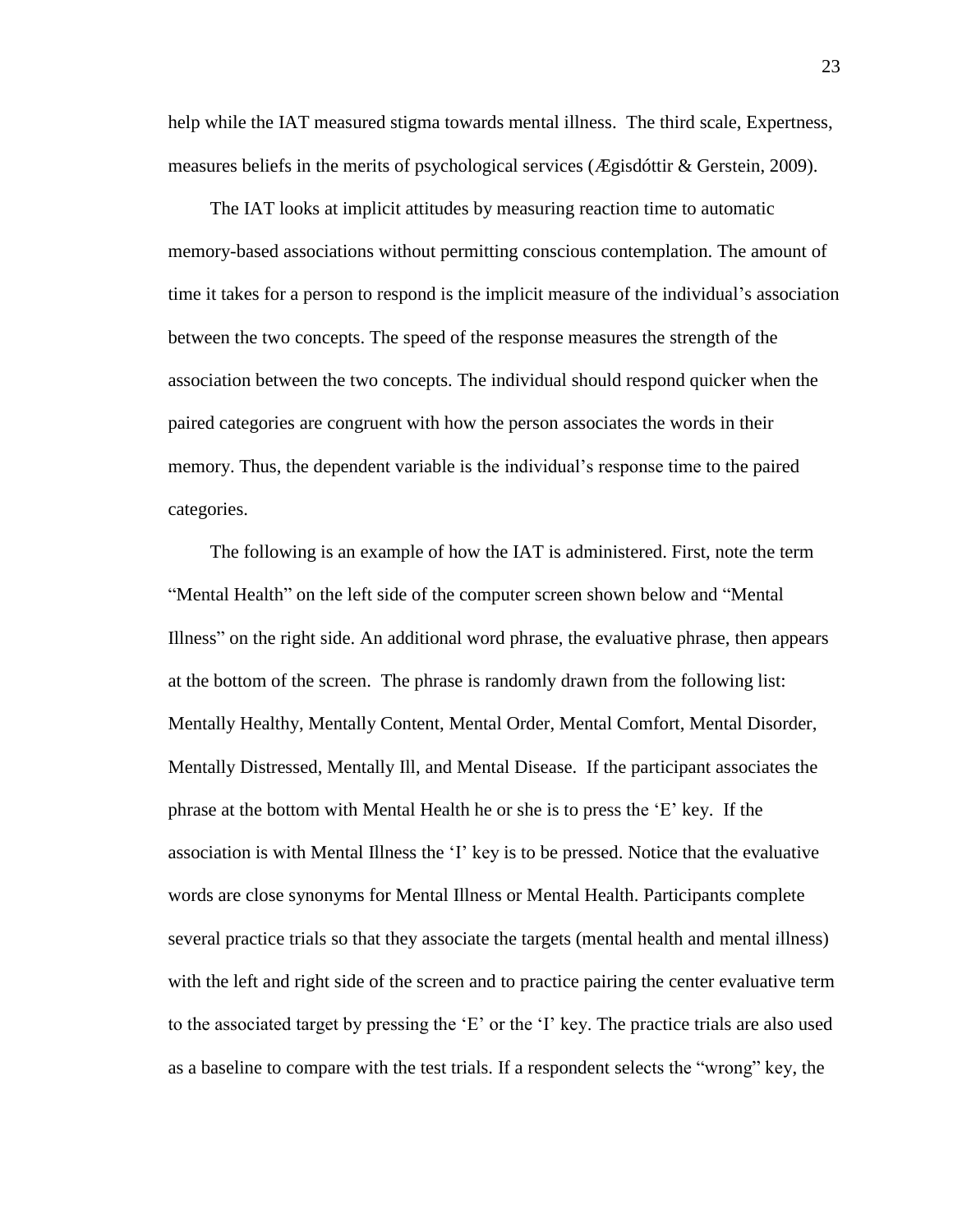help while the IAT measured stigma towards mental illness. The third scale, Expertness, measures beliefs in the merits of psychological services (Ægisdóttir & Gerstein, 2009).

The IAT looks at implicit attitudes by measuring reaction time to automatic memory-based associations without permitting conscious contemplation. The amount of time it takes for a person to respond is the implicit measure of the individual's association between the two concepts. The speed of the response measures the strength of the association between the two concepts. The individual should respond quicker when the paired categories are congruent with how the person associates the words in their memory. Thus, the dependent variable is the individual's response time to the paired categories.

The following is an example of how the IAT is administered. First, note the term "Mental Health" on the left side of the computer screen shown below and "Mental Illness" on the right side. An additional word phrase, the evaluative phrase, then appears at the bottom of the screen. The phrase is randomly drawn from the following list: Mentally Healthy, Mentally Content, Mental Order, Mental Comfort, Mental Disorder, Mentally Distressed, Mentally Ill, and Mental Disease. If the participant associates the phrase at the bottom with Mental Health he or she is to press the 'E' key. If the association is with Mental Illness the 'I' key is to be pressed. Notice that the evaluative words are close synonyms for Mental Illness or Mental Health. Participants complete several practice trials so that they associate the targets (mental health and mental illness) with the left and right side of the screen and to practice pairing the center evaluative term to the associated target by pressing the 'E' or the 'I' key. The practice trials are also used as a baseline to compare with the test trials. If a respondent selects the "wrong" key, the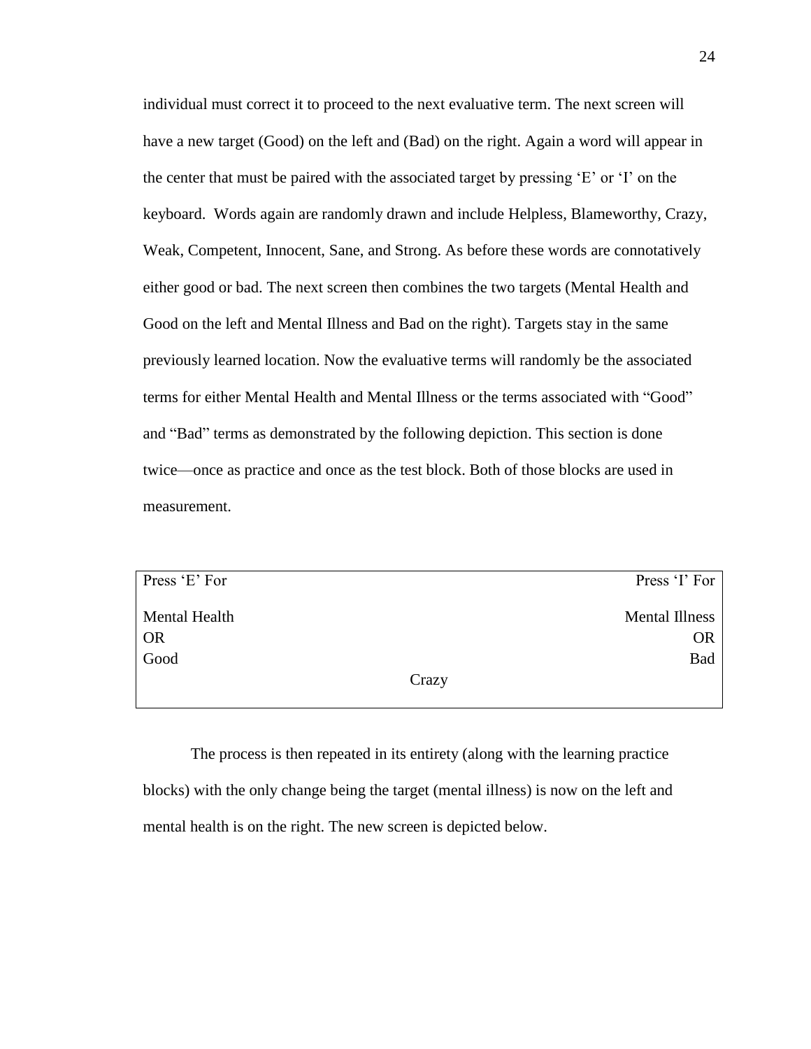individual must correct it to proceed to the next evaluative term. The next screen will have a new target (Good) on the left and (Bad) on the right. Again a word will appear in the center that must be paired with the associated target by pressing 'E' or 'I' on the keyboard. Words again are randomly drawn and include Helpless, Blameworthy, Crazy, Weak, Competent, Innocent, Sane, and Strong. As before these words are connotatively either good or bad. The next screen then combines the two targets (Mental Health and Good on the left and Mental Illness and Bad on the right). Targets stay in the same previously learned location. Now the evaluative terms will randomly be the associated terms for either Mental Health and Mental Illness or the terms associated with "Good" and "Bad" terms as demonstrated by the following depiction. This section is done twice—once as practice and once as the test block. Both of those blocks are used in measurement.

| Press 'E' For | | Press 'I' For |
|---|---|---|
| Mental Health | | Mental Illness |
| OR | | OR |
| Good | | Bad |
| | Crazy | |

The process is then repeated in its entirety (along with the learning practice blocks) with the only change being the target (mental illness) is now on the left and mental health is on the right. The new screen is depicted below.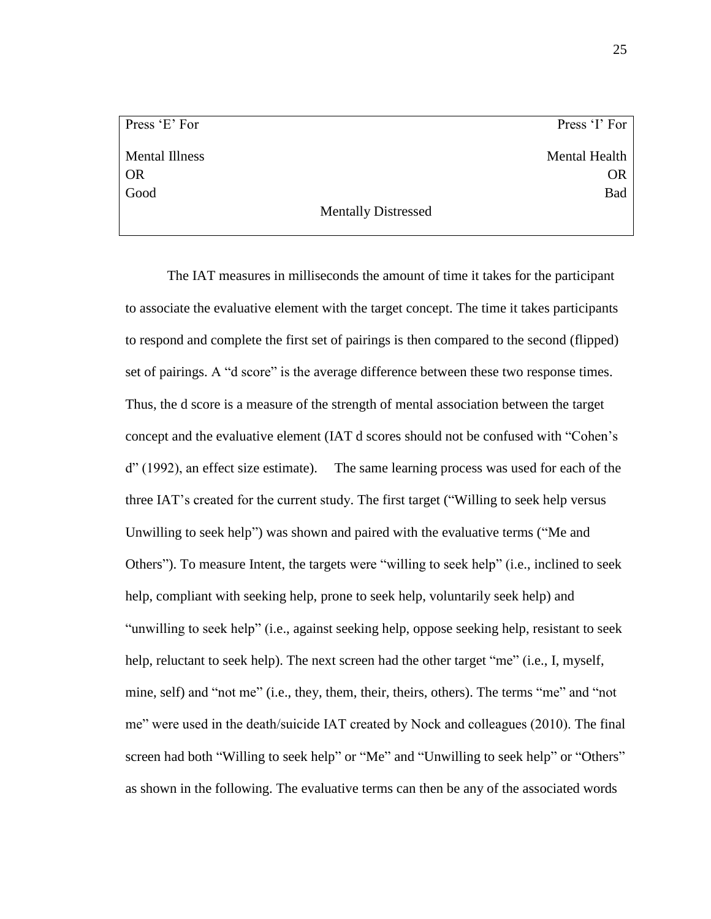| Press 'E' For | | Press 'I' For |
|---|---|---|
| Mental Illness | | Mental Health |
| OR | | OR |
| Good | | Bad |
| | Mentally Distressed | |

The IAT measures in milliseconds the amount of time it takes for the participant to associate the evaluative element with the target concept. The time it takes participants to respond and complete the first set of pairings is then compared to the second (flipped) set of pairings. A "d score" is the average difference between these two response times. Thus, the d score is a measure of the strength of mental association between the target concept and the evaluative element (IAT d scores should not be confused with "Cohen's d" (1992), an effect size estimate). The same learning process was used for each of the three IAT's created for the current study. The first target ("Willing to seek help versus Unwilling to seek help") was shown and paired with the evaluative terms ("Me and Others"). To measure Intent, the targets were "willing to seek help" (i.e., inclined to seek help, compliant with seeking help, prone to seek help, voluntarily seek help) and "unwilling to seek help" (i.e., against seeking help, oppose seeking help, resistant to seek help, reluctant to seek help). The next screen had the other target "me" (i.e., I, myself, mine, self) and "not me" (i.e., they, them, their, theirs, others). The terms "me" and "not me" were used in the death/suicide IAT created by Nock and colleagues (2010). The final screen had both "Willing to seek help" or "Me" and "Unwilling to seek help" or "Others" as shown in the following. The evaluative terms can then be any of the associated words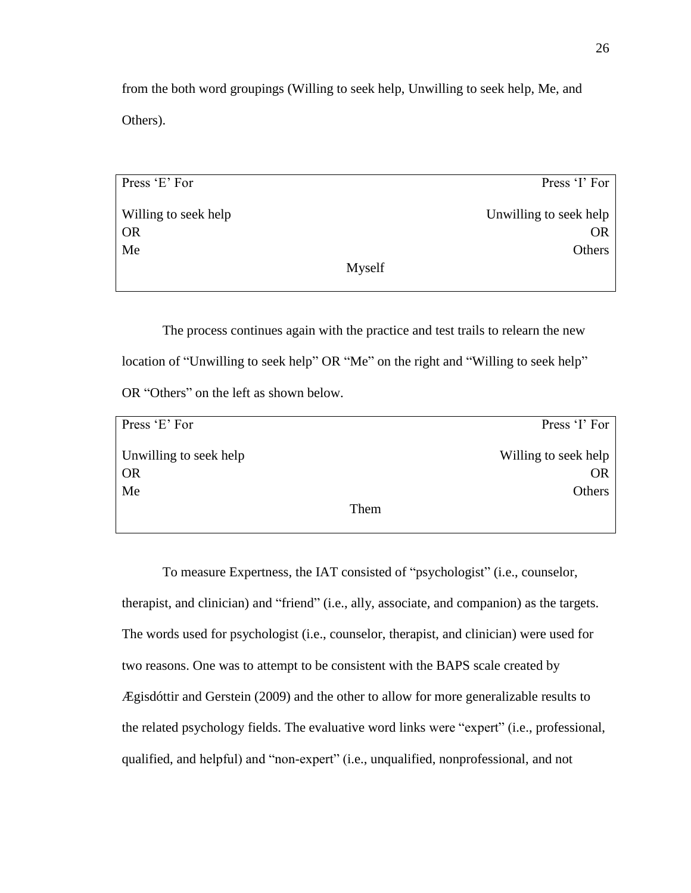from the both word groupings (Willing to seek help, Unwilling to seek help, Me, and Others).

| Press 'E' For | | Press 'I' For |
|---|---|---|
| Willing to seek help | | Unwilling to seek help |
| OR | | OR |
| Me | | Others |
| | Myself | |

The process continues again with the practice and test trails to relearn the new location of "Unwilling to seek help" OR "Me" on the right and "Willing to seek help" OR "Others" on the left as shown below.

| Press 'E' For | | Press 'I' For |
|---|---|---|
| Unwilling to seek help | | Willing to seek help |
| OR | | OR |
| Me | | Others |
| | Them | |

To measure Expertness, the IAT consisted of "psychologist" (i.e., counselor, therapist, and clinician) and "friend" (i.e., ally, associate, and companion) as the targets. The words used for psychologist (i.e., counselor, therapist, and clinician) were used for two reasons. One was to attempt to be consistent with the BAPS scale created by Ægisdóttir and Gerstein (2009) and the other to allow for more generalizable results to the related psychology fields. The evaluative word links were "expert" (i.e., professional, qualified, and helpful) and "non-expert" (i.e., unqualified, nonprofessional, and not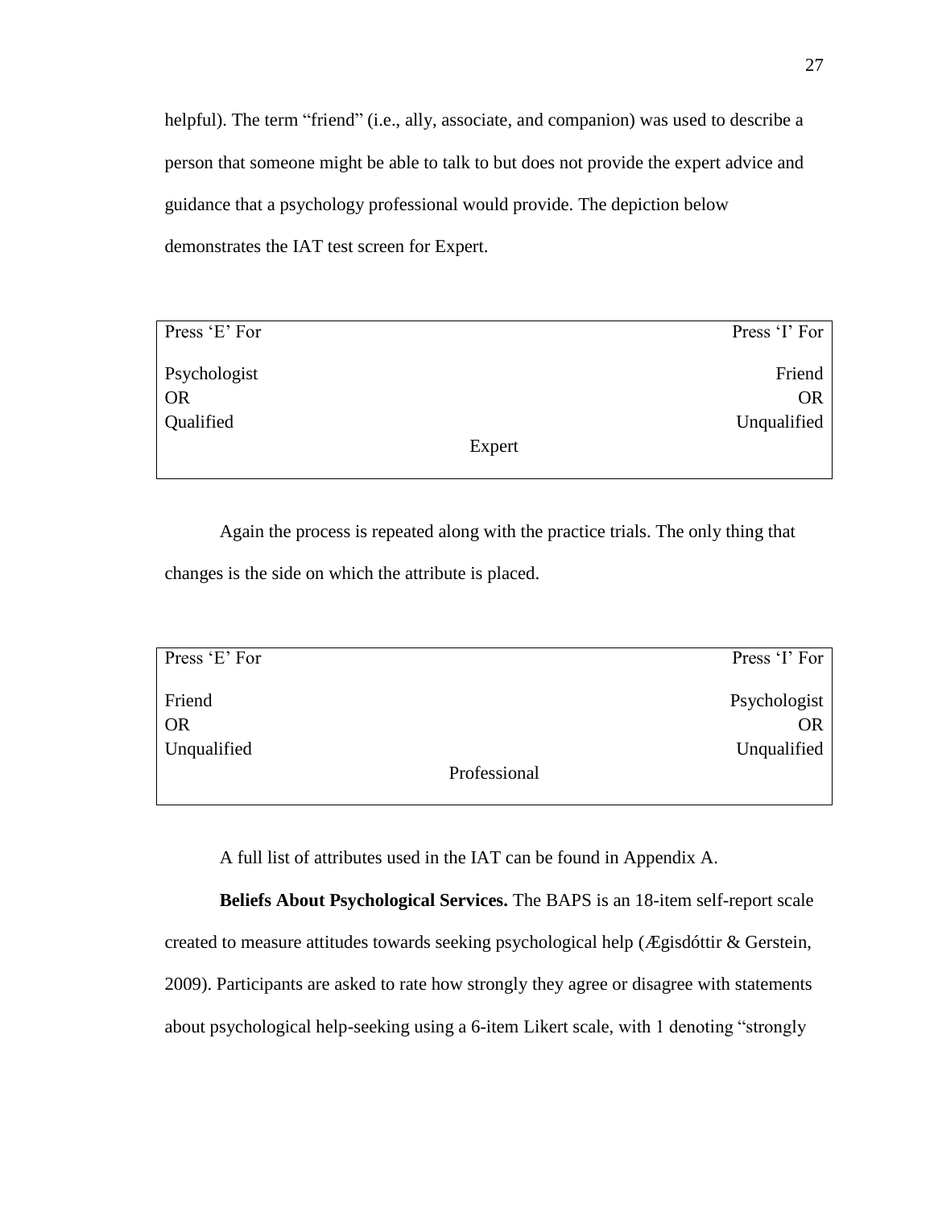helpful). The term “friend” (i.e., ally, associate, and companion) was used to describe a person that someone might be able to talk to but does not provide the expert advice and guidance that a psychology professional would provide. The depiction below demonstrates the IAT test screen for Expert.

| Press ‘E’ For | | Press ‘I’ For |
|---|---|---|
| Psychologist | | Friend |
| OR | | OR |
| Qualified | | Unqualified |
| | Expert | |

Again the process is repeated along with the practice trials. The only thing that changes is the side on which the attribute is placed.

| Press ‘E’ For | | Press ‘I’ For |
|---|---|---|
| Friend | | Psychologist |
| OR | | OR |
| Unqualified | | Unqualified |
| | Professional | |

A full list of attributes used in the IAT can be found in Appendix A.

**Beliefs About Psychological Services.** The BAPS is an 18-item self-report scale created to measure attitudes towards seeking psychological help (Ægisdóttir & Gerstein, 2009). Participants are asked to rate how strongly they agree or disagree with statements about psychological help-seeking using a 6-item Likert scale, with 1 denoting “strongly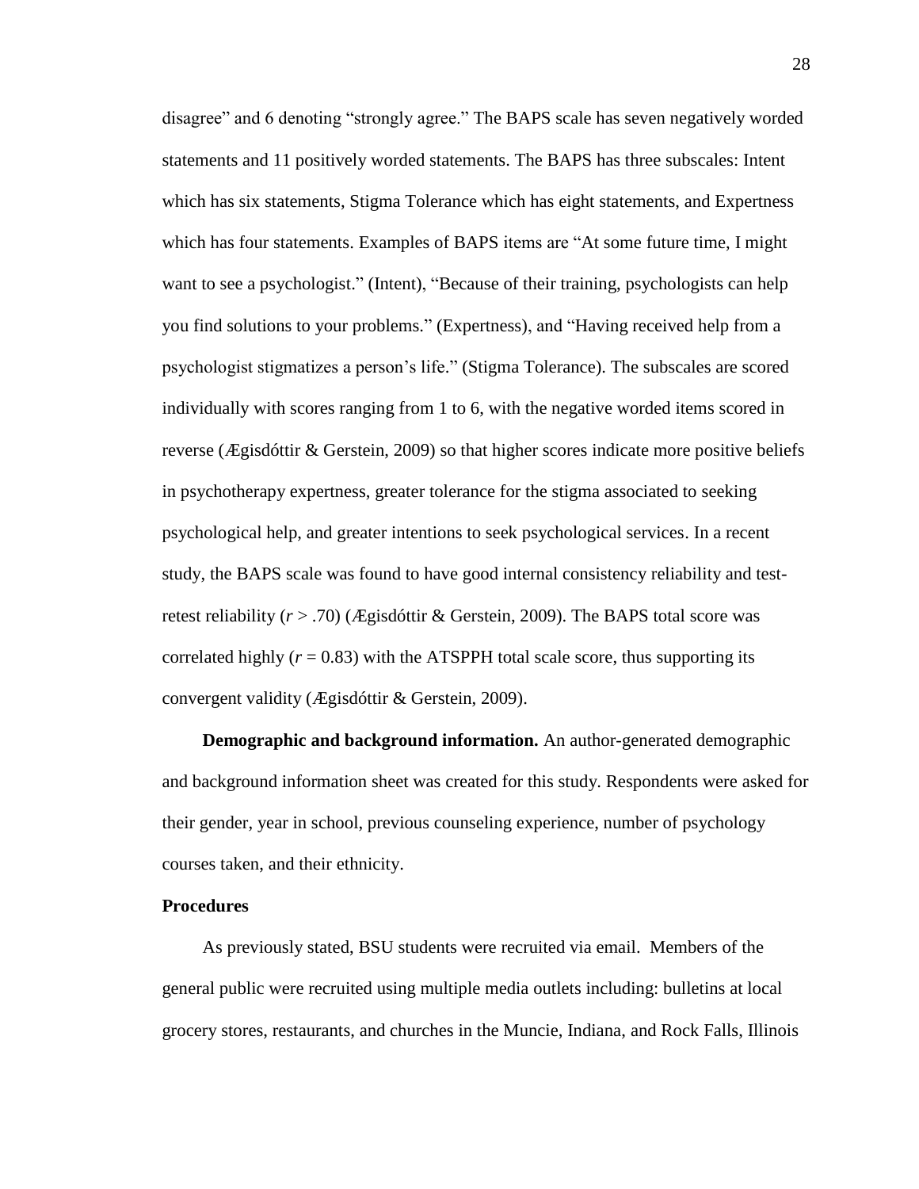disagree" and 6 denoting "strongly agree." The BAPS scale has seven negatively worded statements and 11 positively worded statements. The BAPS has three subscales: Intent which has six statements, Stigma Tolerance which has eight statements, and Expertness which has four statements. Examples of BAPS items are "At some future time, I might want to see a psychologist." (Intent), "Because of their training, psychologists can help you find solutions to your problems." (Expertness), and "Having received help from a psychologist stigmatizes a person's life." (Stigma Tolerance). The subscales are scored individually with scores ranging from 1 to 6, with the negative worded items scored in reverse (Ægisdóttir & Gerstein, 2009) so that higher scores indicate more positive beliefs in psychotherapy expertness, greater tolerance for the stigma associated to seeking psychological help, and greater intentions to seek psychological services. In a recent study, the BAPS scale was found to have good internal consistency reliability and test-retest reliability ($r > .70$) (Ægisdóttir & Gerstein, 2009). The BAPS total score was correlated highly ($r = 0.83$) with the ATSPPH total scale score, thus supporting its convergent validity (Ægisdóttir & Gerstein, 2009).

**Demographic and background information.** An author-generated demographic and background information sheet was created for this study. Respondents were asked for their gender, year in school, previous counseling experience, number of psychology courses taken, and their ethnicity.

### Procedures

As previously stated, BSU students were recruited via email. Members of the general public were recruited using multiple media outlets including: bulletins at local grocery stores, restaurants, and churches in the Muncie, Indiana, and Rock Falls, Illinois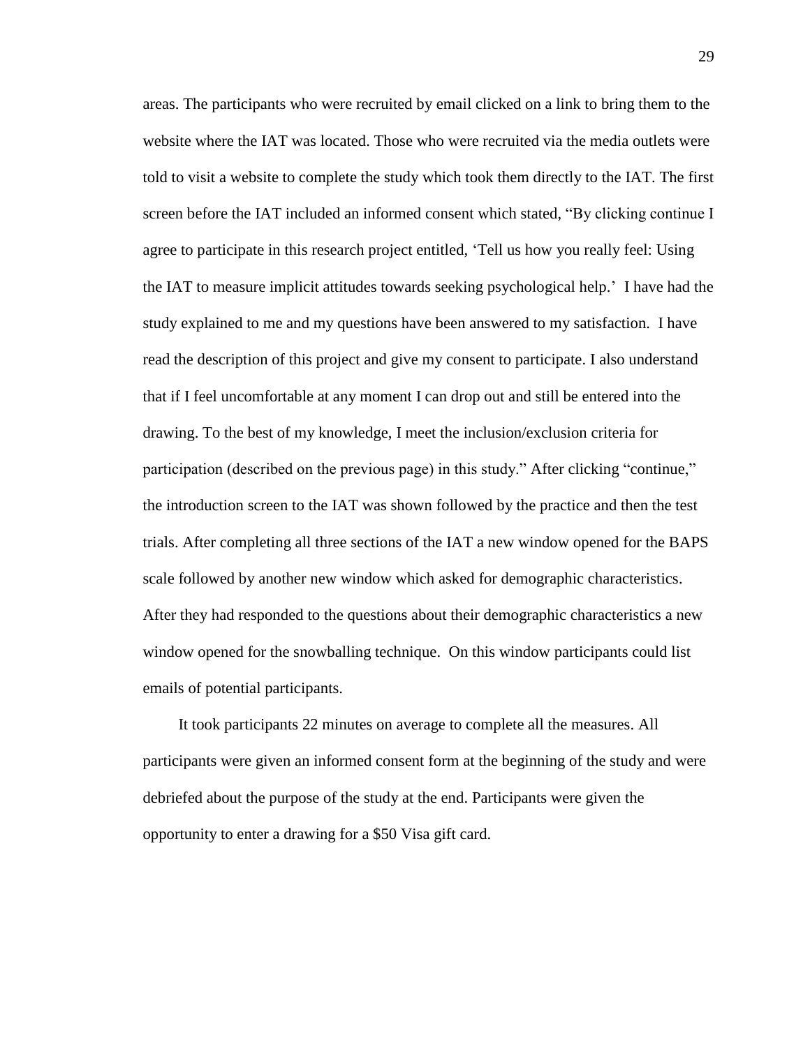areas. The participants who were recruited by email clicked on a link to bring them to the website where the IAT was located. Those who were recruited via the media outlets were told to visit a website to complete the study which took them directly to the IAT. The first screen before the IAT included an informed consent which stated, "By clicking continue I agree to participate in this research project entitled, 'Tell us how you really feel: Using the IAT to measure implicit attitudes towards seeking psychological help.' I have had the study explained to me and my questions have been answered to my satisfaction. I have read the description of this project and give my consent to participate. I also understand that if I feel uncomfortable at any moment I can drop out and still be entered into the drawing. To the best of my knowledge, I meet the inclusion/exclusion criteria for participation (described on the previous page) in this study." After clicking "continue," the introduction screen to the IAT was shown followed by the practice and then the test trials. After completing all three sections of the IAT a new window opened for the BAPS scale followed by another new window which asked for demographic characteristics. After they had responded to the questions about their demographic characteristics a new window opened for the snowballing technique. On this window participants could list emails of potential participants.

It took participants 22 minutes on average to complete all the measures. All participants were given an informed consent form at the beginning of the study and were debriefed about the purpose of the study at the end. Participants were given the opportunity to enter a drawing for a $50 Visa gift card.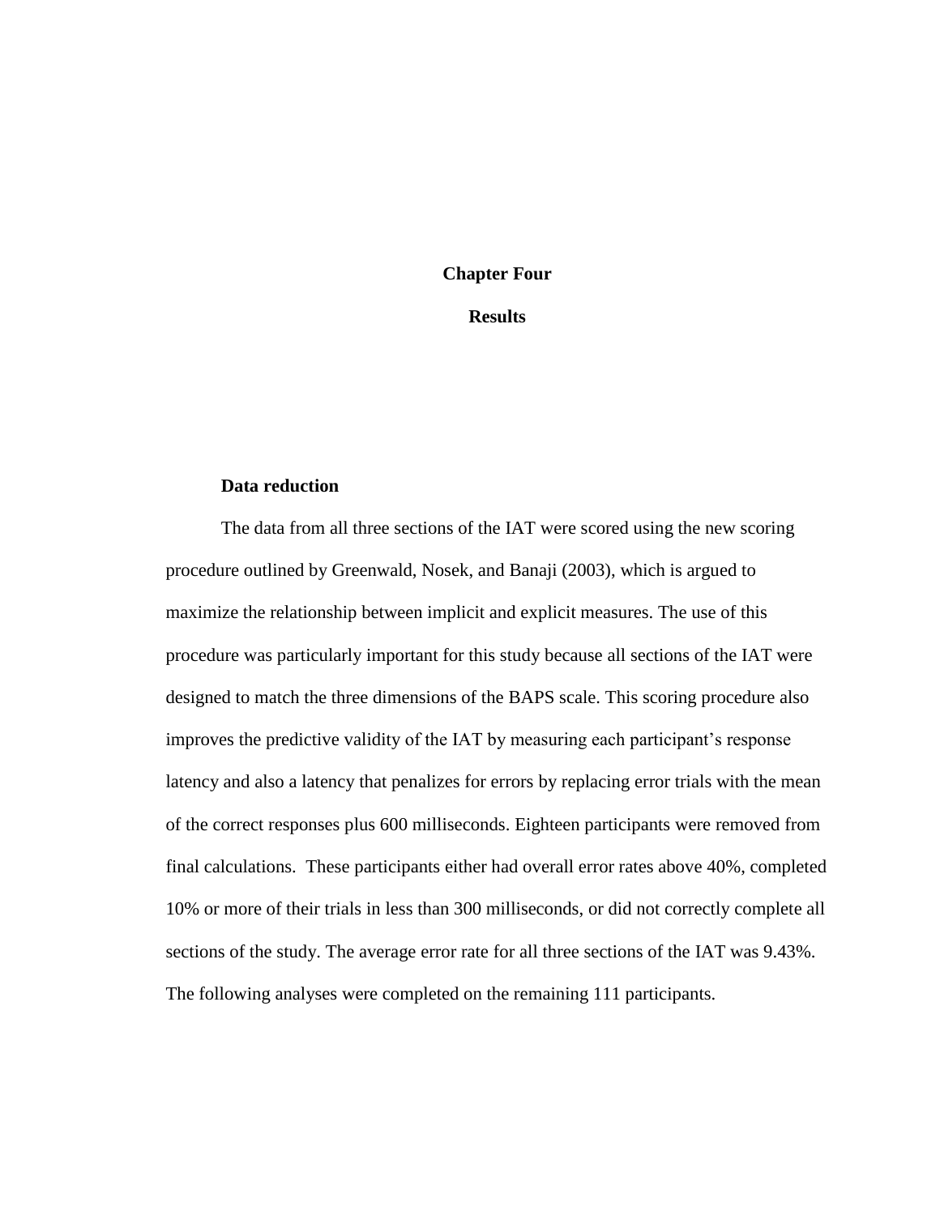# Chapter Four

# Results

### Data reduction

The data from all three sections of the IAT were scored using the new scoring procedure outlined by Greenwald, Nosek, and Banaji (2003), which is argued to maximize the relationship between implicit and explicit measures. The use of this procedure was particularly important for this study because all sections of the IAT were designed to match the three dimensions of the BAPS scale. This scoring procedure also improves the predictive validity of the IAT by measuring each participant's response latency and also a latency that penalizes for errors by replacing error trials with the mean of the correct responses plus 600 milliseconds. Eighteen participants were removed from final calculations. These participants either had overall error rates above 40%, completed 10% or more of their trials in less than 300 milliseconds, or did not correctly complete all sections of the study. The average error rate for all three sections of the IAT was 9.43%. The following analyses were completed on the remaining 111 participants.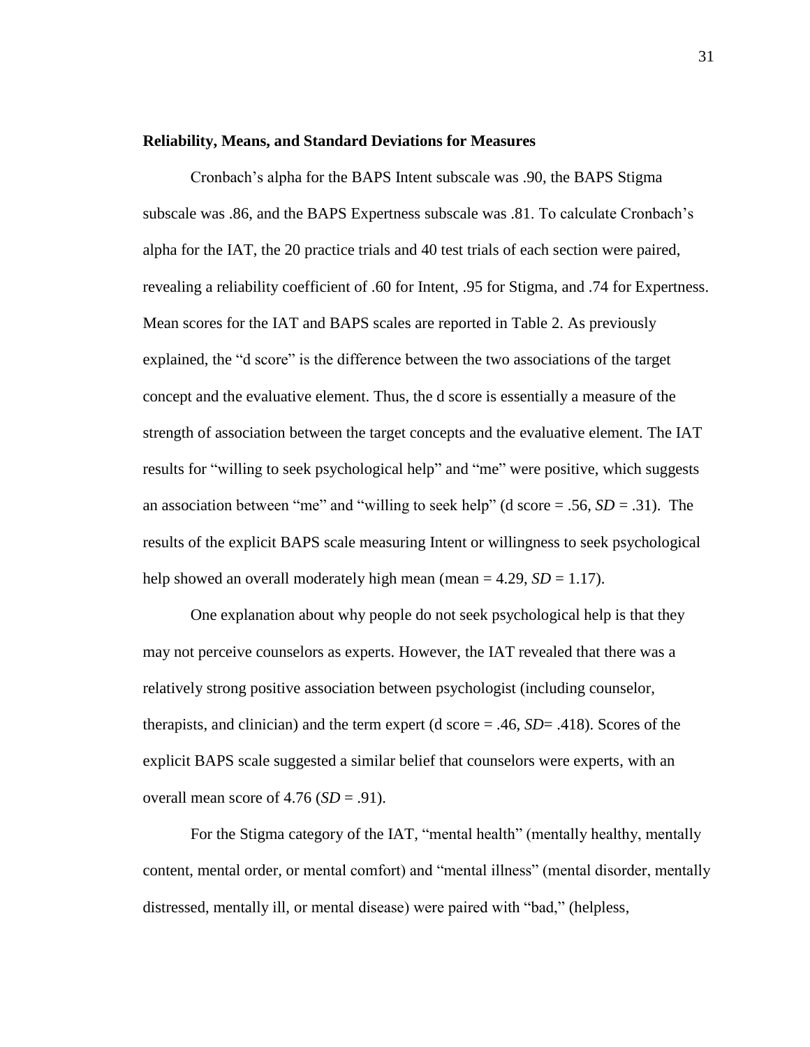**Reliability, Means, and Standard Deviations for Measures**

Cronbach's alpha for the BAPS Intent subscale was .90, the BAPS Stigma subscale was .86, and the BAPS Expertness subscale was .81. To calculate Cronbach's alpha for the IAT, the 20 practice trials and 40 test trials of each section were paired, revealing a reliability coefficient of .60 for Intent, .95 for Stigma, and .74 for Expertness. Mean scores for the IAT and BAPS scales are reported in Table 2. As previously explained, the "d score" is the difference between the two associations of the target concept and the evaluative element. Thus, the d score is essentially a measure of the strength of association between the target concepts and the evaluative element. The IAT results for "willing to seek psychological help" and "me" were positive, which suggests an association between "me" and "willing to seek help" (d score = .56, *SD* = .31). The results of the explicit BAPS scale measuring Intent or willingness to seek psychological help showed an overall moderately high mean (mean = 4.29, *SD* = 1.17).

One explanation about why people do not seek psychological help is that they may not perceive counselors as experts. However, the IAT revealed that there was a relatively strong positive association between psychologist (including counselor, therapists, and clinician) and the term expert (d score = .46, *SD*= .418). Scores of the explicit BAPS scale suggested a similar belief that counselors were experts, with an overall mean score of 4.76 (*SD* = .91).

For the Stigma category of the IAT, "mental health" (mentally healthy, mentally content, mental order, or mental comfort) and "mental illness" (mental disorder, mentally distressed, mentally ill, or mental disease) were paired with "bad," (helpless,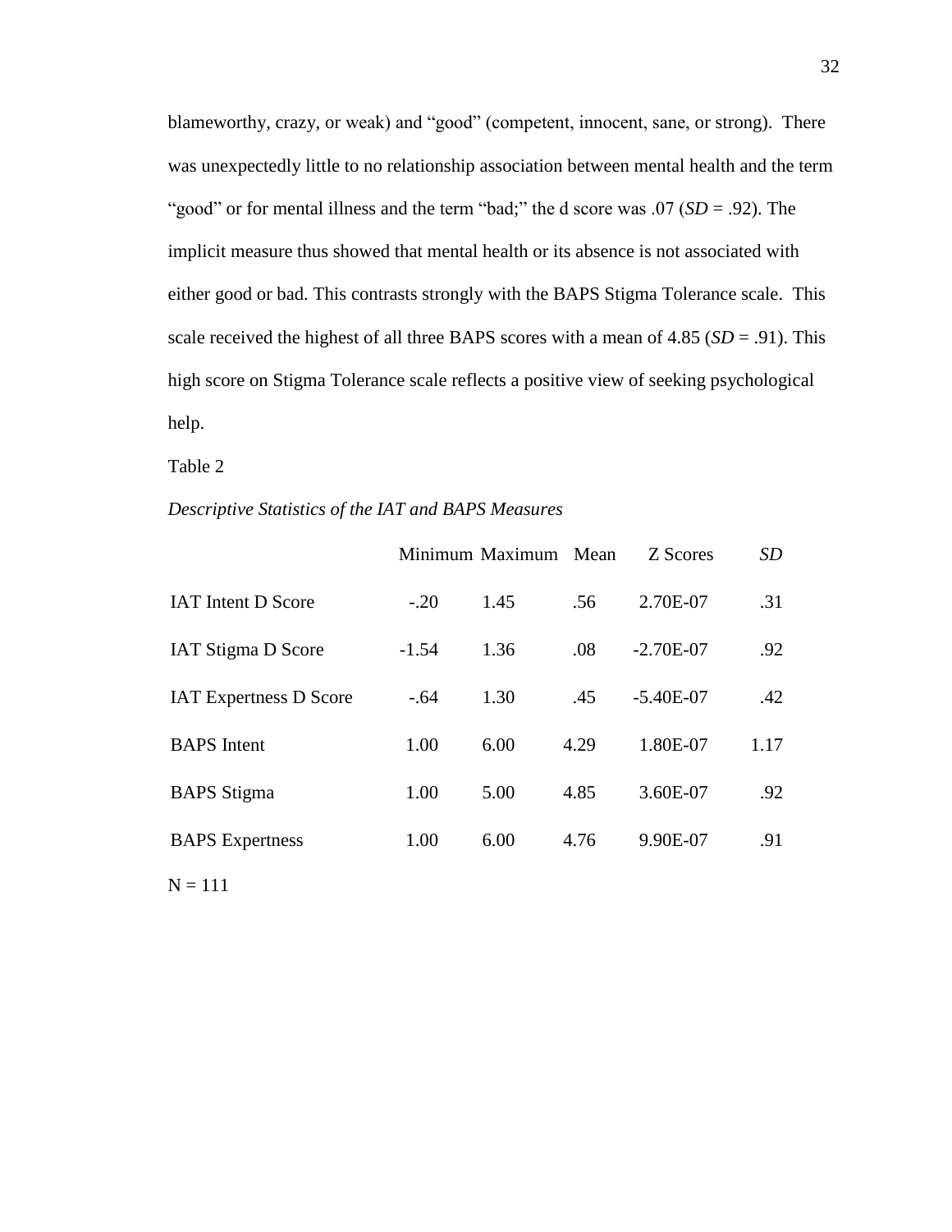blameworthy, crazy, or weak) and "good" (competent, innocent, sane, or strong). There was unexpectedly little to no relationship association between mental health and the term "good" or for mental illness and the term "bad;" the d score was .07 (*SD* = .92). The implicit measure thus showed that mental health or its absence is not associated with either good or bad. This contrasts strongly with the BAPS Stigma Tolerance scale. This scale received the highest of all three BAPS scores with a mean of 4.85 (*SD* = .91). This high score on Stigma Tolerance scale reflects a positive view of seeking psychological help.

Table 2

*Descriptive Statistics of the IAT and BAPS Measures*

| | Minimum | Maximum | Mean | Z Scores | *SD* |
|---|---|---|---|---|---|
| IAT Intent D Score | -.20 | 1.45 | .56 | 2.70E-07 | .31 |
| IAT Stigma D Score | -1.54 | 1.36 | .08 | -2.70E-07 | .92 |
| IAT Expertness D Score | -.64 | 1.30 | .45 | -5.40E-07 | .42 |
| BAPS Intent | 1.00 | 6.00 | 4.29 | 1.80E-07 | 1.17 |
| BAPS Stigma | 1.00 | 5.00 | 4.85 | 3.60E-07 | .92 |
| BAPS Expertness | 1.00 | 6.00 | 4.76 | 9.90E-07 | .91 |

N = 111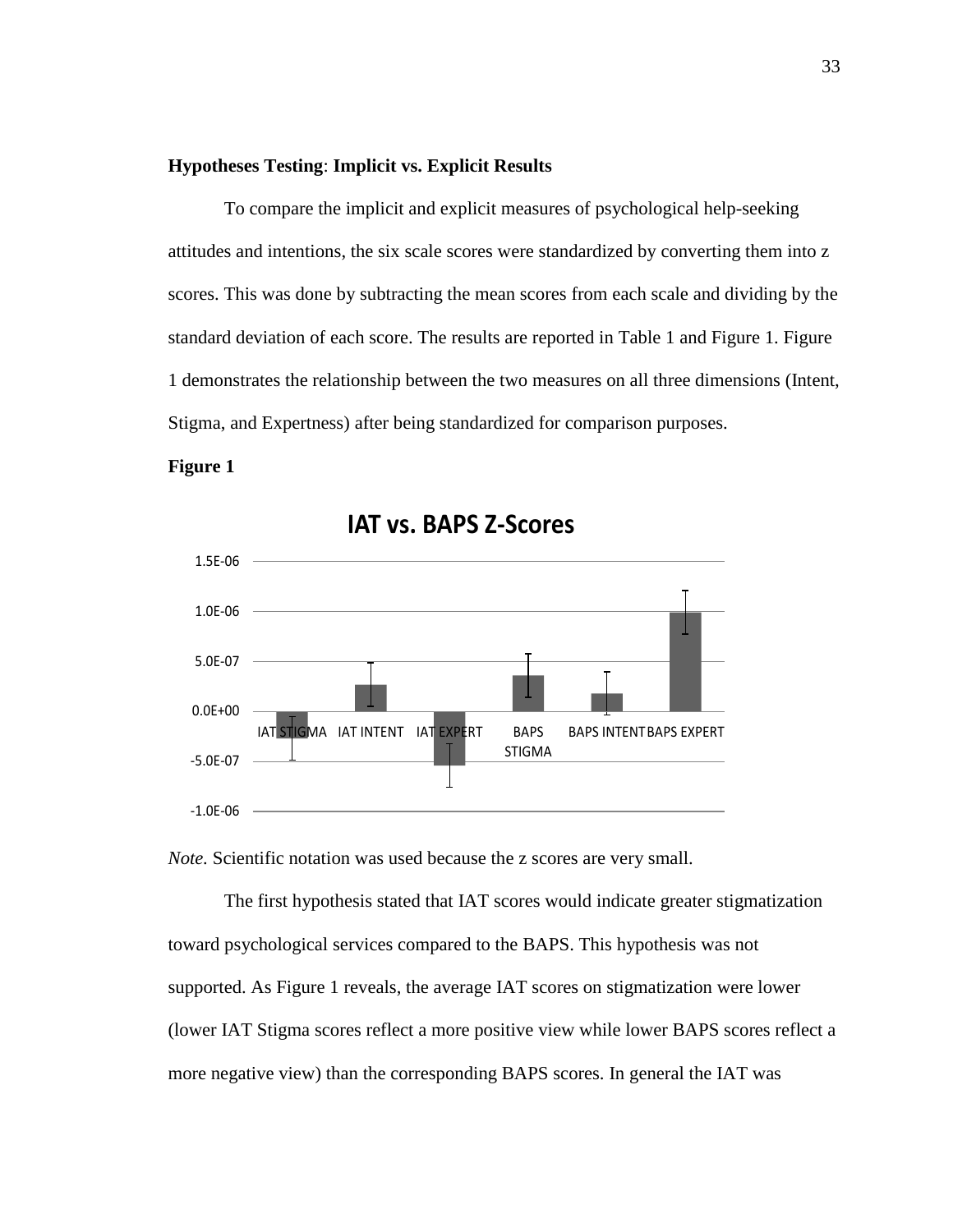**Hypotheses Testing**: **Implicit vs. Explicit Results**

To compare the implicit and explicit measures of psychological help-seeking attitudes and intentions, the six scale scores were standardized by converting them into z scores. This was done by subtracting the mean scores from each scale and dividing by the standard deviation of each score. The results are reported in Table 1 and Figure 1. Figure 1 demonstrates the relationship between the two measures on all three dimensions (Intent, Stigma, and Expertness) after being standardized for comparison purposes.

**Figure 1**

*Note.* Scientific notation was used because the z scores are very small.

The first hypothesis stated that IAT scores would indicate greater stigmatization toward psychological services compared to the BAPS. This hypothesis was not supported. As Figure 1 reveals, the average IAT scores on stigmatization were lower (lower IAT Stigma scores reflect a more positive view while lower BAPS scores reflect a more negative view) than the corresponding BAPS scores. In general the IAT was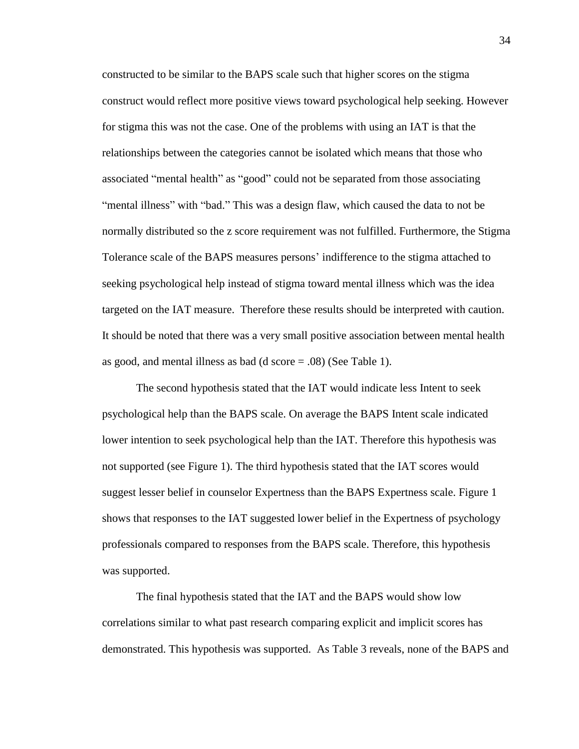constructed to be similar to the BAPS scale such that higher scores on the stigma construct would reflect more positive views toward psychological help seeking. However for stigma this was not the case. One of the problems with using an IAT is that the relationships between the categories cannot be isolated which means that those who associated “mental health” as “good” could not be separated from those associating “mental illness” with “bad.” This was a design flaw, which caused the data to not be normally distributed so the z score requirement was not fulfilled. Furthermore, the Stigma Tolerance scale of the BAPS measures persons’ indifference to the stigma attached to seeking psychological help instead of stigma toward mental illness which was the idea targeted on the IAT measure. Therefore these results should be interpreted with caution. It should be noted that there was a very small positive association between mental health as good, and mental illness as bad (d score = .08) (See Table 1).

The second hypothesis stated that the IAT would indicate less Intent to seek psychological help than the BAPS scale. On average the BAPS Intent scale indicated lower intention to seek psychological help than the IAT. Therefore this hypothesis was not supported (see Figure 1). The third hypothesis stated that the IAT scores would suggest lesser belief in counselor Expertness than the BAPS Expertness scale. Figure 1 shows that responses to the IAT suggested lower belief in the Expertness of psychology professionals compared to responses from the BAPS scale. Therefore, this hypothesis was supported.

The final hypothesis stated that the IAT and the BAPS would show low correlations similar to what past research comparing explicit and implicit scores has demonstrated. This hypothesis was supported. As Table 3 reveals, none of the BAPS and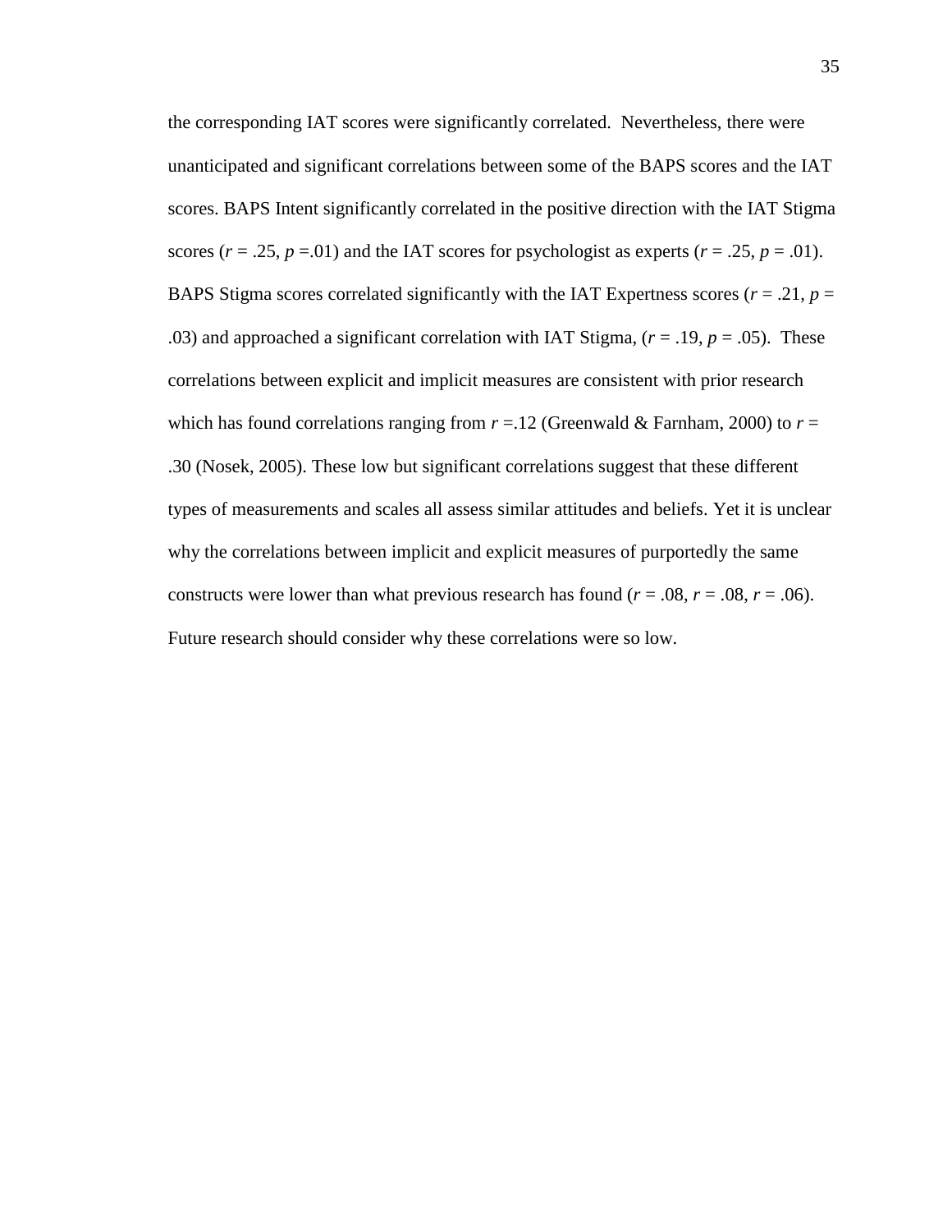the corresponding IAT scores were significantly correlated. Nevertheless, there were unanticipated and significant correlations between some of the BAPS scores and the IAT scores. BAPS Intent significantly correlated in the positive direction with the IAT Stigma scores ($r$ = .25, $p$ =.01) and the IAT scores for psychologist as experts ($r$ = .25, $p$ = .01). BAPS Stigma scores correlated significantly with the IAT Expertness scores ($r$ = .21, $p$ = .03) and approached a significant correlation with IAT Stigma, ($r$ = .19, $p$ = .05). These correlations between explicit and implicit measures are consistent with prior research which has found correlations ranging from $r$ =.12 (Greenwald & Farnham, 2000) to $r$ = .30 (Nosek, 2005). These low but significant correlations suggest that these different types of measurements and scales all assess similar attitudes and beliefs. Yet it is unclear why the correlations between implicit and explicit measures of purportedly the same constructs were lower than what previous research has found ($r$ = .08, $r$ = .08, $r$ = .06). Future research should consider why these correlations were so low.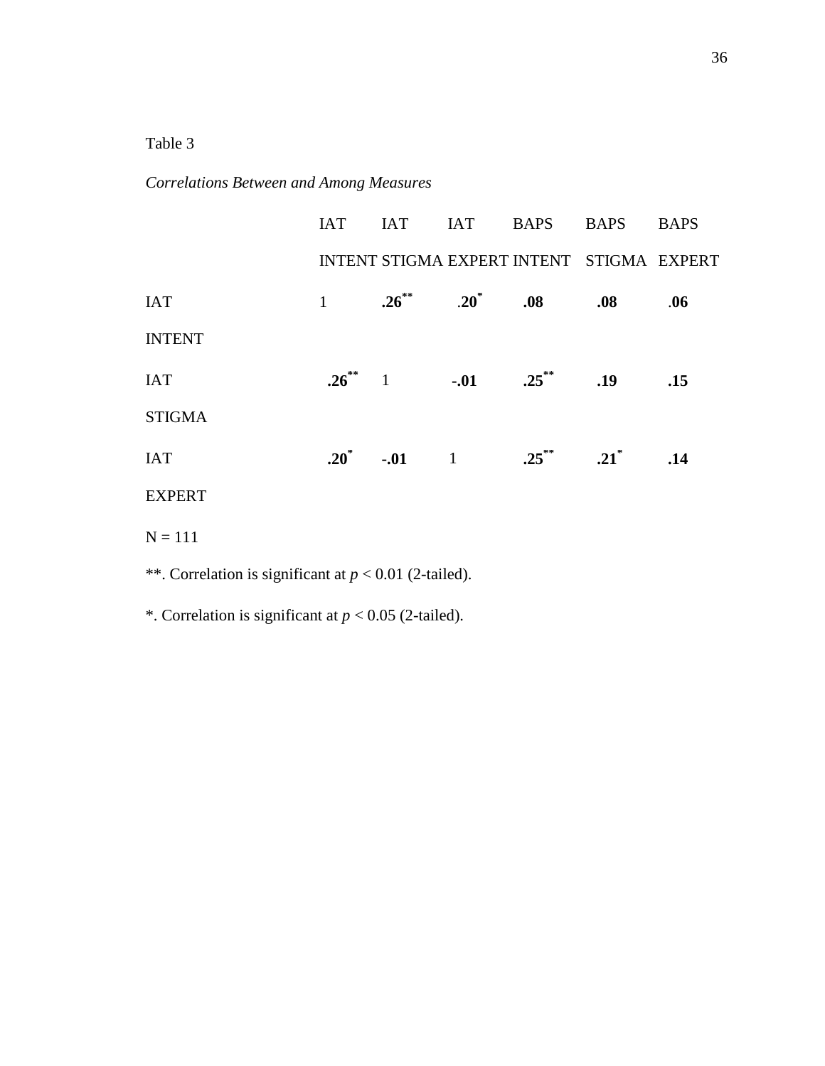Table 3

*Correlations Between and Among Measures*

| | IAT INTENT | IAT STIGMA | IAT EXPERT | BAPS INTENT | BAPS STIGMA | BAPS EXPERT |
|---|---|---|---|---|---|---|
| IAT INTENT | 1 | **.26**** | **.20*** | **.08** | **.08** | **.06** |
| IAT STIGMA | **.26**** | 1 | **-.01** | **.25**** | **.19** | **.15** |
| IAT EXPERT | **.20*** | **-.01** | 1 | **.25**** | **.21*** | **.14** |

N = 111

**. Correlation is significant at *p* < 0.01 (2-tailed).

*. Correlation is significant at *p* < 0.05 (2-tailed).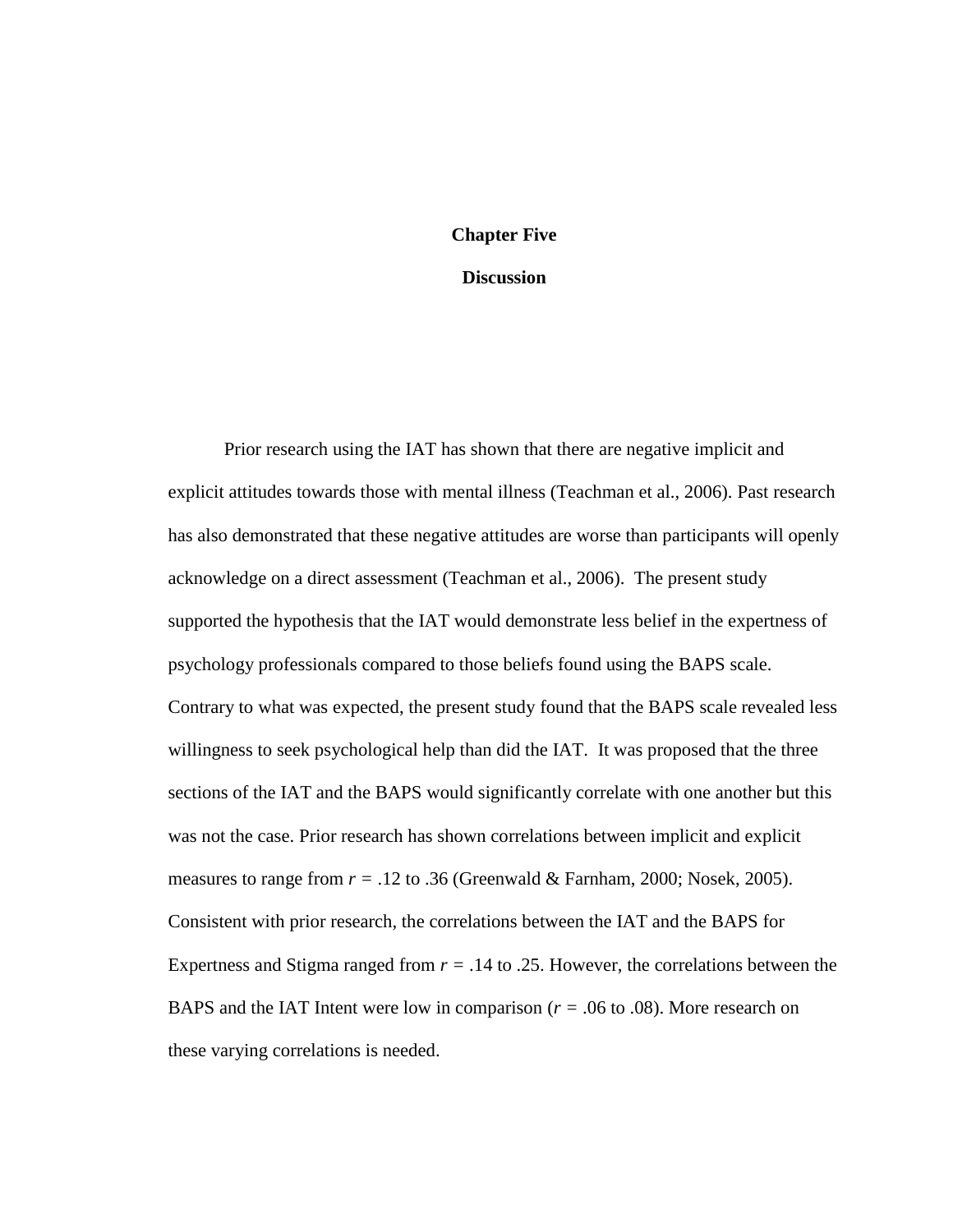# Chapter Five

## Discussion

Prior research using the IAT has shown that there are negative implicit and explicit attitudes towards those with mental illness (Teachman et al., 2006). Past research has also demonstrated that these negative attitudes are worse than participants will openly acknowledge on a direct assessment (Teachman et al., 2006). The present study supported the hypothesis that the IAT would demonstrate less belief in the expertness of psychology professionals compared to those beliefs found using the BAPS scale. Contrary to what was expected, the present study found that the BAPS scale revealed less willingness to seek psychological help than did the IAT. It was proposed that the three sections of the IAT and the BAPS would significantly correlate with one another but this was not the case. Prior research has shown correlations between implicit and explicit measures to range from $r$ = .12 to .36 (Greenwald & Farnham, 2000; Nosek, 2005). Consistent with prior research, the correlations between the IAT and the BAPS for Expertness and Stigma ranged from $r$ = .14 to .25. However, the correlations between the BAPS and the IAT Intent were low in comparison ($r$ = .06 to .08). More research on these varying correlations is needed.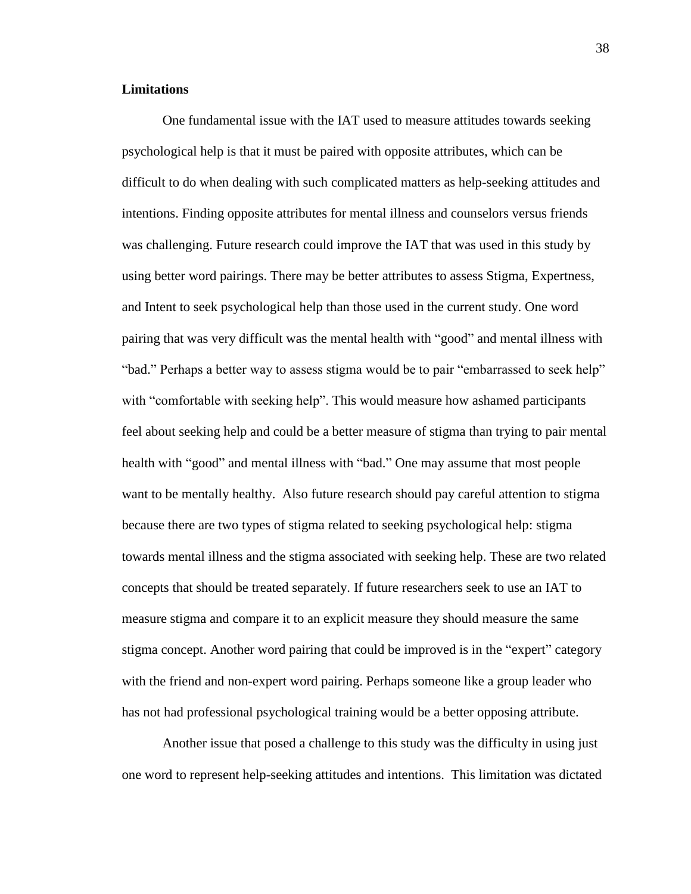**Limitations**

One fundamental issue with the IAT used to measure attitudes towards seeking psychological help is that it must be paired with opposite attributes, which can be difficult to do when dealing with such complicated matters as help-seeking attitudes and intentions. Finding opposite attributes for mental illness and counselors versus friends was challenging. Future research could improve the IAT that was used in this study by using better word pairings. There may be better attributes to assess Stigma, Expertness, and Intent to seek psychological help than those used in the current study. One word pairing that was very difficult was the mental health with "good" and mental illness with "bad." Perhaps a better way to assess stigma would be to pair "embarrassed to seek help" with "comfortable with seeking help". This would measure how ashamed participants feel about seeking help and could be a better measure of stigma than trying to pair mental health with "good" and mental illness with "bad." One may assume that most people want to be mentally healthy. Also future research should pay careful attention to stigma because there are two types of stigma related to seeking psychological help: stigma towards mental illness and the stigma associated with seeking help. These are two related concepts that should be treated separately. If future researchers seek to use an IAT to measure stigma and compare it to an explicit measure they should measure the same stigma concept. Another word pairing that could be improved is in the "expert" category with the friend and non-expert word pairing. Perhaps someone like a group leader who has not had professional psychological training would be a better opposing attribute.

Another issue that posed a challenge to this study was the difficulty in using just one word to represent help-seeking attitudes and intentions. This limitation was dictated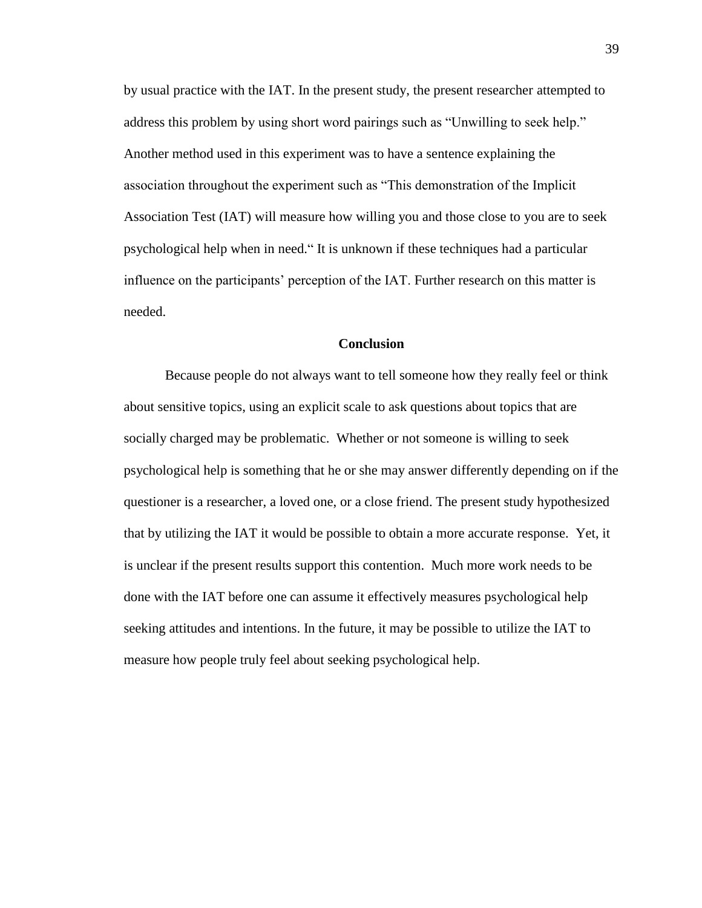by usual practice with the IAT. In the present study, the present researcher attempted to address this problem by using short word pairings such as “Unwilling to seek help.” Another method used in this experiment was to have a sentence explaining the association throughout the experiment such as “This demonstration of the Implicit Association Test (IAT) will measure how willing you and those close to you are to seek psychological help when in need.“ It is unknown if these techniques had a particular influence on the participants’ perception of the IAT. Further research on this matter is needed.

## Conclusion

Because people do not always want to tell someone how they really feel or think about sensitive topics, using an explicit scale to ask questions about topics that are socially charged may be problematic. Whether or not someone is willing to seek psychological help is something that he or she may answer differently depending on if the questioner is a researcher, a loved one, or a close friend. The present study hypothesized that by utilizing the IAT it would be possible to obtain a more accurate response. Yet, it is unclear if the present results support this contention. Much more work needs to be done with the IAT before one can assume it effectively measures psychological help seeking attitudes and intentions. In the future, it may be possible to utilize the IAT to measure how people truly feel about seeking psychological help.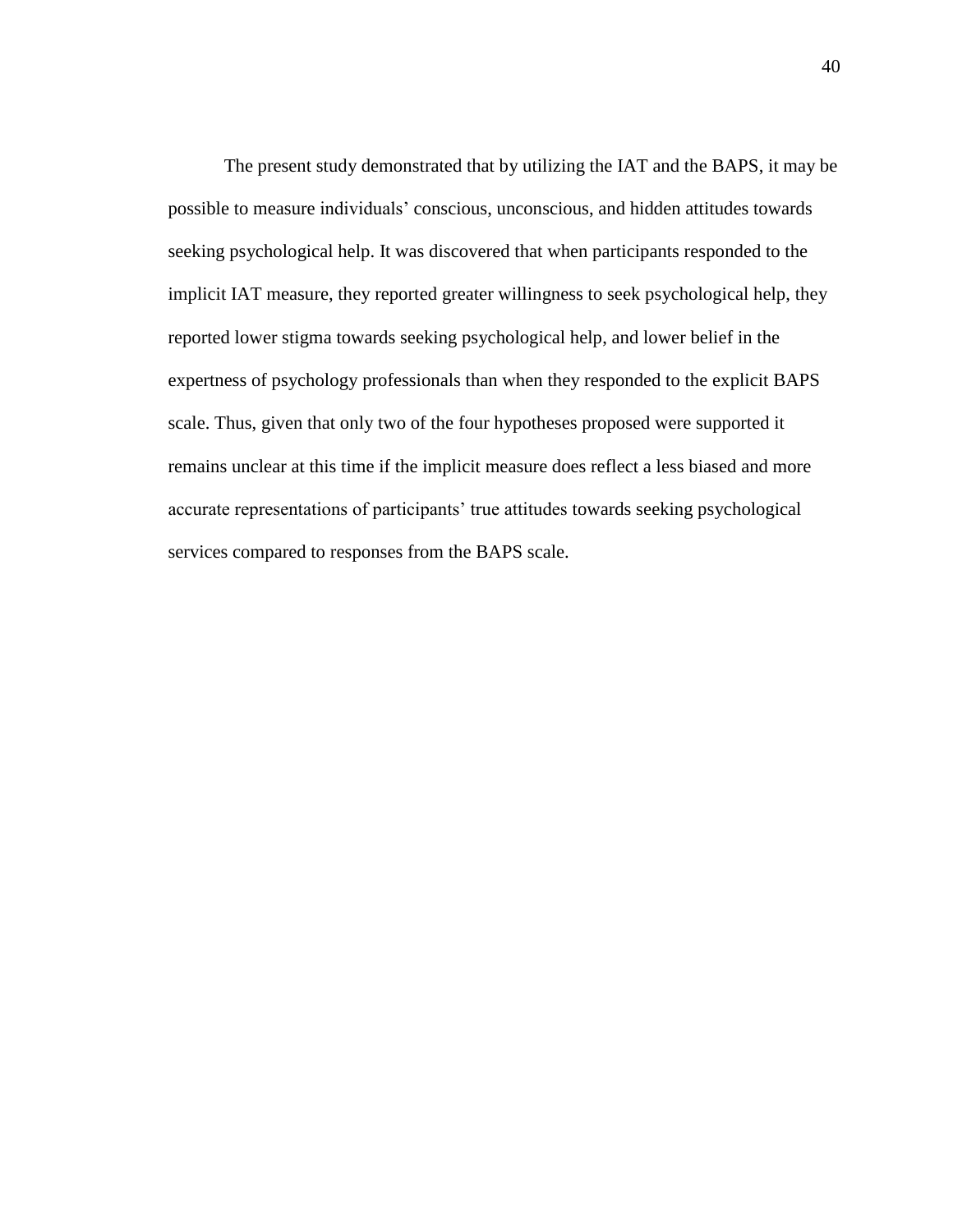The present study demonstrated that by utilizing the IAT and the BAPS, it may be possible to measure individuals' conscious, unconscious, and hidden attitudes towards seeking psychological help. It was discovered that when participants responded to the implicit IAT measure, they reported greater willingness to seek psychological help, they reported lower stigma towards seeking psychological help, and lower belief in the expertness of psychology professionals than when they responded to the explicit BAPS scale. Thus, given that only two of the four hypotheses proposed were supported it remains unclear at this time if the implicit measure does reflect a less biased and more accurate representations of participants' true attitudes towards seeking psychological services compared to responses from the BAPS scale.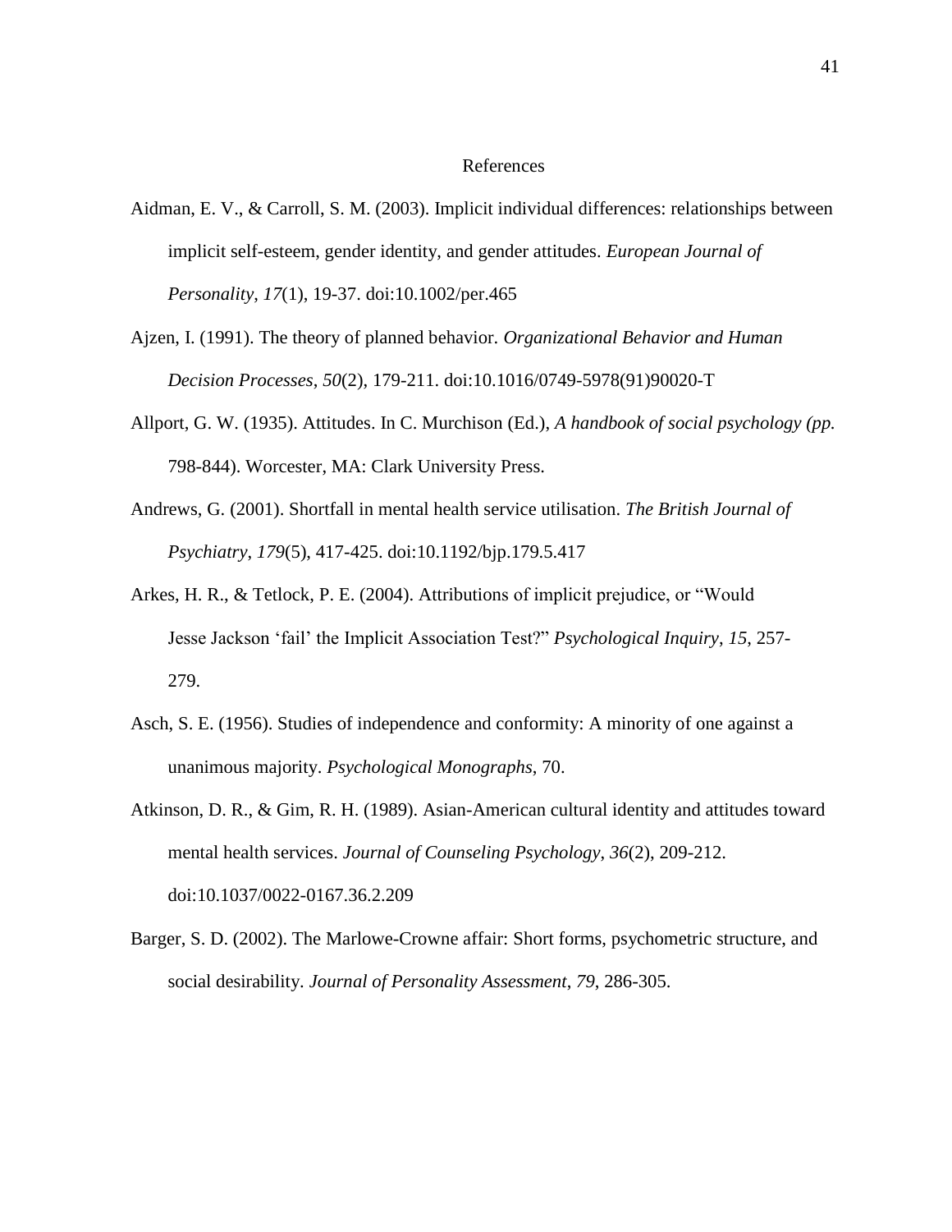# References

Aidman, E. V., & Carroll, S. M. (2003). Implicit individual differences: relationships between implicit self-esteem, gender identity, and gender attitudes. *European Journal of Personality*, *17*(1), 19-37. doi:10.1002/per.465

Ajzen, I. (1991). The theory of planned behavior. *Organizational Behavior and Human Decision Processes*, *50*(2), 179-211. doi:10.1016/0749-5978(91)90020-T

Allport, G. W. (1935). Attitudes. In C. Murchison (Ed.), *A handbook of social psychology (pp.* 798-844). Worcester, MA: Clark University Press.

Andrews, G. (2001). Shortfall in mental health service utilisation. *The British Journal of Psychiatry*, *179*(5), 417-425. doi:10.1192/bjp.179.5.417

Arkes, H. R., & Tetlock, P. E. (2004). Attributions of implicit prejudice, or "Would Jesse Jackson 'fail' the Implicit Association Test?" *Psychological Inquiry*, *15*, 257-279.

Asch, S. E. (1956). Studies of independence and conformity: A minority of one against a unanimous majority. *Psychological Monographs*, 70.

Atkinson, D. R., & Gim, R. H. (1989). Asian-American cultural identity and attitudes toward mental health services. *Journal of Counseling Psychology*, *36*(2), 209-212. doi:10.1037/0022-0167.36.2.209

Barger, S. D. (2002). The Marlowe-Crowne affair: Short forms, psychometric structure, and social desirability. *Journal of Personality Assessment*, *79*, 286-305.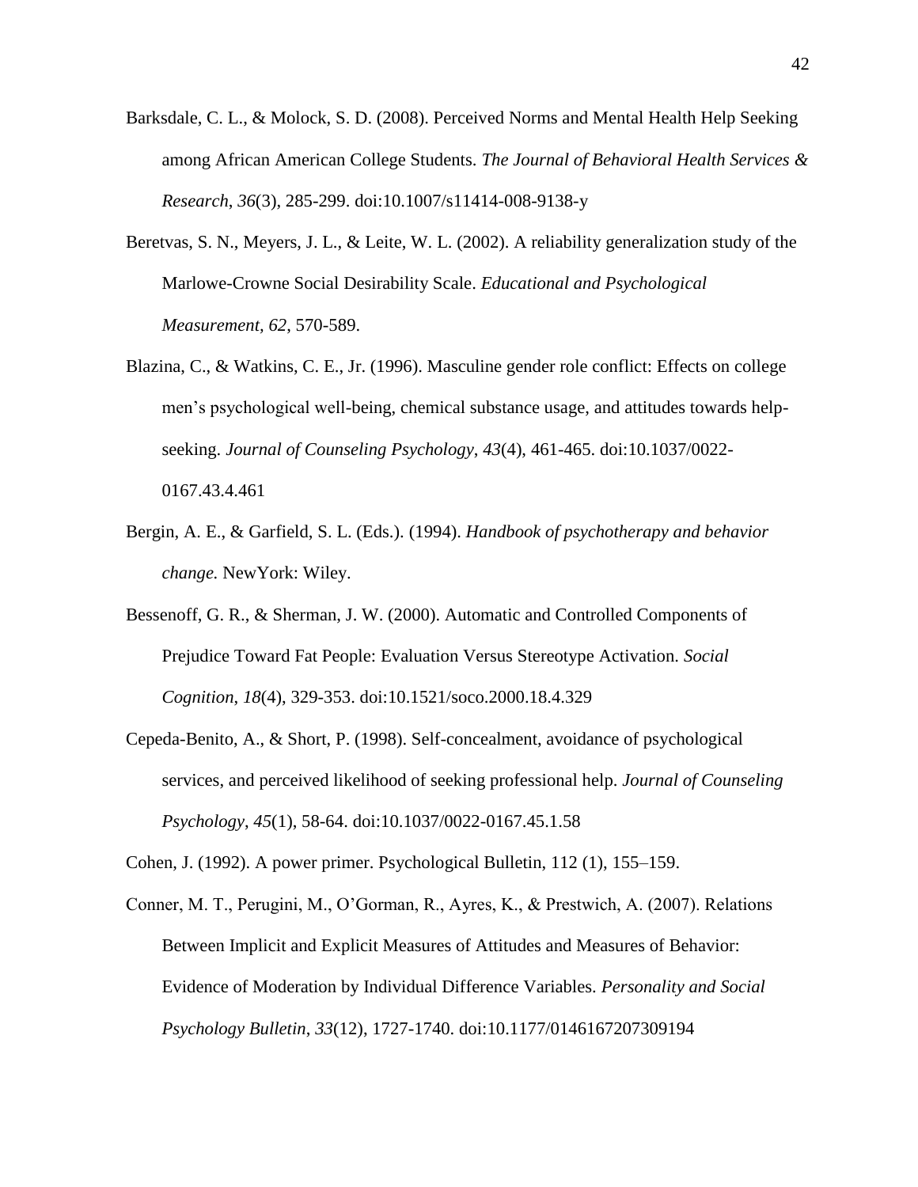Barksdale, C. L., & Molock, S. D. (2008). Perceived Norms and Mental Health Help Seeking among African American College Students. *The Journal of Behavioral Health Services & Research*, *36*(3), 285-299. doi:10.1007/s11414-008-9138-y

Beretvas, S. N., Meyers, J. L., & Leite, W. L. (2002). A reliability generalization study of the Marlowe-Crowne Social Desirability Scale. *Educational and Psychological Measurement, 62*, 570-589.

Blazina, C., & Watkins, C. E., Jr. (1996). Masculine gender role conflict: Effects on college men's psychological well-being, chemical substance usage, and attitudes towards help-seeking. *Journal of Counseling Psychology*, *43*(4), 461-465. doi:10.1037/0022-0167.43.4.461

Bergin, A. E., & Garfield, S. L. (Eds.). (1994). *Handbook of psychotherapy and behavior change.* NewYork: Wiley.

Bessenoff, G. R., & Sherman, J. W. (2000). Automatic and Controlled Components of Prejudice Toward Fat People: Evaluation Versus Stereotype Activation. *Social Cognition*, *18*(4), 329-353. doi:10.1521/soco.2000.18.4.329

Cepeda-Benito, A., & Short, P. (1998). Self-concealment, avoidance of psychological services, and perceived likelihood of seeking professional help. *Journal of Counseling Psychology*, *45*(1), 58-64. doi:10.1037/0022-0167.45.1.58

Cohen, J. (1992). A power primer. Psychological Bulletin, 112 (1), 155–159.

Conner, M. T., Perugini, M., O'Gorman, R., Ayres, K., & Prestwich, A. (2007). Relations Between Implicit and Explicit Measures of Attitudes and Measures of Behavior: Evidence of Moderation by Individual Difference Variables. *Personality and Social Psychology Bulletin*, *33*(12), 1727-1740. doi:10.1177/0146167207309194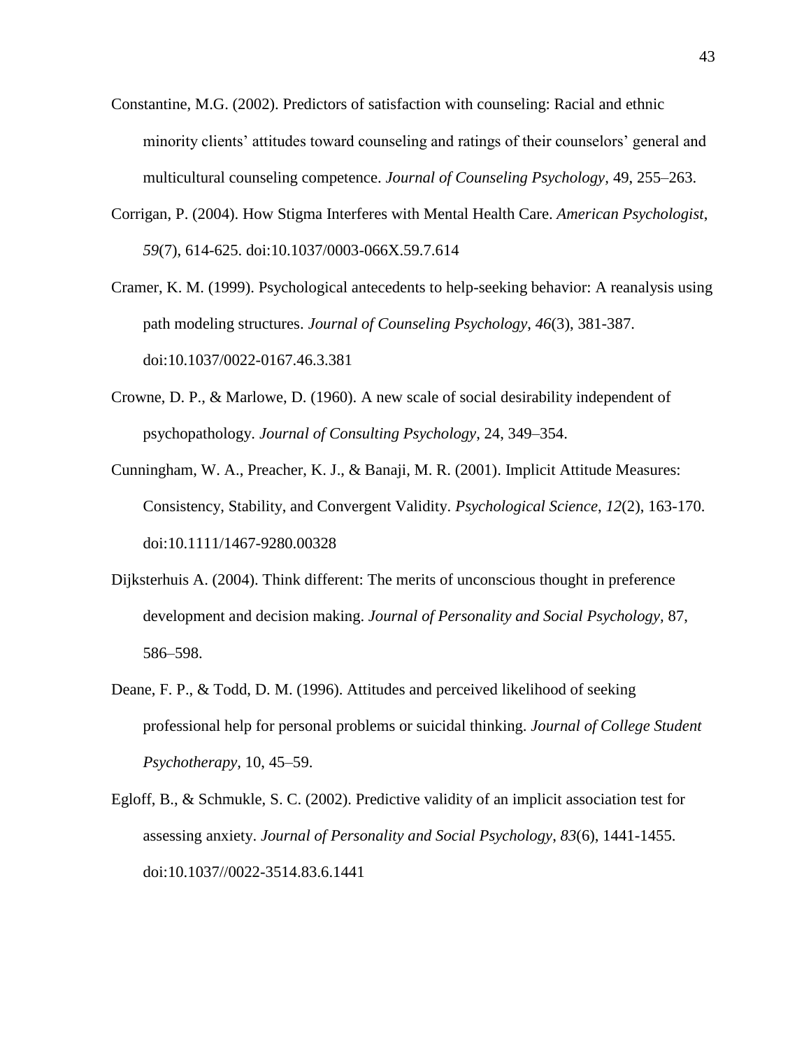Constantine, M.G. (2002). Predictors of satisfaction with counseling: Racial and ethnic minority clients' attitudes toward counseling and ratings of their counselors' general and multicultural counseling competence. *Journal of Counseling Psychology*, 49, 255–263.

Corrigan, P. (2004). How Stigma Interferes with Mental Health Care. *American Psychologist*, *59*(7), 614-625. doi:10.1037/0003-066X.59.7.614

Cramer, K. M. (1999). Psychological antecedents to help-seeking behavior: A reanalysis using path modeling structures. *Journal of Counseling Psychology*, *46*(3), 381-387. doi:10.1037/0022-0167.46.3.381

Crowne, D. P., & Marlowe, D. (1960). A new scale of social desirability independent of psychopathology. *Journal of Consulting Psychology*, 24, 349–354.

Cunningham, W. A., Preacher, K. J., & Banaji, M. R. (2001). Implicit Attitude Measures: Consistency, Stability, and Convergent Validity. *Psychological Science*, *12*(2), 163-170. doi:10.1111/1467-9280.00328

Dijksterhuis A. (2004). Think different: The merits of unconscious thought in preference development and decision making. *Journal of Personality and Social Psychology*, 87, 586–598.

Deane, F. P., & Todd, D. M. (1996). Attitudes and perceived likelihood of seeking professional help for personal problems or suicidal thinking. *Journal of College Student Psychotherapy*, 10, 45–59.

Egloff, B., & Schmukle, S. C. (2002). Predictive validity of an implicit association test for assessing anxiety. *Journal of Personality and Social Psychology*, *83*(6), 1441-1455. doi:10.1037//0022-3514.83.6.1441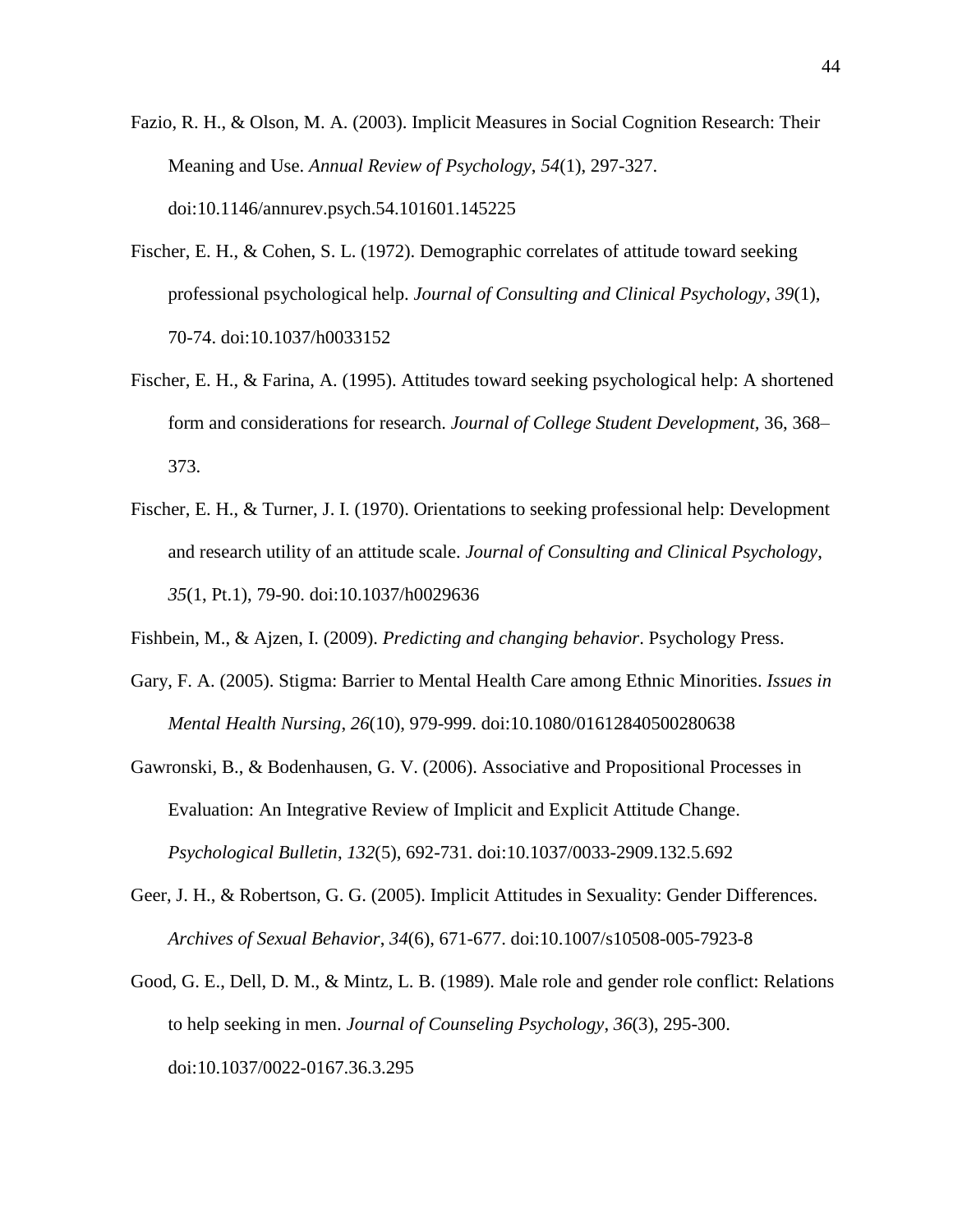Fazio, R. H., & Olson, M. A. (2003). Implicit Measures in Social Cognition Research: Their Meaning and Use. *Annual Review of Psychology*, *54*(1), 297-327. doi:10.1146/annurev.psych.54.101601.145225

Fischer, E. H., & Cohen, S. L. (1972). Demographic correlates of attitude toward seeking professional psychological help. *Journal of Consulting and Clinical Psychology*, *39*(1), 70-74. doi:10.1037/h0033152

Fischer, E. H., & Farina, A. (1995). Attitudes toward seeking psychological help: A shortened form and considerations for research. *Journal of College Student Development*, 36, 368–373.

Fischer, E. H., & Turner, J. I. (1970). Orientations to seeking professional help: Development and research utility of an attitude scale. *Journal of Consulting and Clinical Psychology*, *35*(1, Pt.1), 79-90. doi:10.1037/h0029636

Fishbein, M., & Ajzen, I. (2009). *Predicting and changing behavior*. Psychology Press.

Gary, F. A. (2005). Stigma: Barrier to Mental Health Care among Ethnic Minorities. *Issues in Mental Health Nursing*, *26*(10), 979-999. doi:10.1080/01612840500280638

Gawronski, B., & Bodenhausen, G. V. (2006). Associative and Propositional Processes in Evaluation: An Integrative Review of Implicit and Explicit Attitude Change. *Psychological Bulletin*, *132*(5), 692-731. doi:10.1037/0033-2909.132.5.692

Geer, J. H., & Robertson, G. G. (2005). Implicit Attitudes in Sexuality: Gender Differences. *Archives of Sexual Behavior*, *34*(6), 671-677. doi:10.1007/s10508-005-7923-8

Good, G. E., Dell, D. M., & Mintz, L. B. (1989). Male role and gender role conflict: Relations to help seeking in men. *Journal of Counseling Psychology*, *36*(3), 295-300. doi:10.1037/0022-0167.36.3.295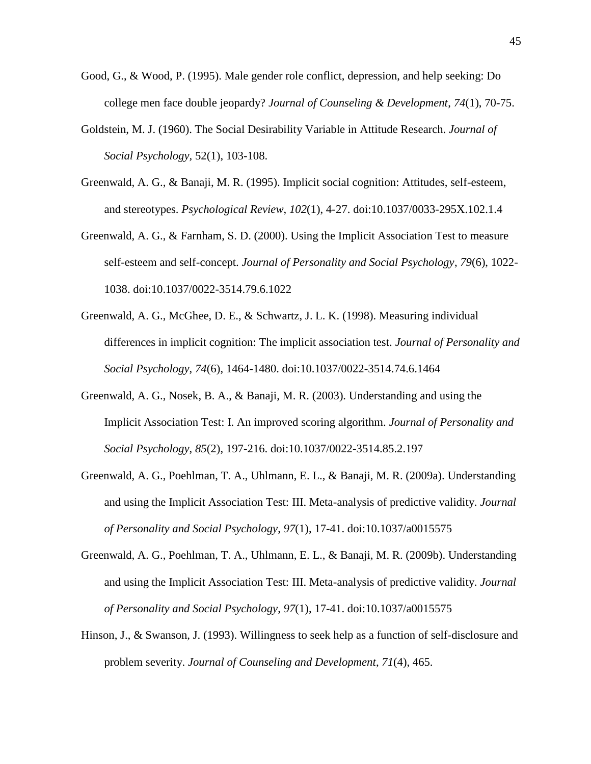Good, G., & Wood, P. (1995). Male gender role conflict, depression, and help seeking: Do college men face double jeopardy? *Journal of Counseling & Development*, *74*(1), 70-75.

Goldstein, M. J. (1960). The Social Desirability Variable in Attitude Research. *Journal of Social Psychology,* 52(1), 103-108.

Greenwald, A. G., & Banaji, M. R. (1995). Implicit social cognition: Attitudes, self-esteem, and stereotypes. *Psychological Review*, *102*(1), 4-27. doi:10.1037/0033-295X.102.1.4

Greenwald, A. G., & Farnham, S. D. (2000). Using the Implicit Association Test to measure self-esteem and self-concept. *Journal of Personality and Social Psychology*, *79*(6), 1022-1038. doi:10.1037/0022-3514.79.6.1022

Greenwald, A. G., McGhee, D. E., & Schwartz, J. L. K. (1998). Measuring individual differences in implicit cognition: The implicit association test. *Journal of Personality and Social Psychology*, *74*(6), 1464-1480. doi:10.1037/0022-3514.74.6.1464

Greenwald, A. G., Nosek, B. A., & Banaji, M. R. (2003). Understanding and using the Implicit Association Test: I. An improved scoring algorithm. *Journal of Personality and Social Psychology*, *85*(2), 197-216. doi:10.1037/0022-3514.85.2.197

Greenwald, A. G., Poehlman, T. A., Uhlmann, E. L., & Banaji, M. R. (2009a). Understanding and using the Implicit Association Test: III. Meta-analysis of predictive validity. *Journal of Personality and Social Psychology*, *97*(1), 17-41. doi:10.1037/a0015575

Greenwald, A. G., Poehlman, T. A., Uhlmann, E. L., & Banaji, M. R. (2009b). Understanding and using the Implicit Association Test: III. Meta-analysis of predictive validity. *Journal of Personality and Social Psychology*, *97*(1), 17-41. doi:10.1037/a0015575

Hinson, J., & Swanson, J. (1993). Willingness to seek help as a function of self-disclosure and problem severity. *Journal of Counseling and Development*, *71*(4), 465.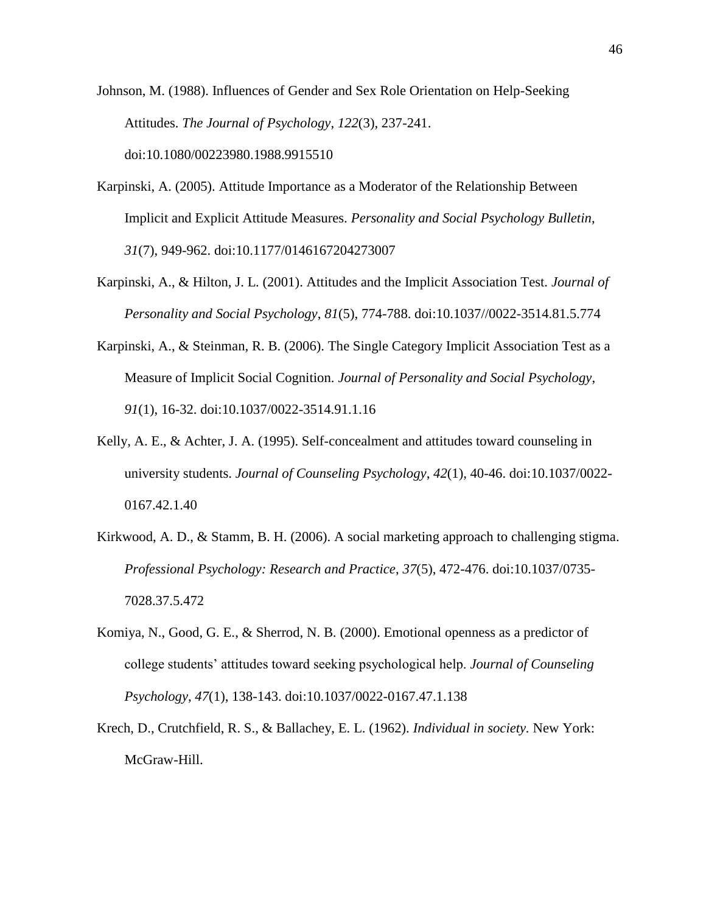Johnson, M. (1988). Influences of Gender and Sex Role Orientation on Help-Seeking Attitudes. *The Journal of Psychology*, *122*(3), 237-241. doi:10.1080/00223980.1988.9915510

Karpinski, A. (2005). Attitude Importance as a Moderator of the Relationship Between Implicit and Explicit Attitude Measures. *Personality and Social Psychology Bulletin*, *31*(7), 949-962. doi:10.1177/0146167204273007

Karpinski, A., & Hilton, J. L. (2001). Attitudes and the Implicit Association Test. *Journal of Personality and Social Psychology*, *81*(5), 774-788. doi:10.1037//0022-3514.81.5.774

Karpinski, A., & Steinman, R. B. (2006). The Single Category Implicit Association Test as a Measure of Implicit Social Cognition. *Journal of Personality and Social Psychology*, *91*(1), 16-32. doi:10.1037/0022-3514.91.1.16

Kelly, A. E., & Achter, J. A. (1995). Self-concealment and attitudes toward counseling in university students. *Journal of Counseling Psychology*, *42*(1), 40-46. doi:10.1037/0022-0167.42.1.40

Kirkwood, A. D., & Stamm, B. H. (2006). A social marketing approach to challenging stigma. *Professional Psychology: Research and Practice*, *37*(5), 472-476. doi:10.1037/0735-7028.37.5.472

Komiya, N., Good, G. E., & Sherrod, N. B. (2000). Emotional openness as a predictor of college students' attitudes toward seeking psychological help. *Journal of Counseling Psychology*, *47*(1), 138-143. doi:10.1037/0022-0167.47.1.138

Krech, D., Crutchfield, R. S., & Ballachey, E. L. (1962). *Individual in society*. New York: McGraw-Hill.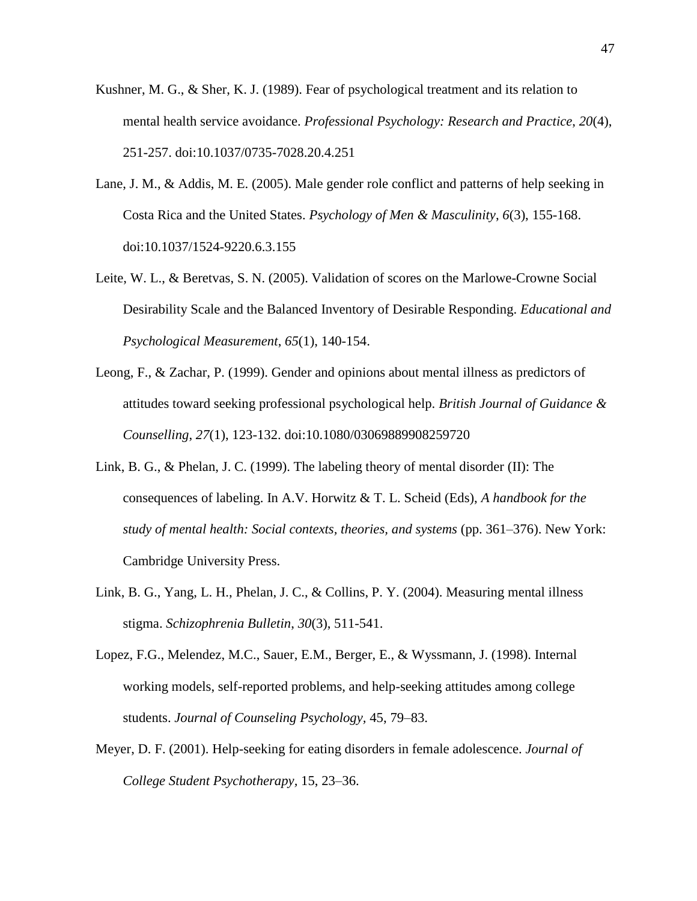Kushner, M. G., & Sher, K. J. (1989). Fear of psychological treatment and its relation to mental health service avoidance. *Professional Psychology: Research and Practice*, *20*(4), 251-257. doi:10.1037/0735-7028.20.4.251

Lane, J. M., & Addis, M. E. (2005). Male gender role conflict and patterns of help seeking in Costa Rica and the United States. *Psychology of Men & Masculinity*, *6*(3), 155-168. doi:10.1037/1524-9220.6.3.155

Leite, W. L., & Beretvas, S. N. (2005). Validation of scores on the Marlowe-Crowne Social Desirability Scale and the Balanced Inventory of Desirable Responding. *Educational and Psychological Measurement*, *65*(1), 140-154.

Leong, F., & Zachar, P. (1999). Gender and opinions about mental illness as predictors of attitudes toward seeking professional psychological help. *British Journal of Guidance & Counselling*, *27*(1), 123-132. doi:10.1080/03069889908259720

Link, B. G., & Phelan, J. C. (1999). The labeling theory of mental disorder (II): The consequences of labeling. In A.V. Horwitz & T. L. Scheid (Eds), *A handbook for the study of mental health: Social contexts, theories, and systems* (pp. 361–376). New York: Cambridge University Press.

Link, B. G., Yang, L. H., Phelan, J. C., & Collins, P. Y. (2004). Measuring mental illness stigma. *Schizophrenia Bulletin*, *30*(3), 511-541.

Lopez, F.G., Melendez, M.C., Sauer, E.M., Berger, E., & Wyssmann, J. (1998). Internal working models, self-reported problems, and help-seeking attitudes among college students. *Journal of Counseling Psychology*, 45, 79–83.

Meyer, D. F. (2001). Help-seeking for eating disorders in female adolescence. *Journal of College Student Psychotherapy*, 15, 23–36.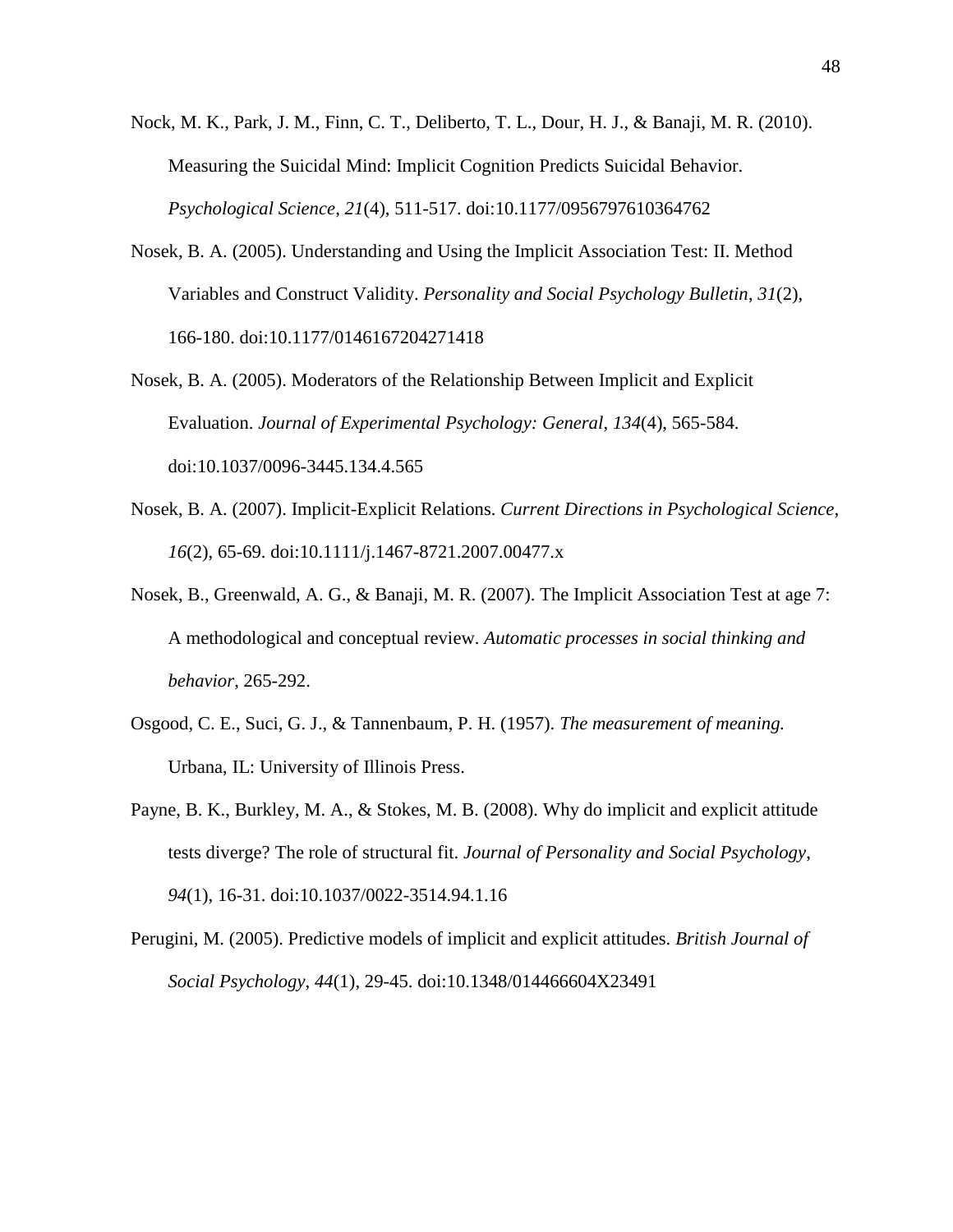Nock, M. K., Park, J. M., Finn, C. T., Deliberto, T. L., Dour, H. J., & Banaji, M. R. (2010). Measuring the Suicidal Mind: Implicit Cognition Predicts Suicidal Behavior. *Psychological Science*, *21*(4), 511-517. doi:10.1177/0956797610364762

Nosek, B. A. (2005). Understanding and Using the Implicit Association Test: II. Method Variables and Construct Validity. *Personality and Social Psychology Bulletin*, *31*(2), 166-180. doi:10.1177/0146167204271418

Nosek, B. A. (2005). Moderators of the Relationship Between Implicit and Explicit Evaluation. *Journal of Experimental Psychology: General*, *134*(4), 565-584. doi:10.1037/0096-3445.134.4.565

Nosek, B. A. (2007). Implicit-Explicit Relations. *Current Directions in Psychological Science*, *16*(2), 65-69. doi:10.1111/j.1467-8721.2007.00477.x

Nosek, B., Greenwald, A. G., & Banaji, M. R. (2007). The Implicit Association Test at age 7: A methodological and conceptual review. *Automatic processes in social thinking and behavior*, 265-292.

Osgood, C. E., Suci, G. J., & Tannenbaum, P. H. (1957). *The measurement of meaning.* Urbana, IL: University of Illinois Press.

Payne, B. K., Burkley, M. A., & Stokes, M. B. (2008). Why do implicit and explicit attitude tests diverge? The role of structural fit. *Journal of Personality and Social Psychology*, *94*(1), 16-31. doi:10.1037/0022-3514.94.1.16

Perugini, M. (2005). Predictive models of implicit and explicit attitudes. *British Journal of Social Psychology*, *44*(1), 29-45. doi:10.1348/014466604X23491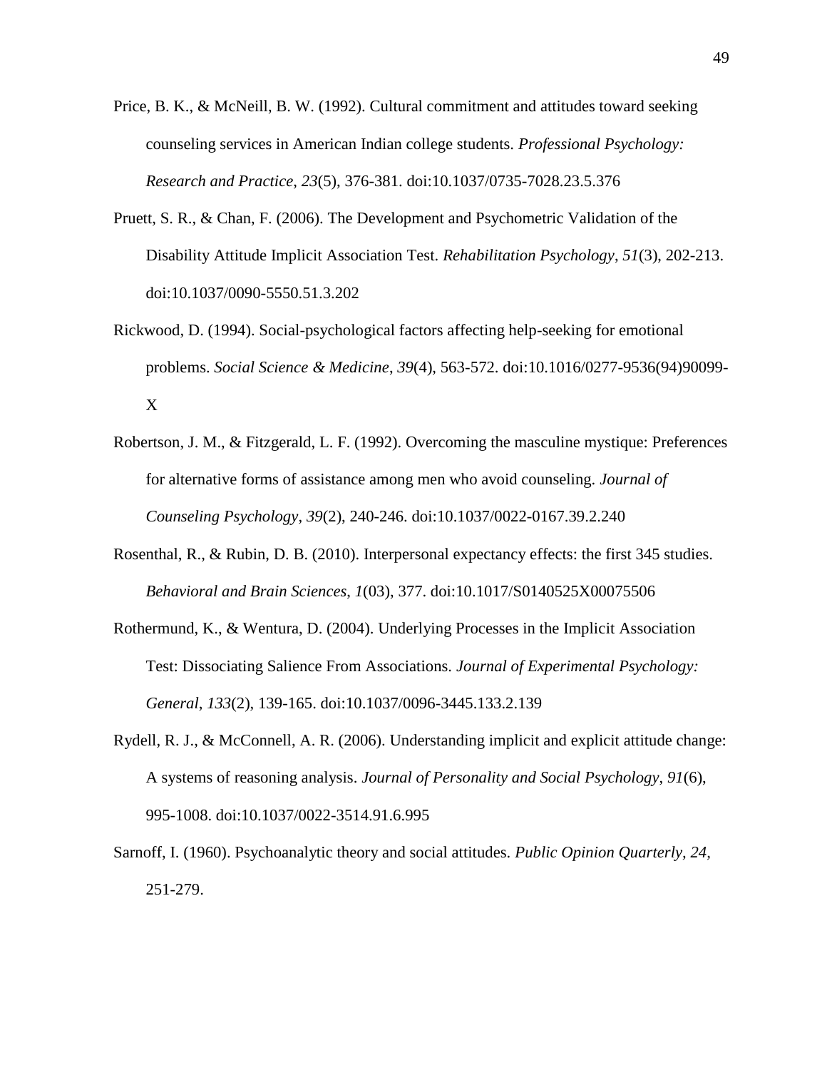Price, B. K., & McNeill, B. W. (1992). Cultural commitment and attitudes toward seeking counseling services in American Indian college students. *Professional Psychology: Research and Practice*, *23*(5), 376-381. doi:10.1037/0735-7028.23.5.376

Pruett, S. R., & Chan, F. (2006). The Development and Psychometric Validation of the Disability Attitude Implicit Association Test. *Rehabilitation Psychology*, *51*(3), 202-213. doi:10.1037/0090-5550.51.3.202

Rickwood, D. (1994). Social-psychological factors affecting help-seeking for emotional problems. *Social Science & Medicine*, *39*(4), 563-572. doi:10.1016/0277-9536(94)90099-X

Robertson, J. M., & Fitzgerald, L. F. (1992). Overcoming the masculine mystique: Preferences for alternative forms of assistance among men who avoid counseling. *Journal of Counseling Psychology*, *39*(2), 240-246. doi:10.1037/0022-0167.39.2.240

Rosenthal, R., & Rubin, D. B. (2010). Interpersonal expectancy effects: the first 345 studies. *Behavioral and Brain Sciences*, *1*(03), 377. doi:10.1017/S0140525X00075506

Rothermund, K., & Wentura, D. (2004). Underlying Processes in the Implicit Association Test: Dissociating Salience From Associations. *Journal of Experimental Psychology: General*, *133*(2), 139-165. doi:10.1037/0096-3445.133.2.139

Rydell, R. J., & McConnell, A. R. (2006). Understanding implicit and explicit attitude change: A systems of reasoning analysis. *Journal of Personality and Social Psychology*, *91*(6), 995-1008. doi:10.1037/0022-3514.91.6.995

Sarnoff, I. (1960). Psychoanalytic theory and social attitudes. *Public Opinion Quarterly, 24*, 251-279.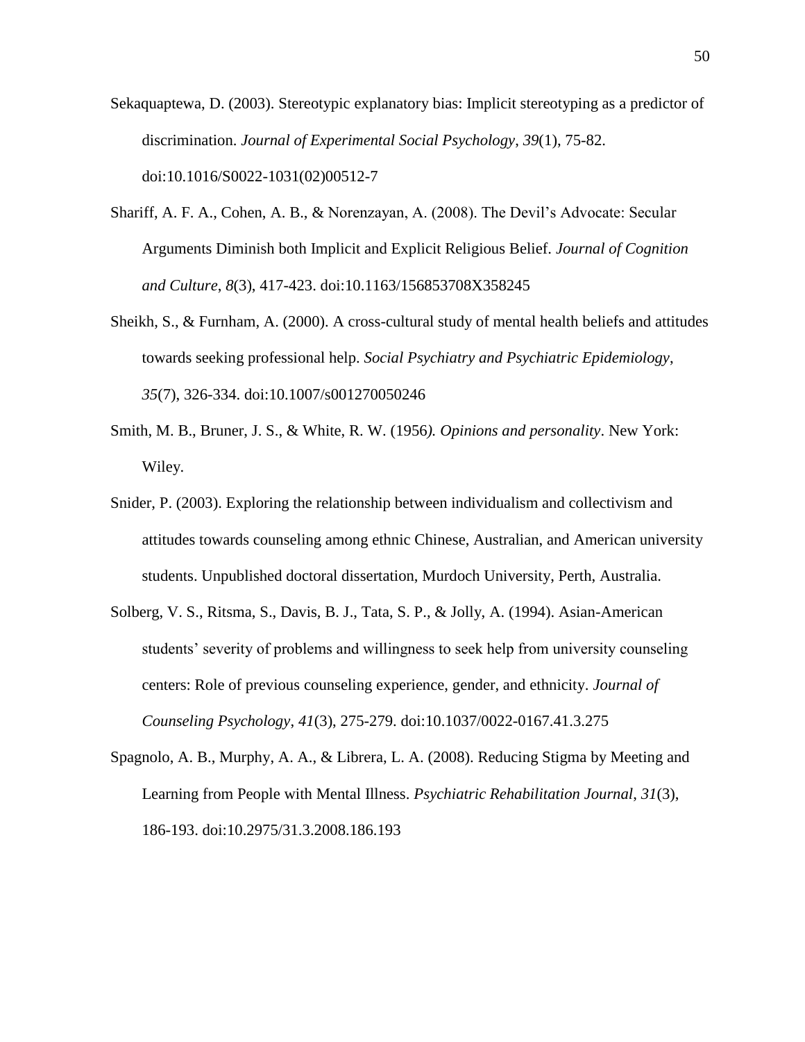Sekaquaptewa, D. (2003). Stereotypic explanatory bias: Implicit stereotyping as a predictor of discrimination. *Journal of Experimental Social Psychology*, *39*(1), 75-82. doi:10.1016/S0022-1031(02)00512-7

Shariff, A. F. A., Cohen, A. B., & Norenzayan, A. (2008). The Devil's Advocate: Secular Arguments Diminish both Implicit and Explicit Religious Belief. *Journal of Cognition and Culture*, *8*(3), 417-423. doi:10.1163/156853708X358245

Sheikh, S., & Furnham, A. (2000). A cross-cultural study of mental health beliefs and attitudes towards seeking professional help. *Social Psychiatry and Psychiatric Epidemiology*, *35*(7), 326-334. doi:10.1007/s001270050246

Smith, M. B., Bruner, J. S., & White, R. W. (1956*). Opinions and personality*. New York: Wiley.

Snider, P. (2003). Exploring the relationship between individualism and collectivism and attitudes towards counseling among ethnic Chinese, Australian, and American university students. Unpublished doctoral dissertation, Murdoch University, Perth, Australia.

Solberg, V. S., Ritsma, S., Davis, B. J., Tata, S. P., & Jolly, A. (1994). Asian-American students' severity of problems and willingness to seek help from university counseling centers: Role of previous counseling experience, gender, and ethnicity. *Journal of Counseling Psychology*, *41*(3), 275-279. doi:10.1037/0022-0167.41.3.275

Spagnolo, A. B., Murphy, A. A., & Librera, L. A. (2008). Reducing Stigma by Meeting and Learning from People with Mental Illness. *Psychiatric Rehabilitation Journal*, *31*(3), 186-193. doi:10.2975/31.3.2008.186.193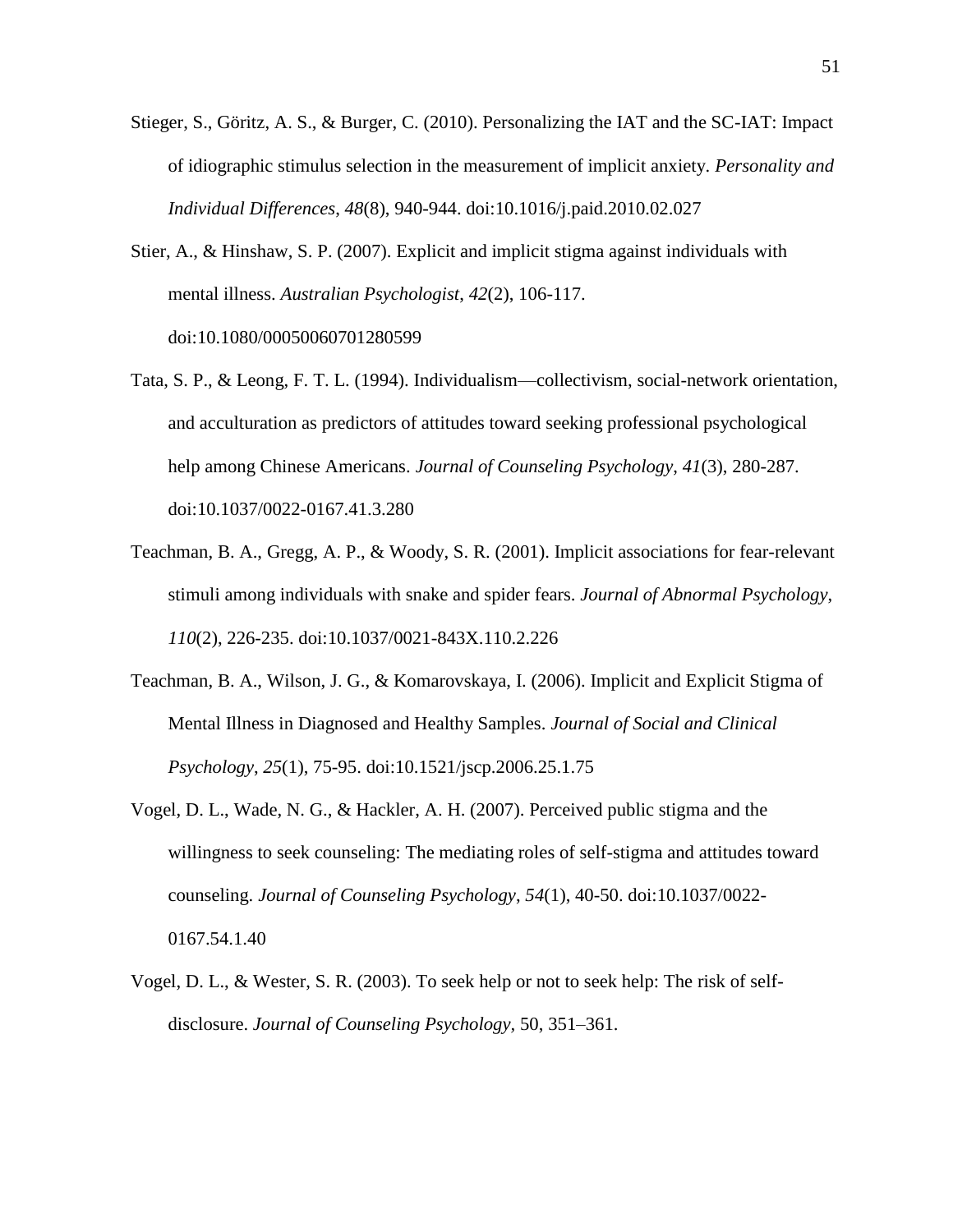Stieger, S., Göritz, A. S., & Burger, C. (2010). Personalizing the IAT and the SC-IAT: Impact of idiographic stimulus selection in the measurement of implicit anxiety. *Personality and Individual Differences*, *48*(8), 940-944. doi:10.1016/j.paid.2010.02.027

Stier, A., & Hinshaw, S. P. (2007). Explicit and implicit stigma against individuals with mental illness. *Australian Psychologist*, *42*(2), 106-117. doi:10.1080/00050060701280599

Tata, S. P., & Leong, F. T. L. (1994). Individualism—collectivism, social-network orientation, and acculturation as predictors of attitudes toward seeking professional psychological help among Chinese Americans. *Journal of Counseling Psychology*, *41*(3), 280-287. doi:10.1037/0022-0167.41.3.280

Teachman, B. A., Gregg, A. P., & Woody, S. R. (2001). Implicit associations for fear-relevant stimuli among individuals with snake and spider fears. *Journal of Abnormal Psychology*, *110*(2), 226-235. doi:10.1037/0021-843X.110.2.226

Teachman, B. A., Wilson, J. G., & Komarovskaya, I. (2006). Implicit and Explicit Stigma of Mental Illness in Diagnosed and Healthy Samples. *Journal of Social and Clinical Psychology*, *25*(1), 75-95. doi:10.1521/jscp.2006.25.1.75

Vogel, D. L., Wade, N. G., & Hackler, A. H. (2007). Perceived public stigma and the willingness to seek counseling: The mediating roles of self-stigma and attitudes toward counseling. *Journal of Counseling Psychology*, *54*(1), 40-50. doi:10.1037/0022-0167.54.1.40

Vogel, D. L., & Wester, S. R. (2003). To seek help or not to seek help: The risk of self-disclosure. *Journal of Counseling Psychology*, 50, 351–361.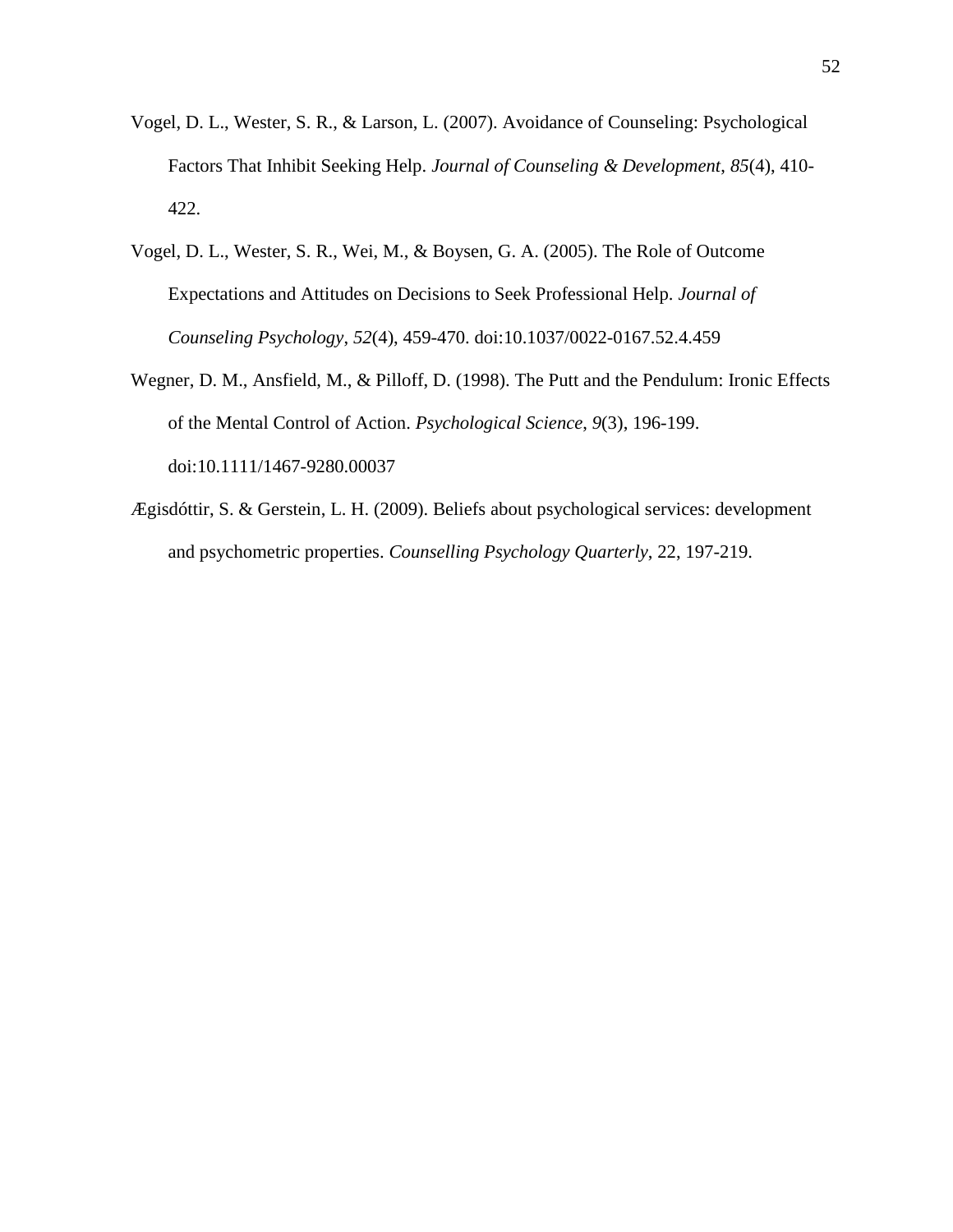Vogel, D. L., Wester, S. R., & Larson, L. (2007). Avoidance of Counseling: Psychological Factors That Inhibit Seeking Help. *Journal of Counseling & Development*, *85*(4), 410-422.

Vogel, D. L., Wester, S. R., Wei, M., & Boysen, G. A. (2005). The Role of Outcome Expectations and Attitudes on Decisions to Seek Professional Help. *Journal of Counseling Psychology*, *52*(4), 459-470. doi:10.1037/0022-0167.52.4.459

Wegner, D. M., Ansfield, M., & Pilloff, D. (1998). The Putt and the Pendulum: Ironic Effects of the Mental Control of Action. *Psychological Science*, *9*(3), 196-199. doi:10.1111/1467-9280.00037

Ægisdóttir, S. & Gerstein, L. H. (2009). Beliefs about psychological services: development and psychometric properties. *Counselling Psychology Quarterly*, 22, 197-219.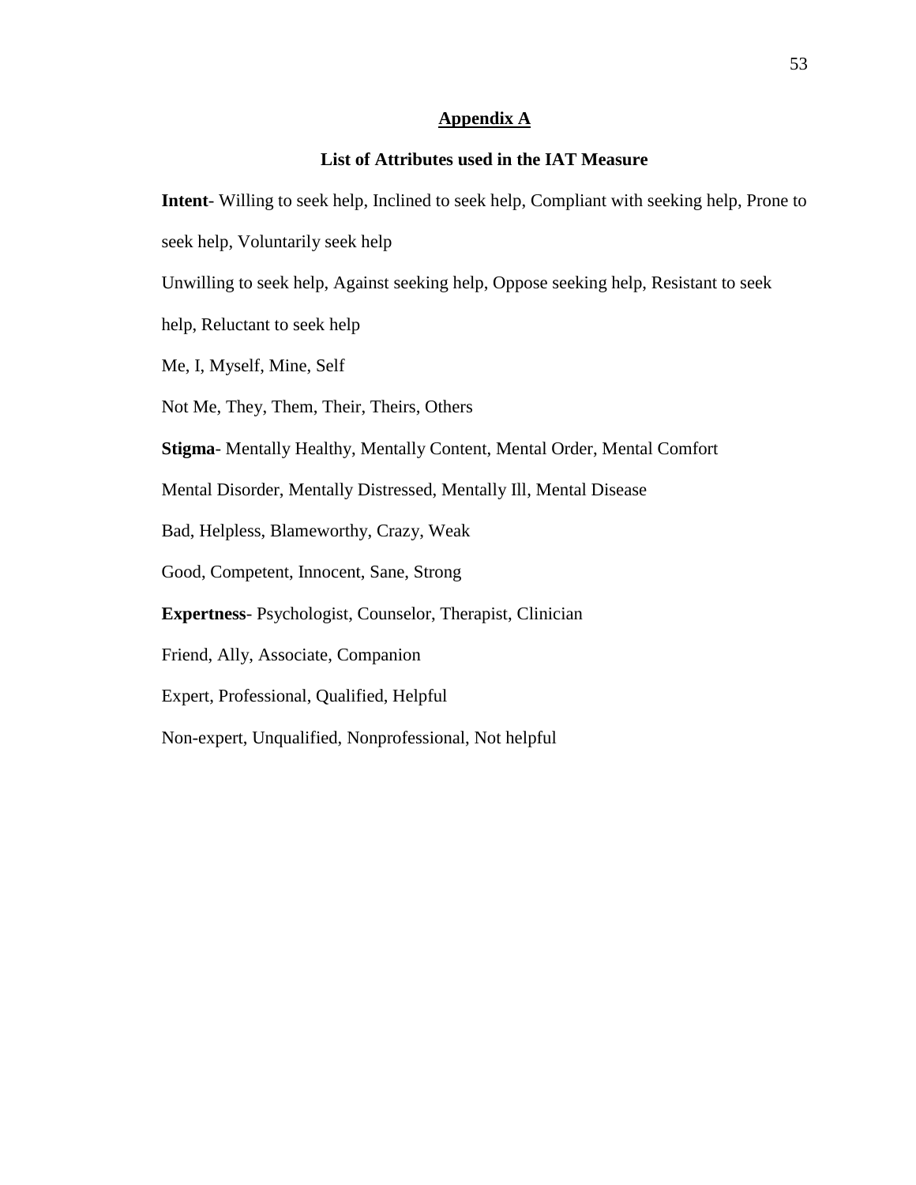# Appendix A

## List of Attributes used in the IAT Measure

**Intent**- Willing to seek help, Inclined to seek help, Compliant with seeking help, Prone to seek help, Voluntarily seek help

Unwilling to seek help, Against seeking help, Oppose seeking help, Resistant to seek help, Reluctant to seek help

Me, I, Myself, Mine, Self

Not Me, They, Them, Their, Theirs, Others

**Stigma**- Mentally Healthy, Mentally Content, Mental Order, Mental Comfort

Mental Disorder, Mentally Distressed, Mentally Ill, Mental Disease

Bad, Helpless, Blameworthy, Crazy, Weak

Good, Competent, Innocent, Sane, Strong

**Expertness**- Psychologist, Counselor, Therapist, Clinician

Friend, Ally, Associate, Companion

Expert, Professional, Qualified, Helpful

Non-expert, Unqualified, Nonprofessional, Not helpful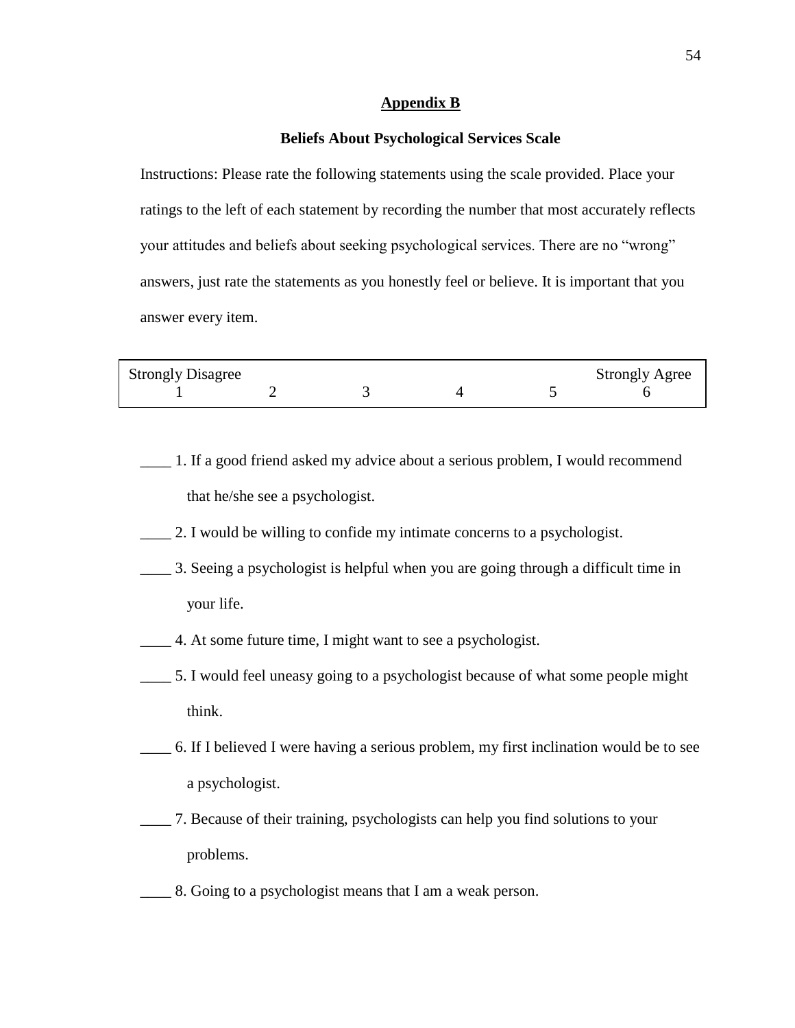## Appendix B

### Beliefs About Psychological Services Scale

Instructions: Please rate the following statements using the scale provided. Place your ratings to the left of each statement by recording the number that most accurately reflects your attitudes and beliefs about seeking psychological services. There are no "wrong" answers, just rate the statements as you honestly feel or believe. It is important that you answer every item.

| Strongly Disagree | | | | | Strongly Agree |
|---|---|---|---|---|---|
| 1 | 2 | 3 | 4 | 5 | 6 |

____ 1. If a good friend asked my advice about a serious problem, I would recommend that he/she see a psychologist.

____ 2. I would be willing to confide my intimate concerns to a psychologist.

____ 3. Seeing a psychologist is helpful when you are going through a difficult time in your life.

____ 4. At some future time, I might want to see a psychologist.

____ 5. I would feel uneasy going to a psychologist because of what some people might think.

____ 6. If I believed I were having a serious problem, my first inclination would be to see a psychologist.

____ 7. Because of their training, psychologists can help you find solutions to your problems.

____ 8. Going to a psychologist means that I am a weak person.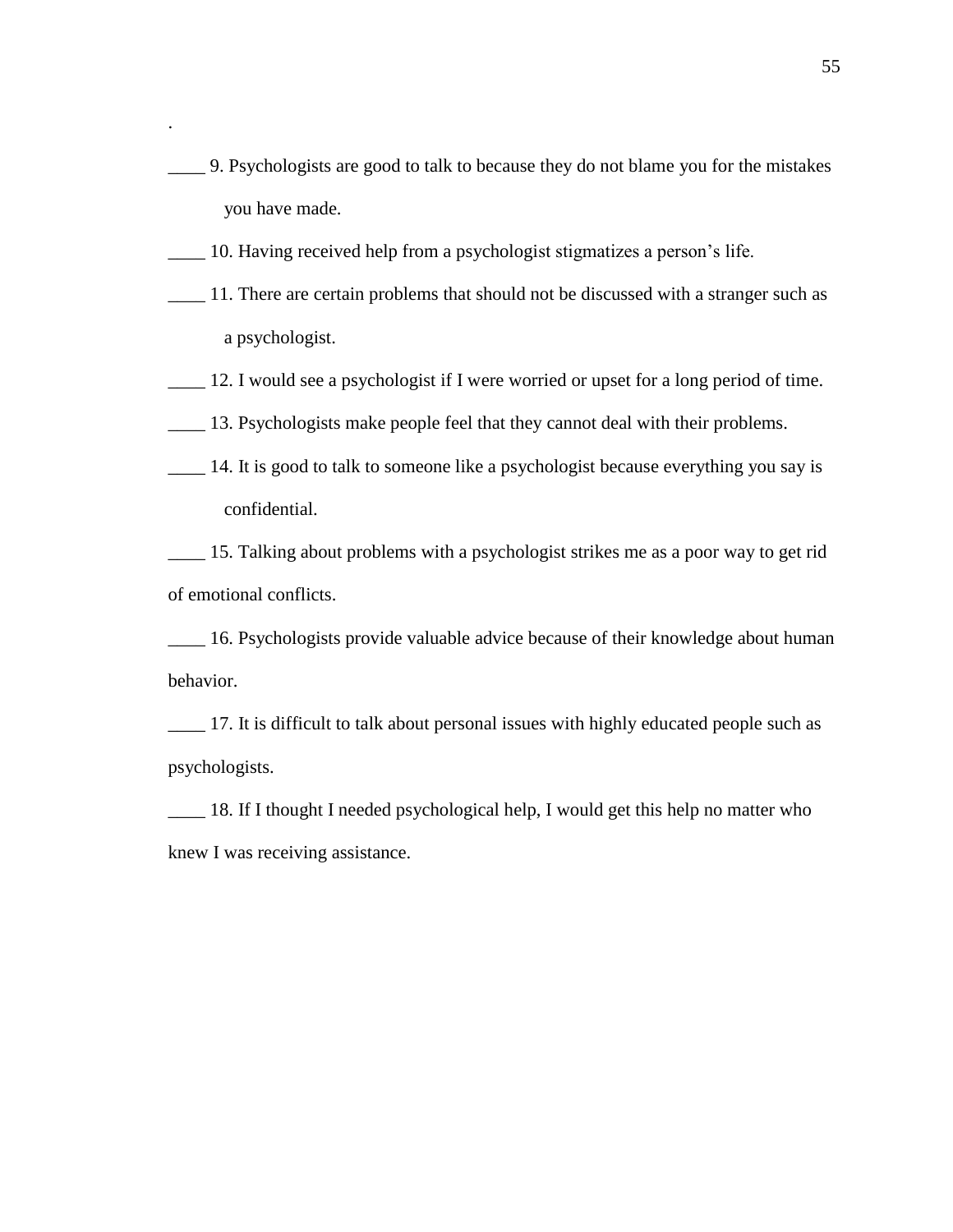.

____ 9. Psychologists are good to talk to because they do not blame you for the mistakes you have made.

____ 10. Having received help from a psychologist stigmatizes a person's life.

____ 11. There are certain problems that should not be discussed with a stranger such as a psychologist.

____ 12. I would see a psychologist if I were worried or upset for a long period of time.

____ 13. Psychologists make people feel that they cannot deal with their problems.

____ 14. It is good to talk to someone like a psychologist because everything you say is confidential.

____ 15. Talking about problems with a psychologist strikes me as a poor way to get rid of emotional conflicts.

____ 16. Psychologists provide valuable advice because of their knowledge about human behavior.

____ 17. It is difficult to talk about personal issues with highly educated people such as psychologists.

____ 18. If I thought I needed psychological help, I would get this help no matter who knew I was receiving assistance.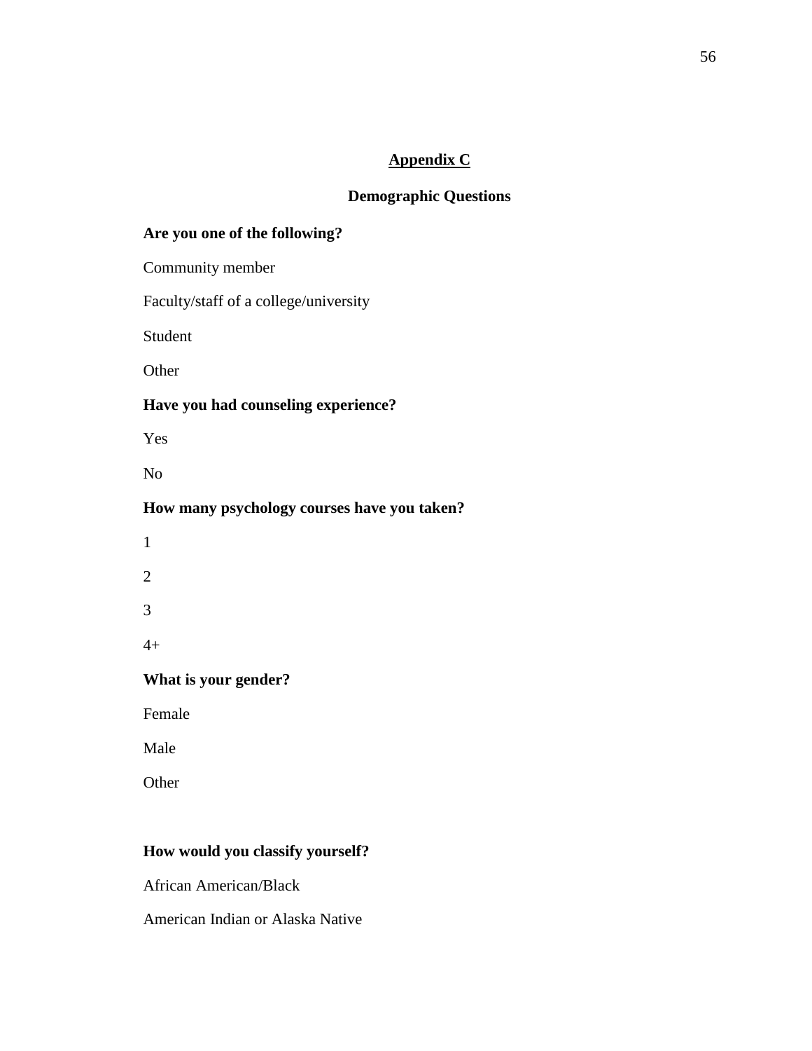## Appendix C

### Demographic Questions

**Are you one of the following?**

Community member

Faculty/staff of a college/university

Student

Other

**Have you had counseling experience?**

Yes

No

**How many psychology courses have you taken?**

1

2

3

4+

**What is your gender?**

Female

Male

Other

**How would you classify yourself?**

African American/Black

American Indian or Alaska Native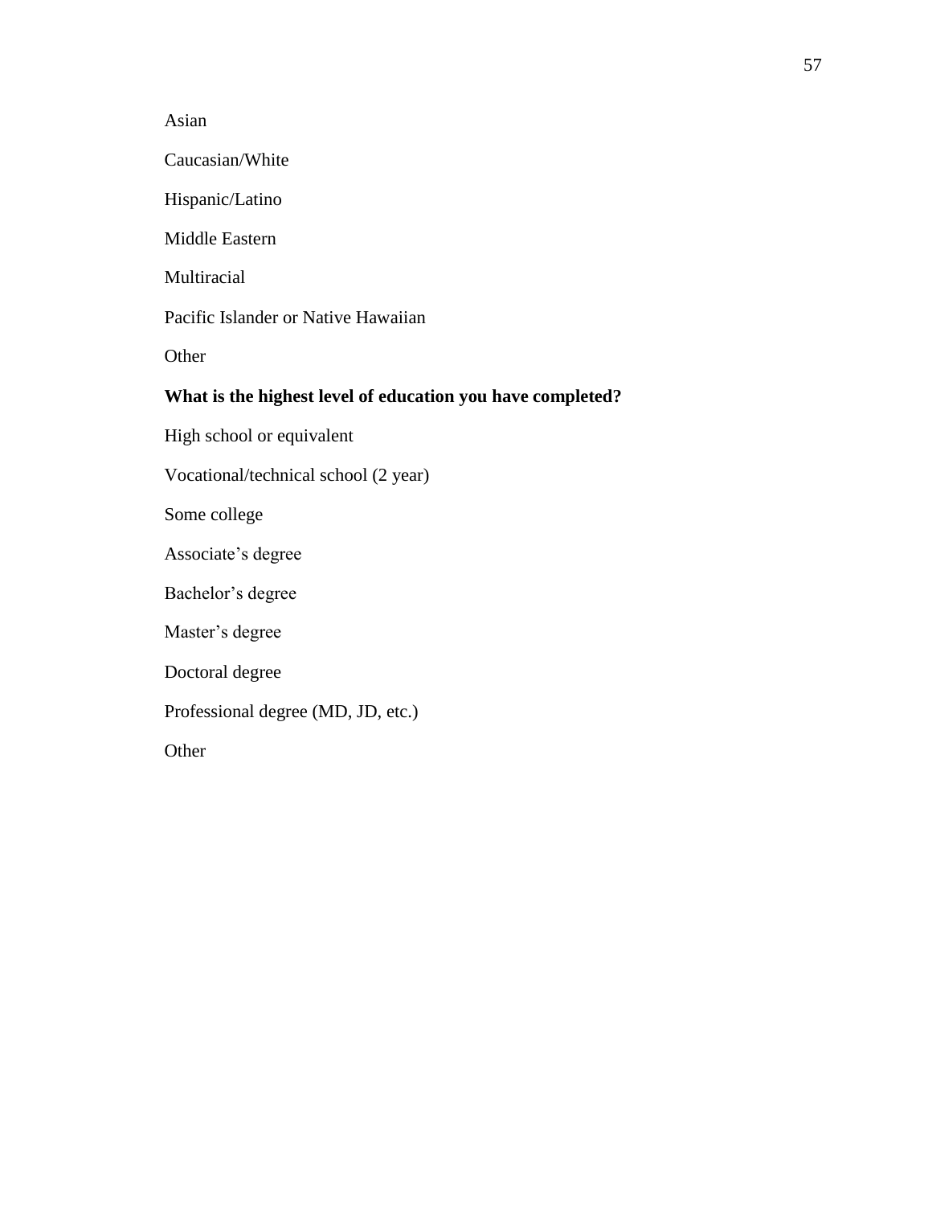Asian

Caucasian/White

Hispanic/Latino

Middle Eastern

Multiracial

Pacific Islander or Native Hawaiian

Other

**What is the highest level of education you have completed?**

High school or equivalent

Vocational/technical school (2 year)

Some college

Associate’s degree

Bachelor’s degree

Master’s degree

Doctoral degree

Professional degree (MD, JD, etc.)

Other